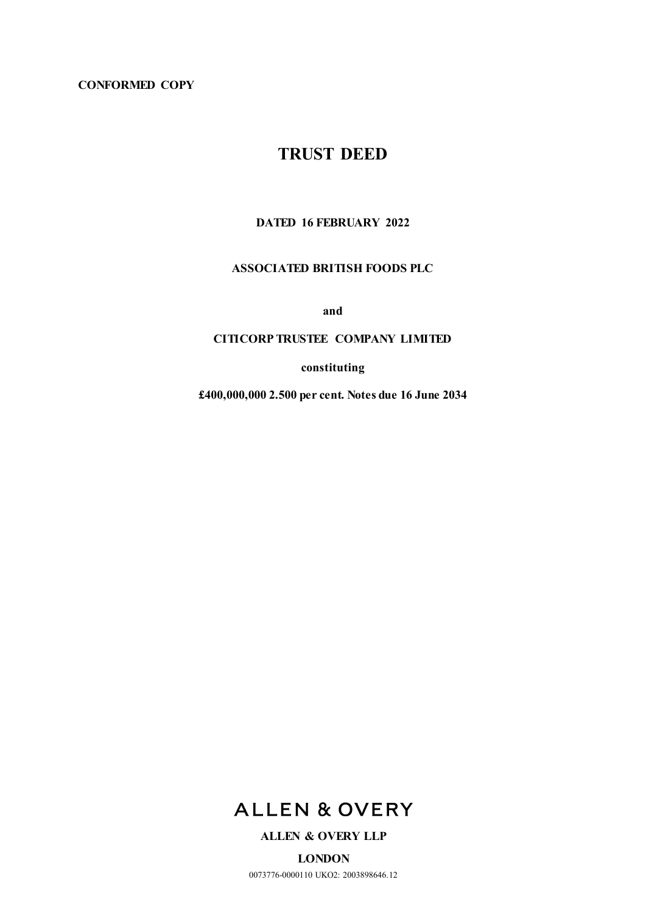**CONFORMED COPY**

# TRUST DEED

**DATED 16 FEBRUARY 2022**

**ASSOCIATED BRITISH FOODS PLC**

**and**

**CITICORP TRUSTEE COMPANY LIMITED**

**constituting**

**£400,000,000 2.500 per cent. Notes due 16 June 2034**

ALLEN & OVERY

**ALLEN & OVERY LLP**

**LONDON**

0073776-0000110 UKO2: 2003898646.12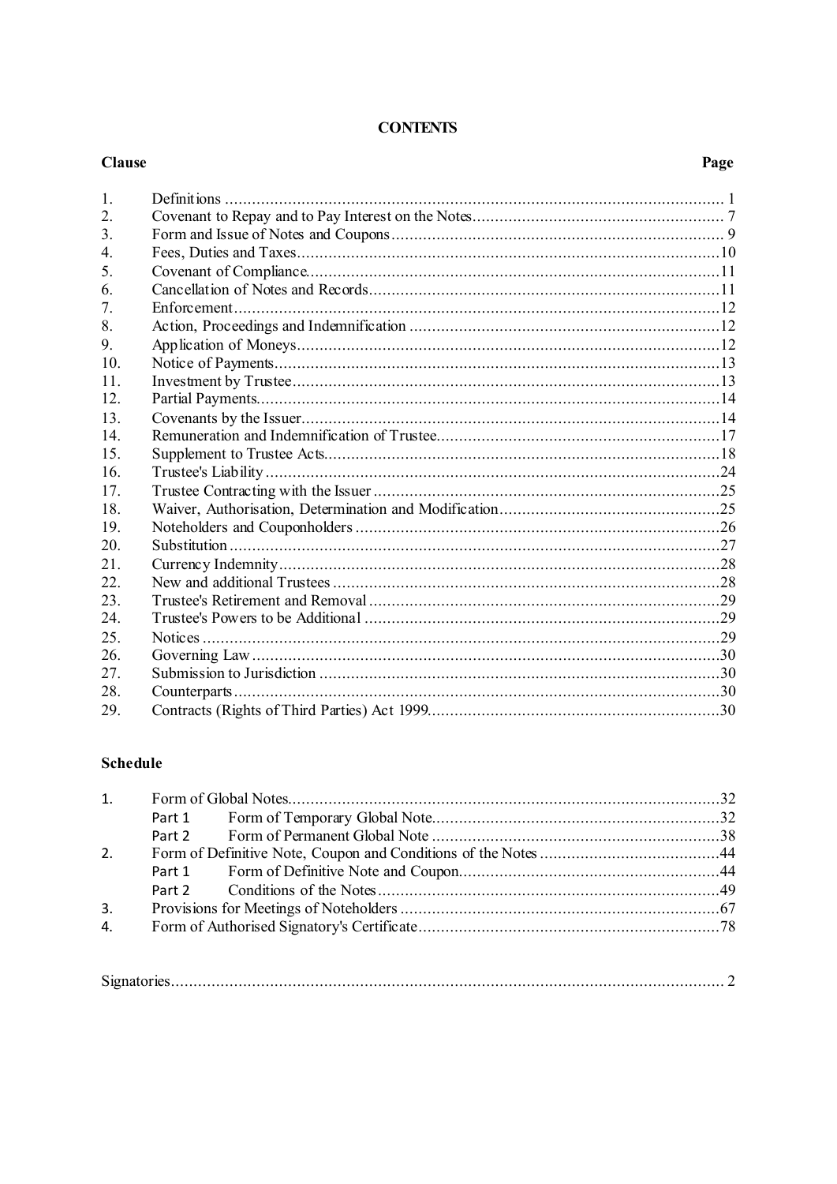# CONTENTS

| Clause | | Page |
|---|---|---|
| 1. | Definitions | 1 |
| 2. | Covenant to Repay and to Pay Interest on the Notes | 7 |
| 3. | Form and Issue of Notes and Coupons | 9 |
| 4. | Fees, Duties and Taxes | 10 |
| 5. | Covenant of Compliance | 11 |
| 6. | Cancellation of Notes and Records | 11 |
| 7. | Enforcement | 12 |
| 8. | Action, Proceedings and Indemnification | 12 |
| 9. | Application of Moneys | 12 |
| 10. | Notice of Payments | 13 |
| 11. | Investment by Trustee | 13 |
| 12. | Partial Payments | 14 |
| 13. | Covenants by the Issuer | 14 |
| 14. | Remuneration and Indemnification of Trustee | 17 |
| 15. | Supplement to Trustee Acts | 18 |
| 16. | Trustee's Liability | 24 |
| 17. | Trustee Contracting with the Issuer | 25 |
| 18. | Waiver, Authorisation, Determination and Modification | 25 |
| 19. | Noteholders and Couponholders | 26 |
| 20. | Substitution | 27 |
| 21. | Currency Indemnity | 28 |
| 22. | New and additional Trustees | 28 |
| 23. | Trustee's Retirement and Removal | 29 |
| 24. | Trustee's Powers to be Additional | 29 |
| 25. | Notices | 29 |
| 26. | Governing Law | 30 |
| 27. | Submission to Jurisdiction | 30 |
| 28. | Counterparts | 30 |
| 29. | Contracts (Rights of Third Parties) Act 1999 | 30 |

## Schedule

| | | | Page |
|---|---|---|---|
| 1. | Form of Global Notes | | 32 |
| | Part 1 | Form of Temporary Global Note | 32 |
| | Part 2 | Form of Permanent Global Note | 38 |
| 2. | Form of Definitive Note, Coupon and Conditions of the Notes | | 44 |
| | Part 1 | Form of Definitive Note and Coupon | 44 |
| | Part 2 | Conditions of the Notes | 49 |
| 3. | Provisions for Meetings of Noteholders | | 67 |
| 4. | Form of Authorised Signatory's Certificate | | 78 |

Signatories .......... 2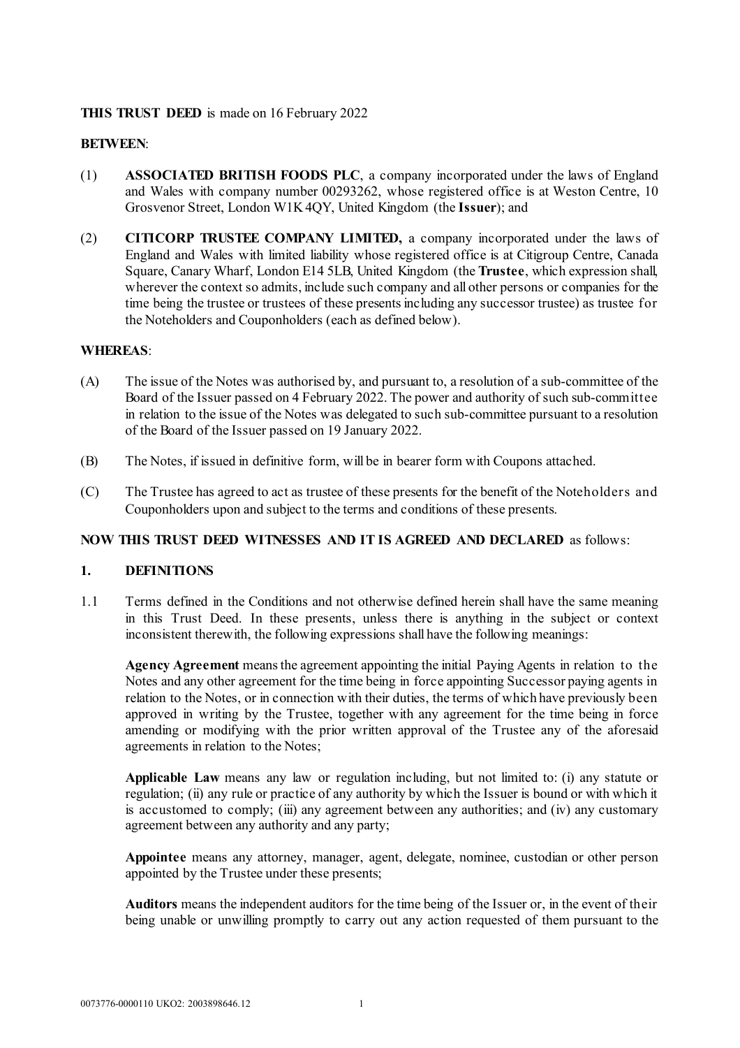**THIS TRUST DEED** is made on 16 February 2022

**BETWEEN**:

(1) **ASSOCIATED BRITISH FOODS PLC**, a company incorporated under the laws of England and Wales with company number 00293262, whose registered office is at Weston Centre, 10 Grosvenor Street, London W1K 4QY, United Kingdom (the **Issuer**); and

(2) **CITICORP TRUSTEE COMPANY LIMITED,** a company incorporated under the laws of England and Wales with limited liability whose registered office is at Citigroup Centre, Canada Square, Canary Wharf, London E14 5LB, United Kingdom (the **Trustee**, which expression shall, wherever the context so admits, include such company and all other persons or companies for the time being the trustee or trustees of these presents including any successor trustee) as trustee for the Noteholders and Couponholders (each as defined below).

**WHEREAS**:

(A) The issue of the Notes was authorised by, and pursuant to, a resolution of a sub-committee of the Board of the Issuer passed on 4 February 2022. The power and authority of such sub-committee in relation to the issue of the Notes was delegated to such sub-committee pursuant to a resolution of the Board of the Issuer passed on 19 January 2022.

(B) The Notes, if issued in definitive form, will be in bearer form with Coupons attached.

(C) The Trustee has agreed to act as trustee of these presents for the benefit of the Noteholders and Couponholders upon and subject to the terms and conditions of these presents.

**NOW THIS TRUST DEED WITNESSES AND IT IS AGREED AND DECLARED** as follows:

## 1. DEFINITIONS

1.1 Terms defined in the Conditions and not otherwise defined herein shall have the same meaning in this Trust Deed. In these presents, unless there is anything in the subject or context inconsistent therewith, the following expressions shall have the following meanings:

**Agency Agreement** means the agreement appointing the initial Paying Agents in relation to the Notes and any other agreement for the time being in force appointing Successor paying agents in relation to the Notes, or in connection with their duties, the terms of which have previously been approved in writing by the Trustee, together with any agreement for the time being in force amending or modifying with the prior written approval of the Trustee any of the aforesaid agreements in relation to the Notes;

**Applicable Law** means any law or regulation including, but not limited to: (i) any statute or regulation; (ii) any rule or practice of any authority by which the Issuer is bound or with which it is accustomed to comply; (iii) any agreement between any authorities; and (iv) any customary agreement between any authority and any party;

**Appointee** means any attorney, manager, agent, delegate, nominee, custodian or other person appointed by the Trustee under these presents;

**Auditors** means the independent auditors for the time being of the Issuer or, in the event of their being unable or unwilling promptly to carry out any action requested of them pursuant to the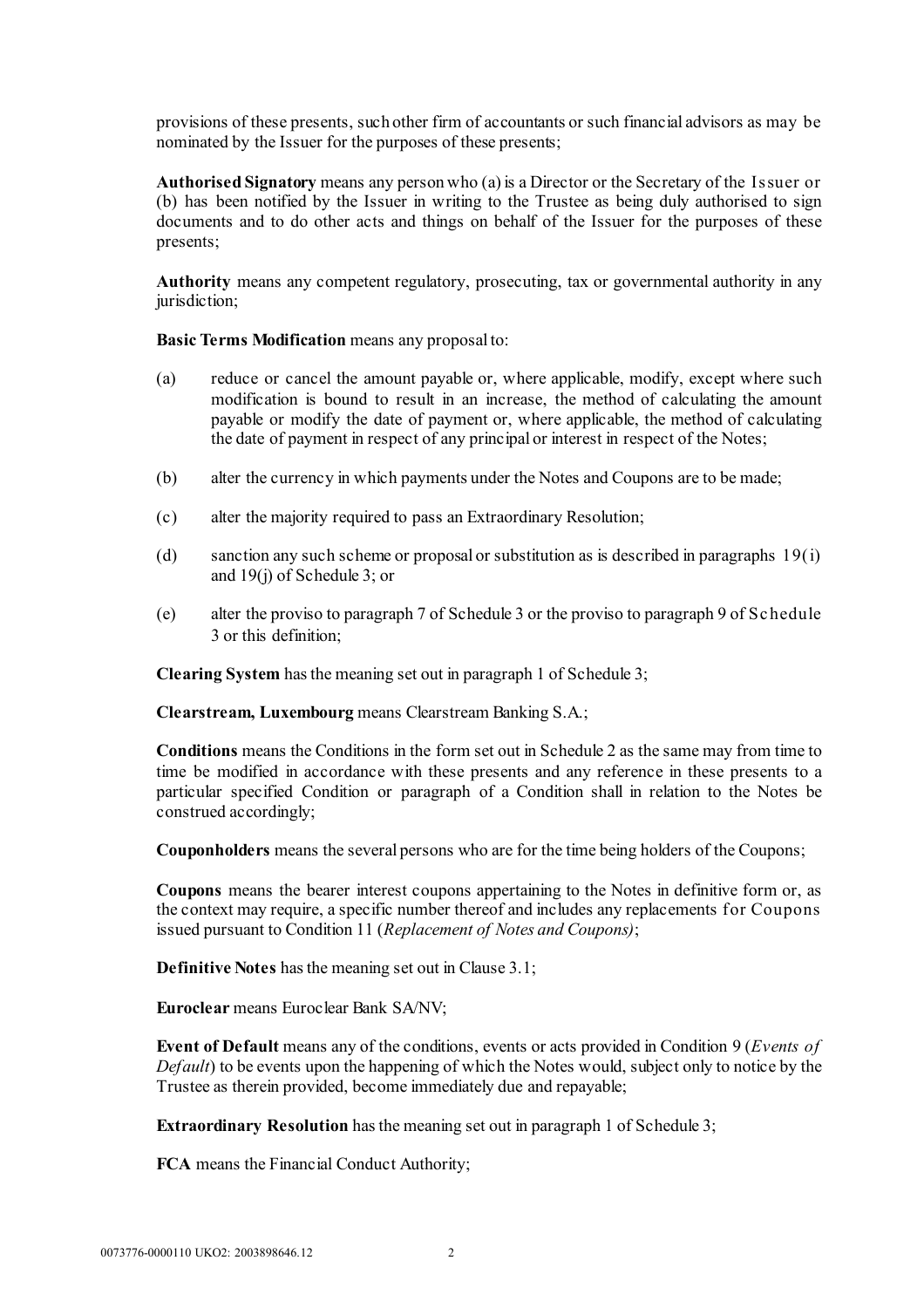provisions of these presents, such other firm of accountants or such financial advisors as may be nominated by the Issuer for the purposes of these presents;

**Authorised Signatory** means any person who (a) is a Director or the Secretary of the Issuer or (b) has been notified by the Issuer in writing to the Trustee as being duly authorised to sign documents and to do other acts and things on behalf of the Issuer for the purposes of these presents;

**Authority** means any competent regulatory, prosecuting, tax or governmental authority in any jurisdiction;

**Basic Terms Modification** means any proposal to:

(a) reduce or cancel the amount payable or, where applicable, modify, except where such modification is bound to result in an increase, the method of calculating the amount payable or modify the date of payment or, where applicable, the method of calculating the date of payment in respect of any principal or interest in respect of the Notes;

(b) alter the currency in which payments under the Notes and Coupons are to be made;

(c) alter the majority required to pass an Extraordinary Resolution;

(d) sanction any such scheme or proposal or substitution as is described in paragraphs 19(i) and 19(j) of Schedule 3; or

(e) alter the proviso to paragraph 7 of Schedule 3 or the proviso to paragraph 9 of Schedule 3 or this definition;

**Clearing System** has the meaning set out in paragraph 1 of Schedule 3;

**Clearstream, Luxembourg** means Clearstream Banking S.A.;

**Conditions** means the Conditions in the form set out in Schedule 2 as the same may from time to time be modified in accordance with these presents and any reference in these presents to a particular specified Condition or paragraph of a Condition shall in relation to the Notes be construed accordingly;

**Couponholders** means the several persons who are for the time being holders of the Coupons;

**Coupons** means the bearer interest coupons appertaining to the Notes in definitive form or, as the context may require, a specific number thereof and includes any replacements for Coupons issued pursuant to Condition 11 (*Replacement of Notes and Coupons)*;

**Definitive Notes** has the meaning set out in Clause 3.1;

**Euroclear** means Euroclear Bank SA/NV;

**Event of Default** means any of the conditions, events or acts provided in Condition 9 (*Events of Default*) to be events upon the happening of which the Notes would, subject only to notice by the Trustee as therein provided, become immediately due and repayable;

**Extraordinary Resolution** has the meaning set out in paragraph 1 of Schedule 3;

**FCA** means the Financial Conduct Authority;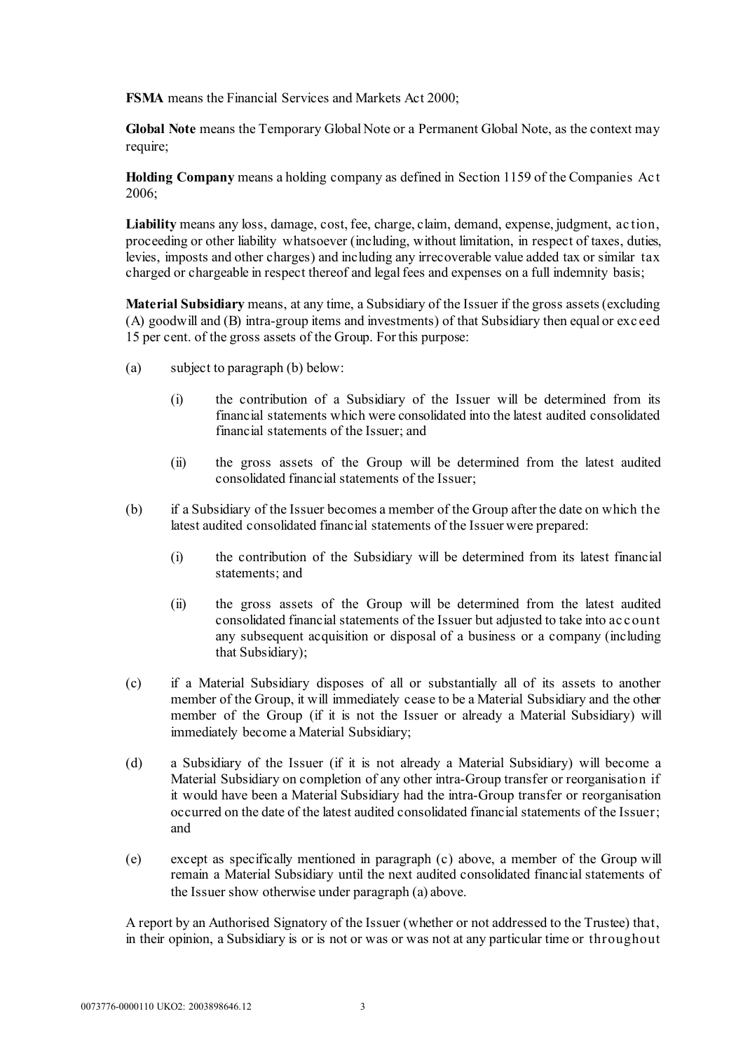**FSMA** means the Financial Services and Markets Act 2000;

**Global Note** means the Temporary Global Note or a Permanent Global Note, as the context may require;

**Holding Company** means a holding company as defined in Section 1159 of the Companies Act 2006;

**Liability** means any loss, damage, cost, fee, charge, claim, demand, expense, judgment, action, proceeding or other liability whatsoever (including, without limitation, in respect of taxes, duties, levies, imposts and other charges) and including any irrecoverable value added tax or similar tax charged or chargeable in respect thereof and legal fees and expenses on a full indemnity basis;

**Material Subsidiary** means, at any time, a Subsidiary of the Issuer if the gross assets (excluding (A) goodwill and (B) intra-group items and investments) of that Subsidiary then equal or exceed 15 per cent. of the gross assets of the Group. For this purpose:

(a) subject to paragraph (b) below:

  (i) the contribution of a Subsidiary of the Issuer will be determined from its financial statements which were consolidated into the latest audited consolidated financial statements of the Issuer; and

  (ii) the gross assets of the Group will be determined from the latest audited consolidated financial statements of the Issuer;

(b) if a Subsidiary of the Issuer becomes a member of the Group after the date on which the latest audited consolidated financial statements of the Issuer were prepared:

  (i) the contribution of the Subsidiary will be determined from its latest financial statements; and

  (ii) the gross assets of the Group will be determined from the latest audited consolidated financial statements of the Issuer but adjusted to take into account any subsequent acquisition or disposal of a business or a company (including that Subsidiary);

(c) if a Material Subsidiary disposes of all or substantially all of its assets to another member of the Group, it will immediately cease to be a Material Subsidiary and the other member of the Group (if it is not the Issuer or already a Material Subsidiary) will immediately become a Material Subsidiary;

(d) a Subsidiary of the Issuer (if it is not already a Material Subsidiary) will become a Material Subsidiary on completion of any other intra-Group transfer or reorganisation if it would have been a Material Subsidiary had the intra-Group transfer or reorganisation occurred on the date of the latest audited consolidated financial statements of the Issuer; and

(e) except as specifically mentioned in paragraph (c) above, a member of the Group will remain a Material Subsidiary until the next audited consolidated financial statements of the Issuer show otherwise under paragraph (a) above.

A report by an Authorised Signatory of the Issuer (whether or not addressed to the Trustee) that, in their opinion, a Subsidiary is or is not or was or was not at any particular time or throughout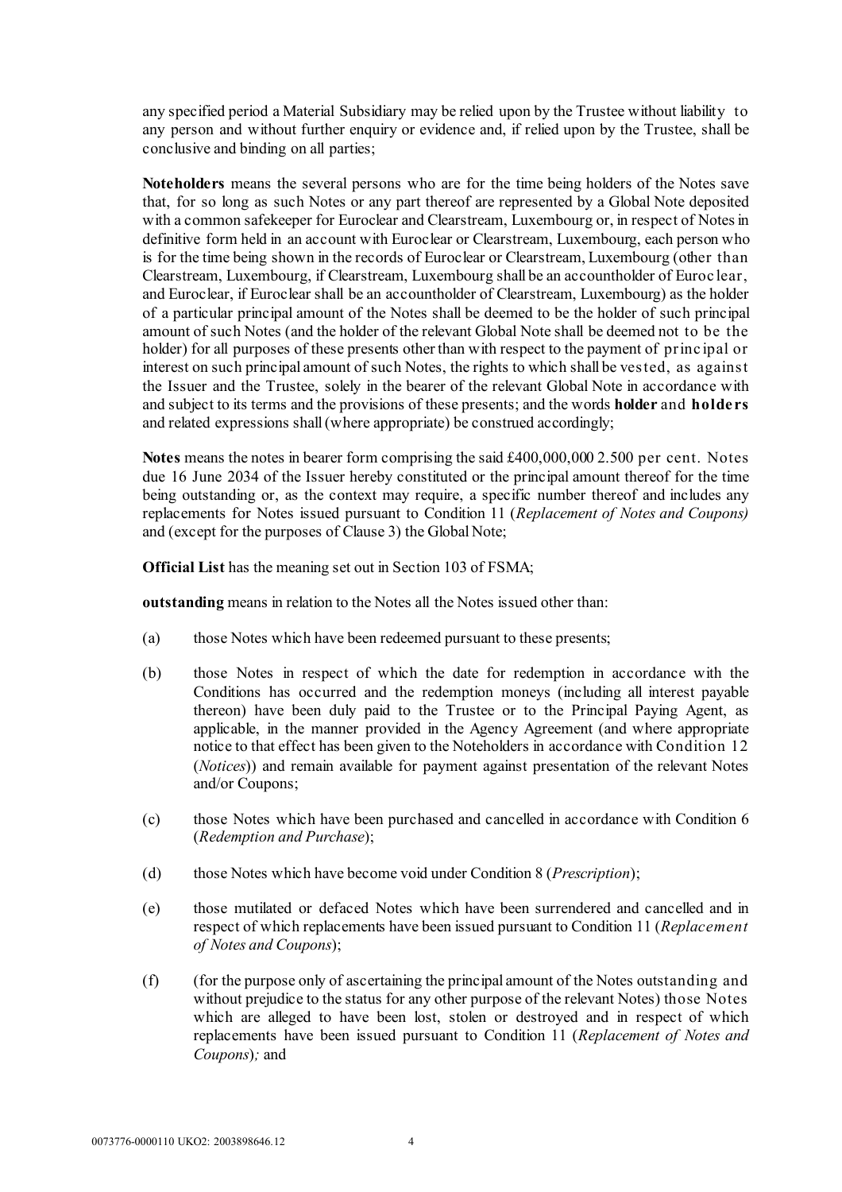any specified period a Material Subsidiary may be relied upon by the Trustee without liability to any person and without further enquiry or evidence and, if relied upon by the Trustee, shall be conclusive and binding on all parties;

**Noteholders** means the several persons who are for the time being holders of the Notes save that, for so long as such Notes or any part thereof are represented by a Global Note deposited with a common safekeeper for Euroclear and Clearstream, Luxembourg or, in respect of Notes in definitive form held in an account with Euroclear or Clearstream, Luxembourg, each person who is for the time being shown in the records of Euroclear or Clearstream, Luxembourg (other than Clearstream, Luxembourg, if Clearstream, Luxembourg shall be an accountholder of Euroclear, and Euroclear, if Euroclear shall be an accountholder of Clearstream, Luxembourg) as the holder of a particular principal amount of the Notes shall be deemed to be the holder of such principal amount of such Notes (and the holder of the relevant Global Note shall be deemed not to be the holder) for all purposes of these presents other than with respect to the payment of principal or interest on such principal amount of such Notes, the rights to which shall be vested, as against the Issuer and the Trustee, solely in the bearer of the relevant Global Note in accordance with and subject to its terms and the provisions of these presents; and the words **holder** and **holders** and related expressions shall (where appropriate) be construed accordingly;

**Notes** means the notes in bearer form comprising the said £400,000,000 2.500 per cent. Notes due 16 June 2034 of the Issuer hereby constituted or the principal amount thereof for the time being outstanding or, as the context may require, a specific number thereof and includes any replacements for Notes issued pursuant to Condition 11 (*Replacement of Notes and Coupons)* and (except for the purposes of Clause 3) the Global Note;

**Official List** has the meaning set out in Section 103 of FSMA;

**outstanding** means in relation to the Notes all the Notes issued other than:

(a) those Notes which have been redeemed pursuant to these presents;

(b) those Notes in respect of which the date for redemption in accordance with the Conditions has occurred and the redemption moneys (including all interest payable thereon) have been duly paid to the Trustee or to the Principal Paying Agent, as applicable, in the manner provided in the Agency Agreement (and where appropriate notice to that effect has been given to the Noteholders in accordance with Condition 12 (*Notices*)) and remain available for payment against presentation of the relevant Notes and/or Coupons;

(c) those Notes which have been purchased and cancelled in accordance with Condition 6 (*Redemption and Purchase*);

(d) those Notes which have become void under Condition 8 (*Prescription*);

(e) those mutilated or defaced Notes which have been surrendered and cancelled and in respect of which replacements have been issued pursuant to Condition 11 (*Replacement of Notes and Coupons*);

(f) (for the purpose only of ascertaining the principal amount of the Notes outstanding and without prejudice to the status for any other purpose of the relevant Notes) those Notes which are alleged to have been lost, stolen or destroyed and in respect of which replacements have been issued pursuant to Condition 11 (*Replacement of Notes and Coupons*)*;* and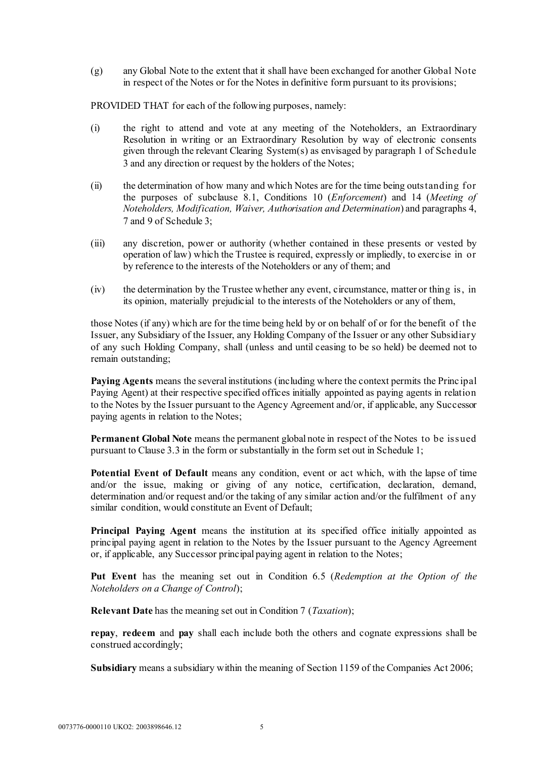(g) any Global Note to the extent that it shall have been exchanged for another Global Note in respect of the Notes or for the Notes in definitive form pursuant to its provisions;

PROVIDED THAT for each of the following purposes, namely:

(i) the right to attend and vote at any meeting of the Noteholders, an Extraordinary Resolution in writing or an Extraordinary Resolution by way of electronic consents given through the relevant Clearing System(s) as envisaged by paragraph 1 of Schedule 3 and any direction or request by the holders of the Notes;

(ii) the determination of how many and which Notes are for the time being outstanding for the purposes of subclause 8.1, Conditions 10 (*Enforcement*) and 14 (*Meeting of Noteholders, Modification, Waiver, Authorisation and Determination*) and paragraphs 4, 7 and 9 of Schedule 3;

(iii) any discretion, power or authority (whether contained in these presents or vested by operation of law) which the Trustee is required, expressly or impliedly, to exercise in or by reference to the interests of the Noteholders or any of them; and

(iv) the determination by the Trustee whether any event, circumstance, matter or thing is, in its opinion, materially prejudicial to the interests of the Noteholders or any of them,

those Notes (if any) which are for the time being held by or on behalf of or for the benefit of the Issuer, any Subsidiary of the Issuer, any Holding Company of the Issuer or any other Subsidiary of any such Holding Company, shall (unless and until ceasing to be so held) be deemed not to remain outstanding;

**Paying Agents** means the several institutions (including where the context permits the Principal Paying Agent) at their respective specified offices initially appointed as paying agents in relation to the Notes by the Issuer pursuant to the Agency Agreement and/or, if applicable, any Successor paying agents in relation to the Notes;

**Permanent Global Note** means the permanent global note in respect of the Notes to be issued pursuant to Clause 3.3 in the form or substantially in the form set out in Schedule 1;

**Potential Event of Default** means any condition, event or act which, with the lapse of time and/or the issue, making or giving of any notice, certification, declaration, demand, determination and/or request and/or the taking of any similar action and/or the fulfilment of any similar condition, would constitute an Event of Default;

**Principal Paying Agent** means the institution at its specified office initially appointed as principal paying agent in relation to the Notes by the Issuer pursuant to the Agency Agreement or, if applicable, any Successor principal paying agent in relation to the Notes;

**Put Event** has the meaning set out in Condition 6.5 (*Redemption at the Option of the Noteholders on a Change of Control*);

**Relevant Date** has the meaning set out in Condition 7 (*Taxation*);

**repay**, **redeem** and **pay** shall each include both the others and cognate expressions shall be construed accordingly;

**Subsidiary** means a subsidiary within the meaning of Section 1159 of the Companies Act 2006;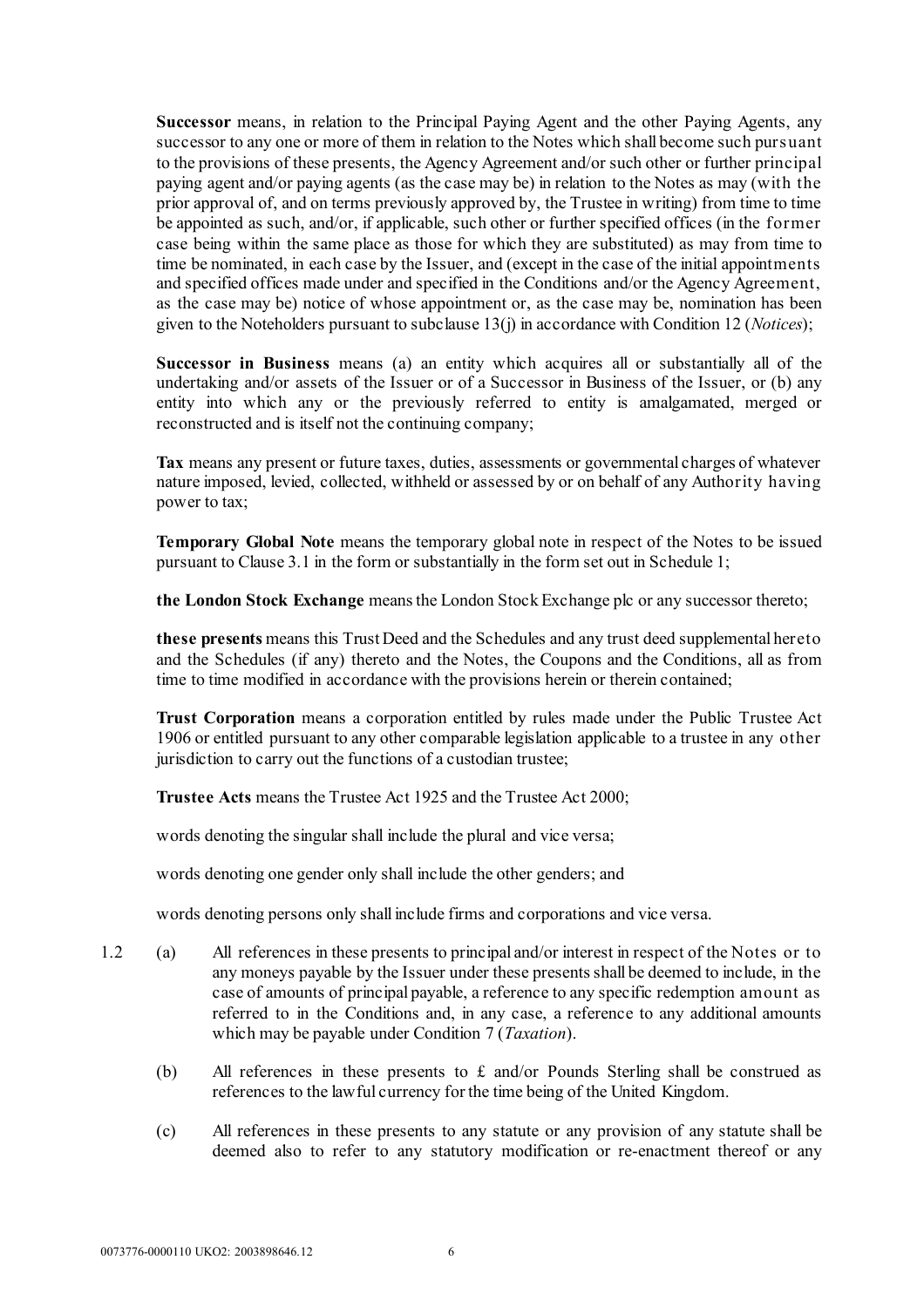**Successor** means, in relation to the Principal Paying Agent and the other Paying Agents, any successor to any one or more of them in relation to the Notes which shall become such pursuant to the provisions of these presents, the Agency Agreement and/or such other or further principal paying agent and/or paying agents (as the case may be) in relation to the Notes as may (with the prior approval of, and on terms previously approved by, the Trustee in writing) from time to time be appointed as such, and/or, if applicable, such other or further specified offices (in the former case being within the same place as those for which they are substituted) as may from time to time be nominated, in each case by the Issuer, and (except in the case of the initial appointments and specified offices made under and specified in the Conditions and/or the Agency Agreement, as the case may be) notice of whose appointment or, as the case may be, nomination has been given to the Noteholders pursuant to subclause 13(j) in accordance with Condition 12 (*Notices*);

**Successor in Business** means (a) an entity which acquires all or substantially all of the undertaking and/or assets of the Issuer or of a Successor in Business of the Issuer, or (b) any entity into which any or the previously referred to entity is amalgamated, merged or reconstructed and is itself not the continuing company;

**Tax** means any present or future taxes, duties, assessments or governmental charges of whatever nature imposed, levied, collected, withheld or assessed by or on behalf of any Authority having power to tax;

**Temporary Global Note** means the temporary global note in respect of the Notes to be issued pursuant to Clause 3.1 in the form or substantially in the form set out in Schedule 1;

**the London Stock Exchange** means the London Stock Exchange plc or any successor thereto;

**these presents** means this Trust Deed and the Schedules and any trust deed supplemental hereto and the Schedules (if any) thereto and the Notes, the Coupons and the Conditions, all as from time to time modified in accordance with the provisions herein or therein contained;

**Trust Corporation** means a corporation entitled by rules made under the Public Trustee Act 1906 or entitled pursuant to any other comparable legislation applicable to a trustee in any other jurisdiction to carry out the functions of a custodian trustee;

**Trustee Acts** means the Trustee Act 1925 and the Trustee Act 2000;

words denoting the singular shall include the plural and vice versa;

words denoting one gender only shall include the other genders; and

words denoting persons only shall include firms and corporations and vice versa.

1.2 (a) All references in these presents to principal and/or interest in respect of the Notes or to any moneys payable by the Issuer under these presents shall be deemed to include, in the case of amounts of principal payable, a reference to any specific redemption amount as referred to in the Conditions and, in any case, a reference to any additional amounts which may be payable under Condition 7 (*Taxation*).

(b) All references in these presents to £ and/or Pounds Sterling shall be construed as references to the lawful currency for the time being of the United Kingdom.

(c) All references in these presents to any statute or any provision of any statute shall be deemed also to refer to any statutory modification or re-enactment thereof or any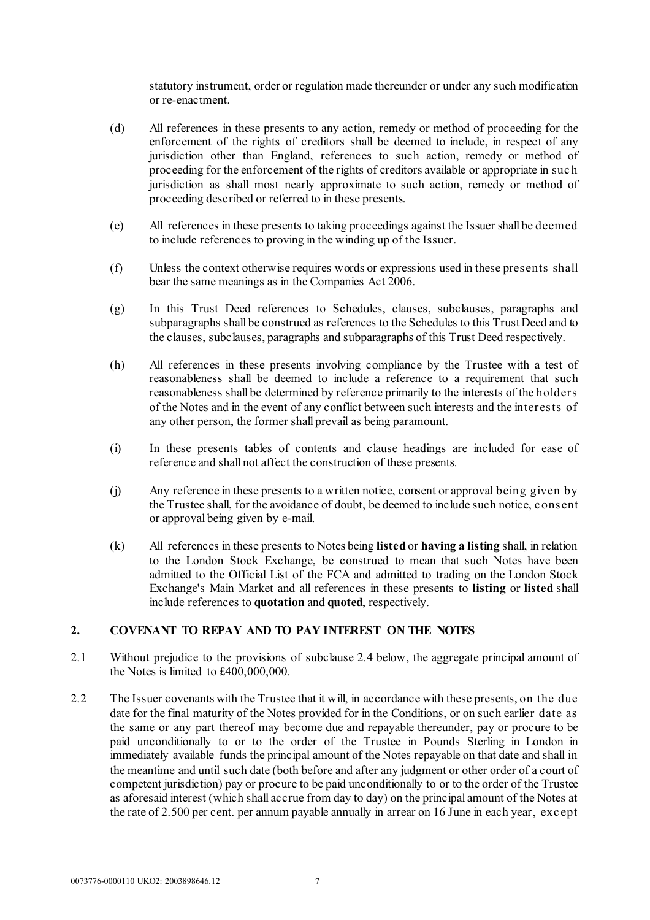statutory instrument, order or regulation made thereunder or under any such modification or re-enactment.

(d) All references in these presents to any action, remedy or method of proceeding for the enforcement of the rights of creditors shall be deemed to include, in respect of any jurisdiction other than England, references to such action, remedy or method of proceeding for the enforcement of the rights of creditors available or appropriate in such jurisdiction as shall most nearly approximate to such action, remedy or method of proceeding described or referred to in these presents.

(e) All references in these presents to taking proceedings against the Issuer shall be deemed to include references to proving in the winding up of the Issuer.

(f) Unless the context otherwise requires words or expressions used in these presents shall bear the same meanings as in the Companies Act 2006.

(g) In this Trust Deed references to Schedules, clauses, subclauses, paragraphs and subparagraphs shall be construed as references to the Schedules to this Trust Deed and to the clauses, subclauses, paragraphs and subparagraphs of this Trust Deed respectively.

(h) All references in these presents involving compliance by the Trustee with a test of reasonableness shall be deemed to include a reference to a requirement that such reasonableness shall be determined by reference primarily to the interests of the holders of the Notes and in the event of any conflict between such interests and the interests of any other person, the former shall prevail as being paramount.

(i) In these presents tables of contents and clause headings are included for ease of reference and shall not affect the construction of these presents.

(j) Any reference in these presents to a written notice, consent or approval being given by the Trustee shall, for the avoidance of doubt, be deemed to include such notice, consent or approval being given by e-mail.

(k) All references in these presents to Notes being **listed** or **having a listing** shall, in relation to the London Stock Exchange, be construed to mean that such Notes have been admitted to the Official List of the FCA and admitted to trading on the London Stock Exchange's Main Market and all references in these presents to **listing** or **listed** shall include references to **quotation** and **quoted**, respectively.

## 2. COVENANT TO REPAY AND TO PAY INTEREST ON THE NOTES

2.1 Without prejudice to the provisions of subclause 2.4 below, the aggregate principal amount of the Notes is limited to £400,000,000.

2.2 The Issuer covenants with the Trustee that it will, in accordance with these presents, on the due date for the final maturity of the Notes provided for in the Conditions, or on such earlier date as the same or any part thereof may become due and repayable thereunder, pay or procure to be paid unconditionally to or to the order of the Trustee in Pounds Sterling in London in immediately available funds the principal amount of the Notes repayable on that date and shall in the meantime and until such date (both before and after any judgment or other order of a court of competent jurisdiction) pay or procure to be paid unconditionally to or to the order of the Trustee as aforesaid interest (which shall accrue from day to day) on the principal amount of the Notes at the rate of 2.500 per cent. per annum payable annually in arrear on 16 June in each year, except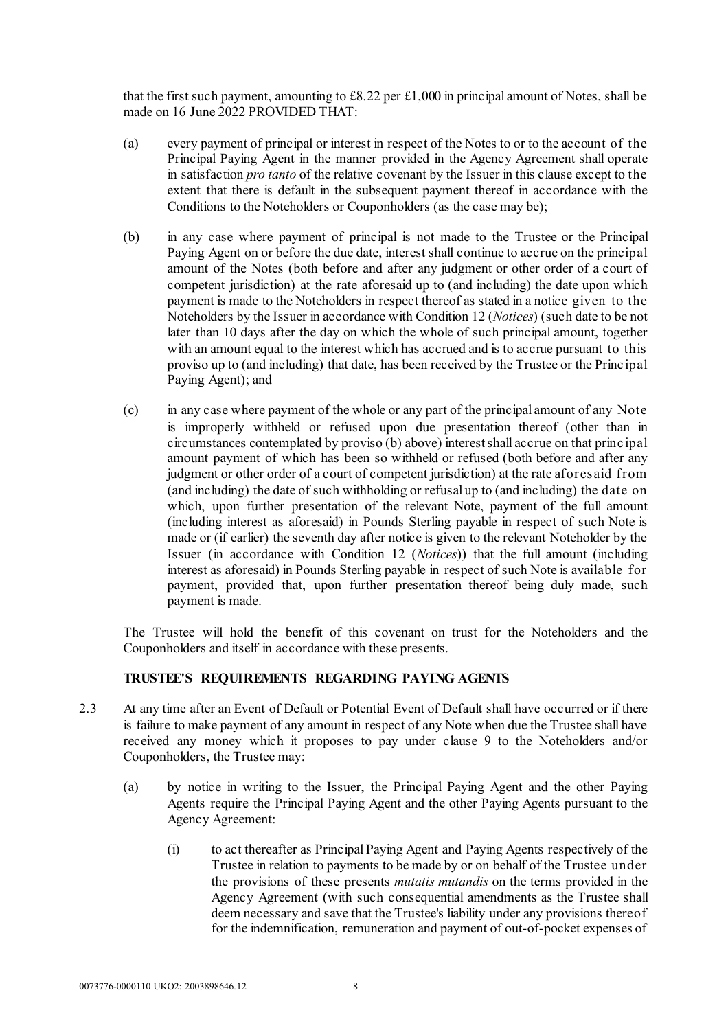that the first such payment, amounting to £8.22 per £1,000 in principal amount of Notes, shall be made on 16 June 2022 PROVIDED THAT:

(a) every payment of principal or interest in respect of the Notes to or to the account of the Principal Paying Agent in the manner provided in the Agency Agreement shall operate in satisfaction *pro tanto* of the relative covenant by the Issuer in this clause except to the extent that there is default in the subsequent payment thereof in accordance with the Conditions to the Noteholders or Couponholders (as the case may be);

(b) in any case where payment of principal is not made to the Trustee or the Principal Paying Agent on or before the due date, interest shall continue to accrue on the principal amount of the Notes (both before and after any judgment or other order of a court of competent jurisdiction) at the rate aforesaid up to (and including) the date upon which payment is made to the Noteholders in respect thereof as stated in a notice given to the Noteholders by the Issuer in accordance with Condition 12 (*Notices*) (such date to be not later than 10 days after the day on which the whole of such principal amount, together with an amount equal to the interest which has accrued and is to accrue pursuant to this proviso up to (and including) that date, has been received by the Trustee or the Principal Paying Agent); and

(c) in any case where payment of the whole or any part of the principal amount of any Note is improperly withheld or refused upon due presentation thereof (other than in circumstances contemplated by proviso (b) above) interest shall accrue on that principal amount payment of which has been so withheld or refused (both before and after any judgment or other order of a court of competent jurisdiction) at the rate aforesaid from (and including) the date of such withholding or refusal up to (and including) the date on which, upon further presentation of the relevant Note, payment of the full amount (including interest as aforesaid) in Pounds Sterling payable in respect of such Note is made or (if earlier) the seventh day after notice is given to the relevant Noteholder by the Issuer (in accordance with Condition 12 (*Notices*)) that the full amount (including interest as aforesaid) in Pounds Sterling payable in respect of such Note is available for payment, provided that, upon further presentation thereof being duly made, such payment is made.

The Trustee will hold the benefit of this covenant on trust for the Noteholders and the Couponholders and itself in accordance with these presents.

**TRUSTEE'S REQUIREMENTS REGARDING PAYING AGENTS**

2.3 At any time after an Event of Default or Potential Event of Default shall have occurred or if there is failure to make payment of any amount in respect of any Note when due the Trustee shall have received any money which it proposes to pay under clause 9 to the Noteholders and/or Couponholders, the Trustee may:

(a) by notice in writing to the Issuer, the Principal Paying Agent and the other Paying Agents require the Principal Paying Agent and the other Paying Agents pursuant to the Agency Agreement:

(i) to act thereafter as Principal Paying Agent and Paying Agents respectively of the Trustee in relation to payments to be made by or on behalf of the Trustee under the provisions of these presents *mutatis mutandis* on the terms provided in the Agency Agreement (with such consequential amendments as the Trustee shall deem necessary and save that the Trustee's liability under any provisions thereof for the indemnification, remuneration and payment of out-of-pocket expenses of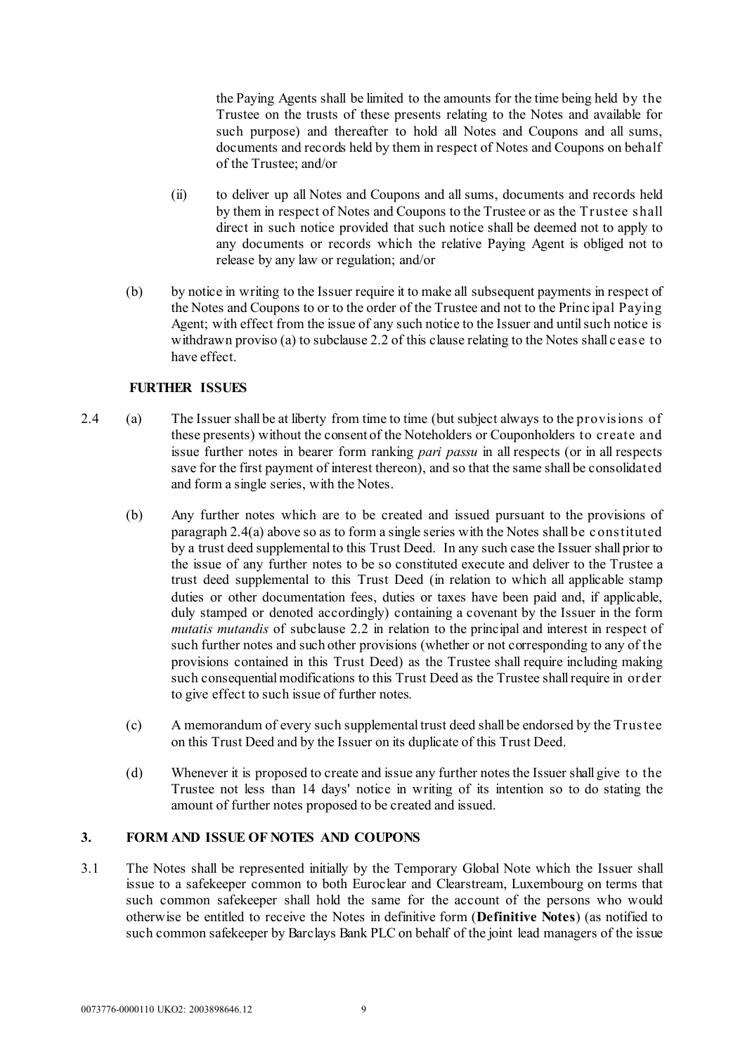the Paying Agents shall be limited to the amounts for the time being held by the Trustee on the trusts of these presents relating to the Notes and available for such purpose) and thereafter to hold all Notes and Coupons and all sums, documents and records held by them in respect of Notes and Coupons on behalf of the Trustee; and/or

(ii) to deliver up all Notes and Coupons and all sums, documents and records held by them in respect of Notes and Coupons to the Trustee or as the Trustee shall direct in such notice provided that such notice shall be deemed not to apply to any documents or records which the relative Paying Agent is obliged not to release by any law or regulation; and/or

(b) by notice in writing to the Issuer require it to make all subsequent payments in respect of the Notes and Coupons to or to the order of the Trustee and not to the Principal Paying Agent; with effect from the issue of any such notice to the Issuer and until such notice is withdrawn proviso (a) to subclause 2.2 of this clause relating to the Notes shall cease to have effect.

**FURTHER ISSUES**

2.4 (a) The Issuer shall be at liberty from time to time (but subject always to the provisions of these presents) without the consent of the Noteholders or Couponholders to create and issue further notes in bearer form ranking *pari passu* in all respects (or in all respects save for the first payment of interest thereon), and so that the same shall be consolidated and form a single series, with the Notes.

(b) Any further notes which are to be created and issued pursuant to the provisions of paragraph 2.4(a) above so as to form a single series with the Notes shall be constituted by a trust deed supplemental to this Trust Deed. In any such case the Issuer shall prior to the issue of any further notes to be so constituted execute and deliver to the Trustee a trust deed supplemental to this Trust Deed (in relation to which all applicable stamp duties or other documentation fees, duties or taxes have been paid and, if applicable, duly stamped or denoted accordingly) containing a covenant by the Issuer in the form *mutatis mutandis* of subclause 2.2 in relation to the principal and interest in respect of such further notes and such other provisions (whether or not corresponding to any of the provisions contained in this Trust Deed) as the Trustee shall require including making such consequential modifications to this Trust Deed as the Trustee shall require in order to give effect to such issue of further notes.

(c) A memorandum of every such supplemental trust deed shall be endorsed by the Trustee on this Trust Deed and by the Issuer on its duplicate of this Trust Deed.

(d) Whenever it is proposed to create and issue any further notes the Issuer shall give to the Trustee not less than 14 days' notice in writing of its intention so to do stating the amount of further notes proposed to be created and issued.

## 3. FORM AND ISSUE OF NOTES AND COUPONS

3.1 The Notes shall be represented initially by the Temporary Global Note which the Issuer shall issue to a safekeeper common to both Euroclear and Clearstream, Luxembourg on terms that such common safekeeper shall hold the same for the account of the persons who would otherwise be entitled to receive the Notes in definitive form (**Definitive Notes**) (as notified to such common safekeeper by Barclays Bank PLC on behalf of the joint lead managers of the issue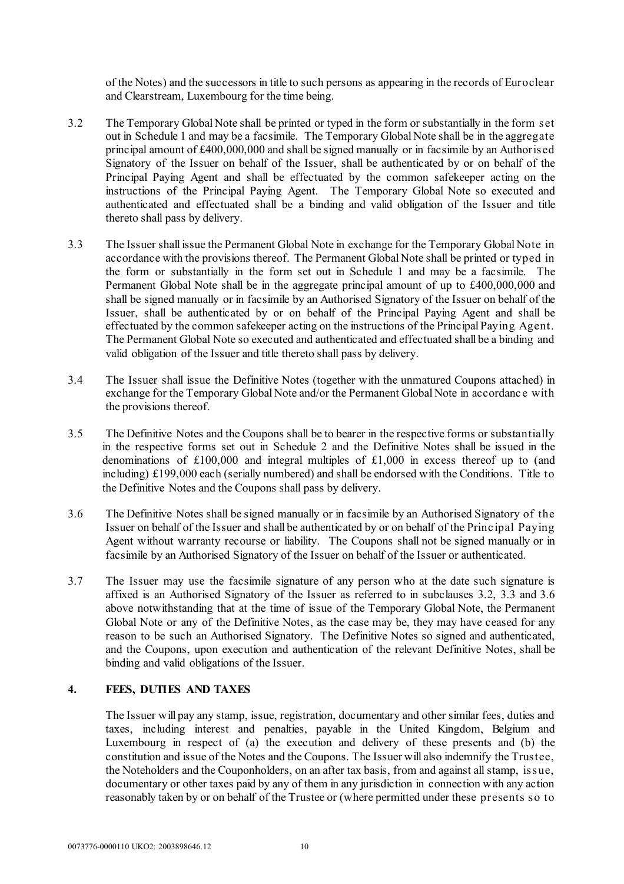of the Notes) and the successors in title to such persons as appearing in the records of Euroclear and Clearstream, Luxembourg for the time being.

3.2 The Temporary Global Note shall be printed or typed in the form or substantially in the form set out in Schedule 1 and may be a facsimile. The Temporary Global Note shall be in the aggregate principal amount of £400,000,000 and shall be signed manually or in facsimile by an Authorised Signatory of the Issuer on behalf of the Issuer, shall be authenticated by or on behalf of the Principal Paying Agent and shall be effectuated by the common safekeeper acting on the instructions of the Principal Paying Agent. The Temporary Global Note so executed and authenticated and effectuated shall be a binding and valid obligation of the Issuer and title thereto shall pass by delivery.

3.3 The Issuer shall issue the Permanent Global Note in exchange for the Temporary Global Note in accordance with the provisions thereof. The Permanent Global Note shall be printed or typed in the form or substantially in the form set out in Schedule 1 and may be a facsimile. The Permanent Global Note shall be in the aggregate principal amount of up to £400,000,000 and shall be signed manually or in facsimile by an Authorised Signatory of the Issuer on behalf of the Issuer, shall be authenticated by or on behalf of the Principal Paying Agent and shall be effectuated by the common safekeeper acting on the instructions of the Principal Paying Agent. The Permanent Global Note so executed and authenticated and effectuated shall be a binding and valid obligation of the Issuer and title thereto shall pass by delivery.

3.4 The Issuer shall issue the Definitive Notes (together with the unmatured Coupons attached) in exchange for the Temporary Global Note and/or the Permanent Global Note in accordance with the provisions thereof.

3.5 The Definitive Notes and the Coupons shall be to bearer in the respective forms or substantially in the respective forms set out in Schedule 2 and the Definitive Notes shall be issued in the denominations of £100,000 and integral multiples of £1,000 in excess thereof up to (and including) £199,000 each (serially numbered) and shall be endorsed with the Conditions. Title to the Definitive Notes and the Coupons shall pass by delivery.

3.6 The Definitive Notes shall be signed manually or in facsimile by an Authorised Signatory of the Issuer on behalf of the Issuer and shall be authenticated by or on behalf of the Principal Paying Agent without warranty recourse or liability. The Coupons shall not be signed manually or in facsimile by an Authorised Signatory of the Issuer on behalf of the Issuer or authenticated.

3.7 The Issuer may use the facsimile signature of any person who at the date such signature is affixed is an Authorised Signatory of the Issuer as referred to in subclauses 3.2, 3.3 and 3.6 above notwithstanding that at the time of issue of the Temporary Global Note, the Permanent Global Note or any of the Definitive Notes, as the case may be, they may have ceased for any reason to be such an Authorised Signatory. The Definitive Notes so signed and authenticated, and the Coupons, upon execution and authentication of the relevant Definitive Notes, shall be binding and valid obligations of the Issuer.

## 4. FEES, DUTIES AND TAXES

The Issuer will pay any stamp, issue, registration, documentary and other similar fees, duties and taxes, including interest and penalties, payable in the United Kingdom, Belgium and Luxembourg in respect of (a) the execution and delivery of these presents and (b) the constitution and issue of the Notes and the Coupons. The Issuer will also indemnify the Trustee, the Noteholders and the Couponholders, on an after tax basis, from and against all stamp, issue, documentary or other taxes paid by any of them in any jurisdiction in connection with any action reasonably taken by or on behalf of the Trustee or (where permitted under these presents so to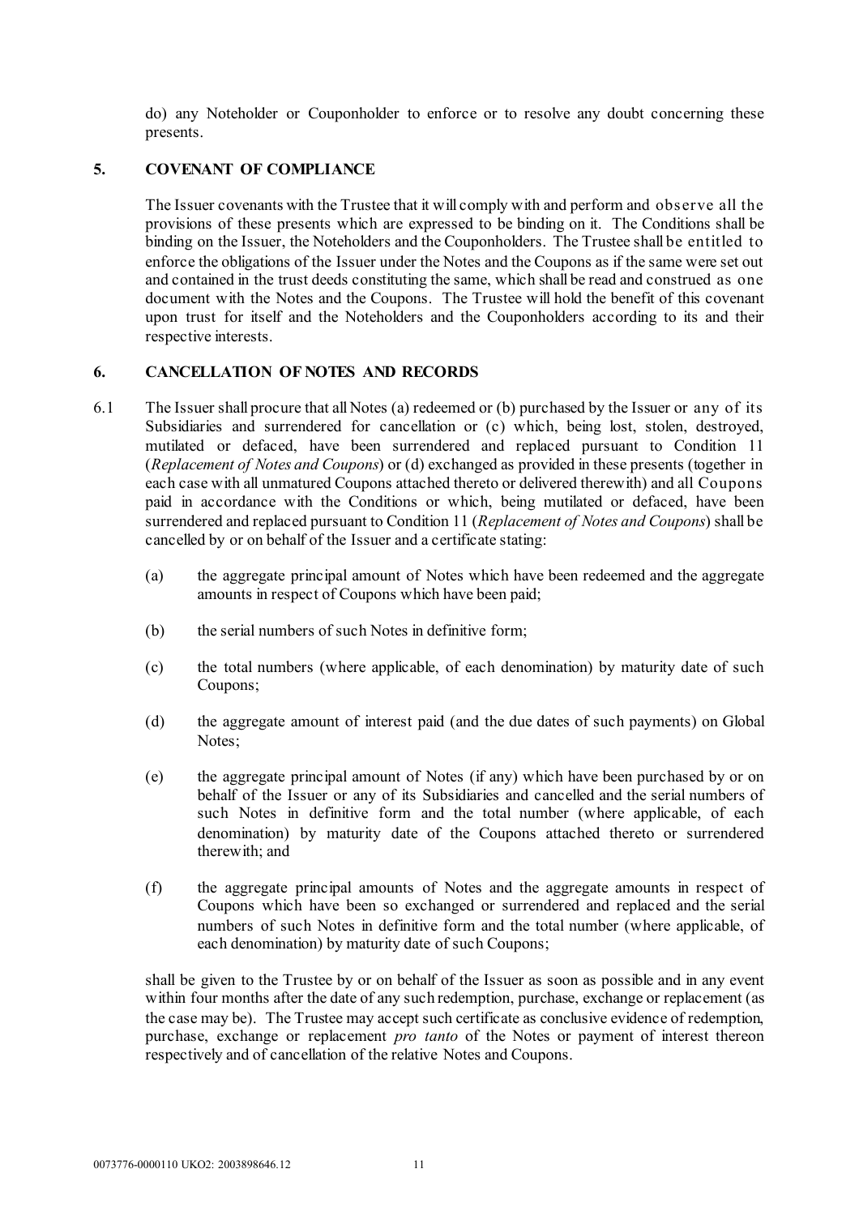do) any Noteholder or Couponholder to enforce or to resolve any doubt concerning these presents.

## 5. COVENANT OF COMPLIANCE

The Issuer covenants with the Trustee that it will comply with and perform and observe all the provisions of these presents which are expressed to be binding on it. The Conditions shall be binding on the Issuer, the Noteholders and the Couponholders. The Trustee shall be entitled to enforce the obligations of the Issuer under the Notes and the Coupons as if the same were set out and contained in the trust deeds constituting the same, which shall be read and construed as one document with the Notes and the Coupons. The Trustee will hold the benefit of this covenant upon trust for itself and the Noteholders and the Couponholders according to its and their respective interests.

## 6. CANCELLATION OF NOTES AND RECORDS

6.1 The Issuer shall procure that all Notes (a) redeemed or (b) purchased by the Issuer or any of its Subsidiaries and surrendered for cancellation or (c) which, being lost, stolen, destroyed, mutilated or defaced, have been surrendered and replaced pursuant to Condition 11 (*Replacement of Notes and Coupons*) or (d) exchanged as provided in these presents (together in each case with all unmatured Coupons attached thereto or delivered therewith) and all Coupons paid in accordance with the Conditions or which, being mutilated or defaced, have been surrendered and replaced pursuant to Condition 11 (*Replacement of Notes and Coupons*) shall be cancelled by or on behalf of the Issuer and a certificate stating:

(a) the aggregate principal amount of Notes which have been redeemed and the aggregate amounts in respect of Coupons which have been paid;

(b) the serial numbers of such Notes in definitive form;

(c) the total numbers (where applicable, of each denomination) by maturity date of such Coupons;

(d) the aggregate amount of interest paid (and the due dates of such payments) on Global Notes;

(e) the aggregate principal amount of Notes (if any) which have been purchased by or on behalf of the Issuer or any of its Subsidiaries and cancelled and the serial numbers of such Notes in definitive form and the total number (where applicable, of each denomination) by maturity date of the Coupons attached thereto or surrendered therewith; and

(f) the aggregate principal amounts of Notes and the aggregate amounts in respect of Coupons which have been so exchanged or surrendered and replaced and the serial numbers of such Notes in definitive form and the total number (where applicable, of each denomination) by maturity date of such Coupons;

shall be given to the Trustee by or on behalf of the Issuer as soon as possible and in any event within four months after the date of any such redemption, purchase, exchange or replacement (as the case may be). The Trustee may accept such certificate as conclusive evidence of redemption, purchase, exchange or replacement *pro tanto* of the Notes or payment of interest thereon respectively and of cancellation of the relative Notes and Coupons.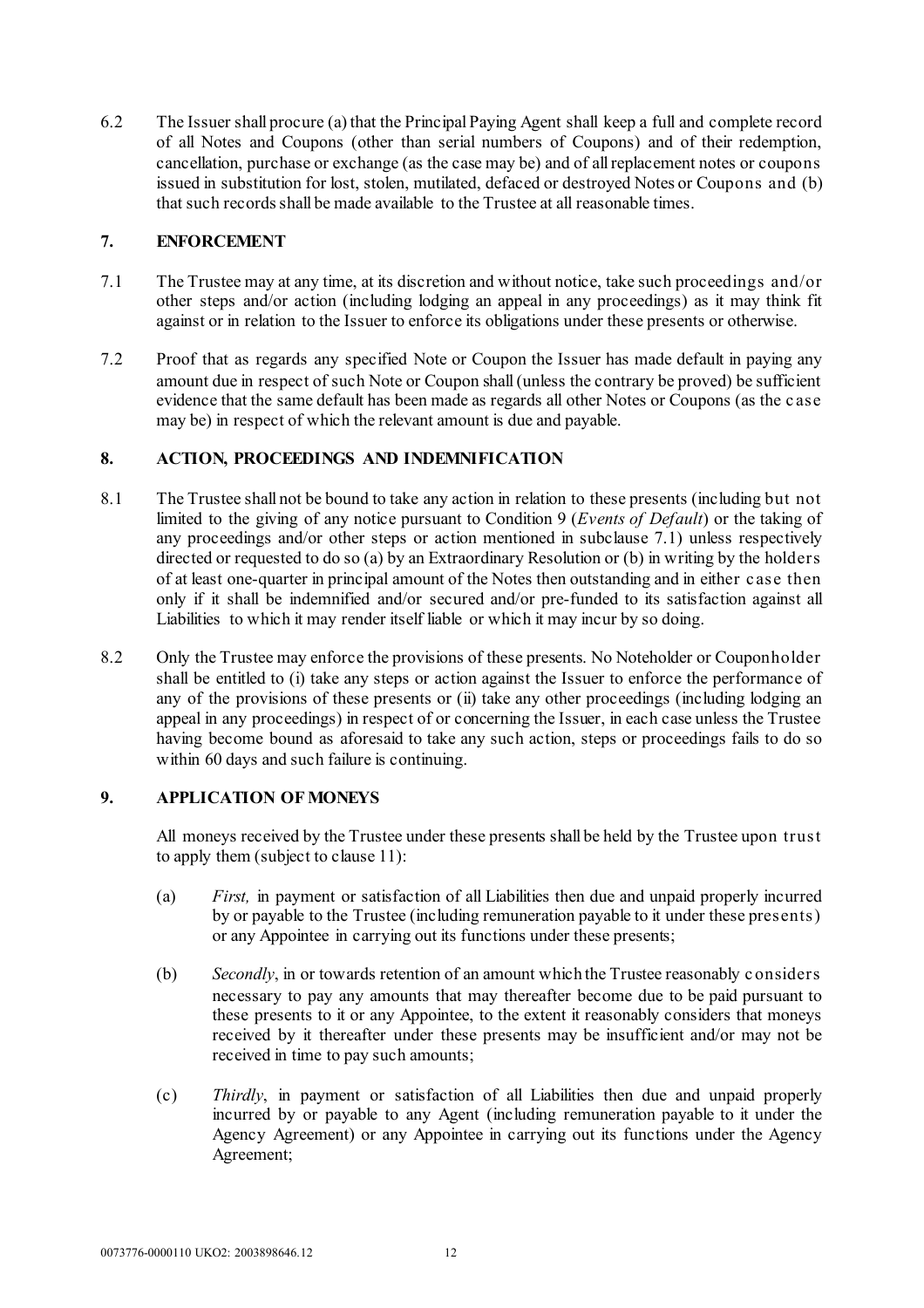6.2 The Issuer shall procure (a) that the Principal Paying Agent shall keep a full and complete record of all Notes and Coupons (other than serial numbers of Coupons) and of their redemption, cancellation, purchase or exchange (as the case may be) and of all replacement notes or coupons issued in substitution for lost, stolen, mutilated, defaced or destroyed Notes or Coupons and (b) that such records shall be made available to the Trustee at all reasonable times.

## 7. ENFORCEMENT

7.1 The Trustee may at any time, at its discretion and without notice, take such proceedings and/or other steps and/or action (including lodging an appeal in any proceedings) as it may think fit against or in relation to the Issuer to enforce its obligations under these presents or otherwise.

7.2 Proof that as regards any specified Note or Coupon the Issuer has made default in paying any amount due in respect of such Note or Coupon shall (unless the contrary be proved) be sufficient evidence that the same default has been made as regards all other Notes or Coupons (as the case may be) in respect of which the relevant amount is due and payable.

## 8. ACTION, PROCEEDINGS AND INDEMNIFICATION

8.1 The Trustee shall not be bound to take any action in relation to these presents (including but not limited to the giving of any notice pursuant to Condition 9 (*Events of Default*) or the taking of any proceedings and/or other steps or action mentioned in subclause 7.1) unless respectively directed or requested to do so (a) by an Extraordinary Resolution or (b) in writing by the holders of at least one-quarter in principal amount of the Notes then outstanding and in either case then only if it shall be indemnified and/or secured and/or pre-funded to its satisfaction against all Liabilities to which it may render itself liable or which it may incur by so doing.

8.2 Only the Trustee may enforce the provisions of these presents. No Noteholder or Couponholder shall be entitled to (i) take any steps or action against the Issuer to enforce the performance of any of the provisions of these presents or (ii) take any other proceedings (including lodging an appeal in any proceedings) in respect of or concerning the Issuer, in each case unless the Trustee having become bound as aforesaid to take any such action, steps or proceedings fails to do so within 60 days and such failure is continuing.

## 9. APPLICATION OF MONEYS

All moneys received by the Trustee under these presents shall be held by the Trustee upon trust to apply them (subject to clause 11):

(a) *First,* in payment or satisfaction of all Liabilities then due and unpaid properly incurred by or payable to the Trustee (including remuneration payable to it under these presents) or any Appointee in carrying out its functions under these presents;

(b) *Secondly*, in or towards retention of an amount which the Trustee reasonably considers necessary to pay any amounts that may thereafter become due to be paid pursuant to these presents to it or any Appointee, to the extent it reasonably considers that moneys received by it thereafter under these presents may be insufficient and/or may not be received in time to pay such amounts;

(c) *Thirdly*, in payment or satisfaction of all Liabilities then due and unpaid properly incurred by or payable to any Agent (including remuneration payable to it under the Agency Agreement) or any Appointee in carrying out its functions under the Agency Agreement;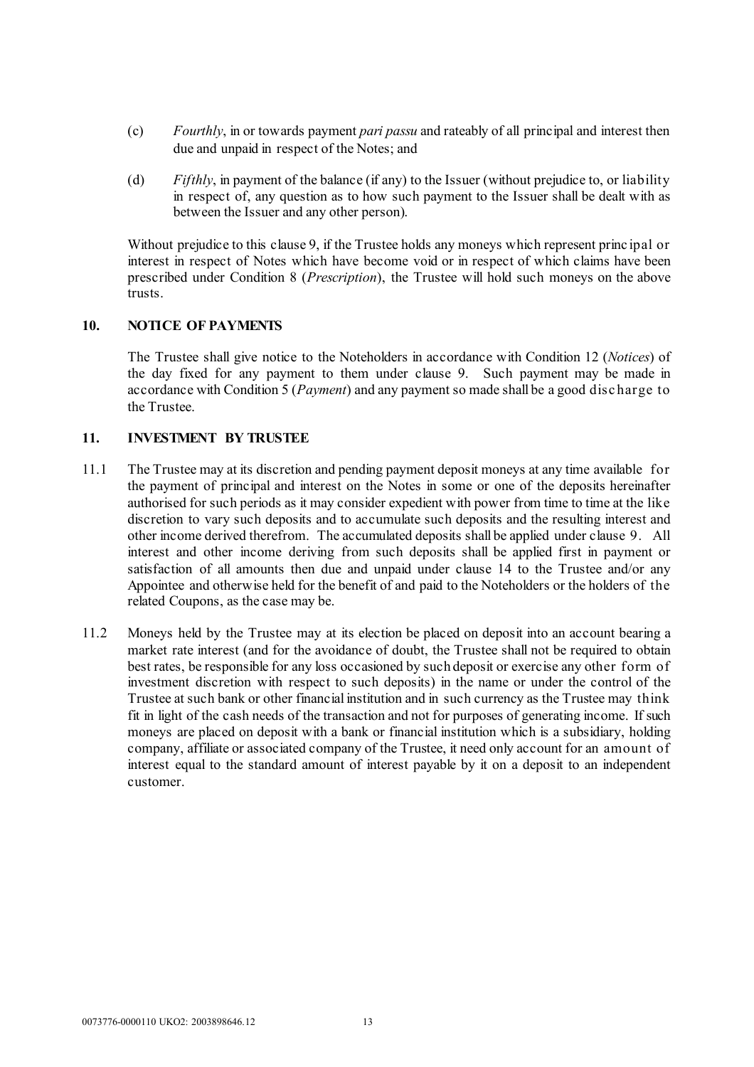(c) *Fourthly*, in or towards payment *pari passu* and rateably of all principal and interest then due and unpaid in respect of the Notes; and

(d) *Fifthly*, in payment of the balance (if any) to the Issuer (without prejudice to, or liability in respect of, any question as to how such payment to the Issuer shall be dealt with as between the Issuer and any other person).

Without prejudice to this clause 9, if the Trustee holds any moneys which represent principal or interest in respect of Notes which have become void or in respect of which claims have been prescribed under Condition 8 (*Prescription*), the Trustee will hold such moneys on the above trusts.

## 10. NOTICE OF PAYMENTS

The Trustee shall give notice to the Noteholders in accordance with Condition 12 (*Notices*) of the day fixed for any payment to them under clause 9. Such payment may be made in accordance with Condition 5 (*Payment*) and any payment so made shall be a good discharge to the Trustee.

## 11. INVESTMENT BY TRUSTEE

11.1 The Trustee may at its discretion and pending payment deposit moneys at any time available for the payment of principal and interest on the Notes in some or one of the deposits hereinafter authorised for such periods as it may consider expedient with power from time to time at the like discretion to vary such deposits and to accumulate such deposits and the resulting interest and other income derived therefrom. The accumulated deposits shall be applied under clause 9. All interest and other income deriving from such deposits shall be applied first in payment or satisfaction of all amounts then due and unpaid under clause 14 to the Trustee and/or any Appointee and otherwise held for the benefit of and paid to the Noteholders or the holders of the related Coupons, as the case may be.

11.2 Moneys held by the Trustee may at its election be placed on deposit into an account bearing a market rate interest (and for the avoidance of doubt, the Trustee shall not be required to obtain best rates, be responsible for any loss occasioned by such deposit or exercise any other form of investment discretion with respect to such deposits) in the name or under the control of the Trustee at such bank or other financial institution and in such currency as the Trustee may think fit in light of the cash needs of the transaction and not for purposes of generating income. If such moneys are placed on deposit with a bank or financial institution which is a subsidiary, holding company, affiliate or associated company of the Trustee, it need only account for an amount of interest equal to the standard amount of interest payable by it on a deposit to an independent customer.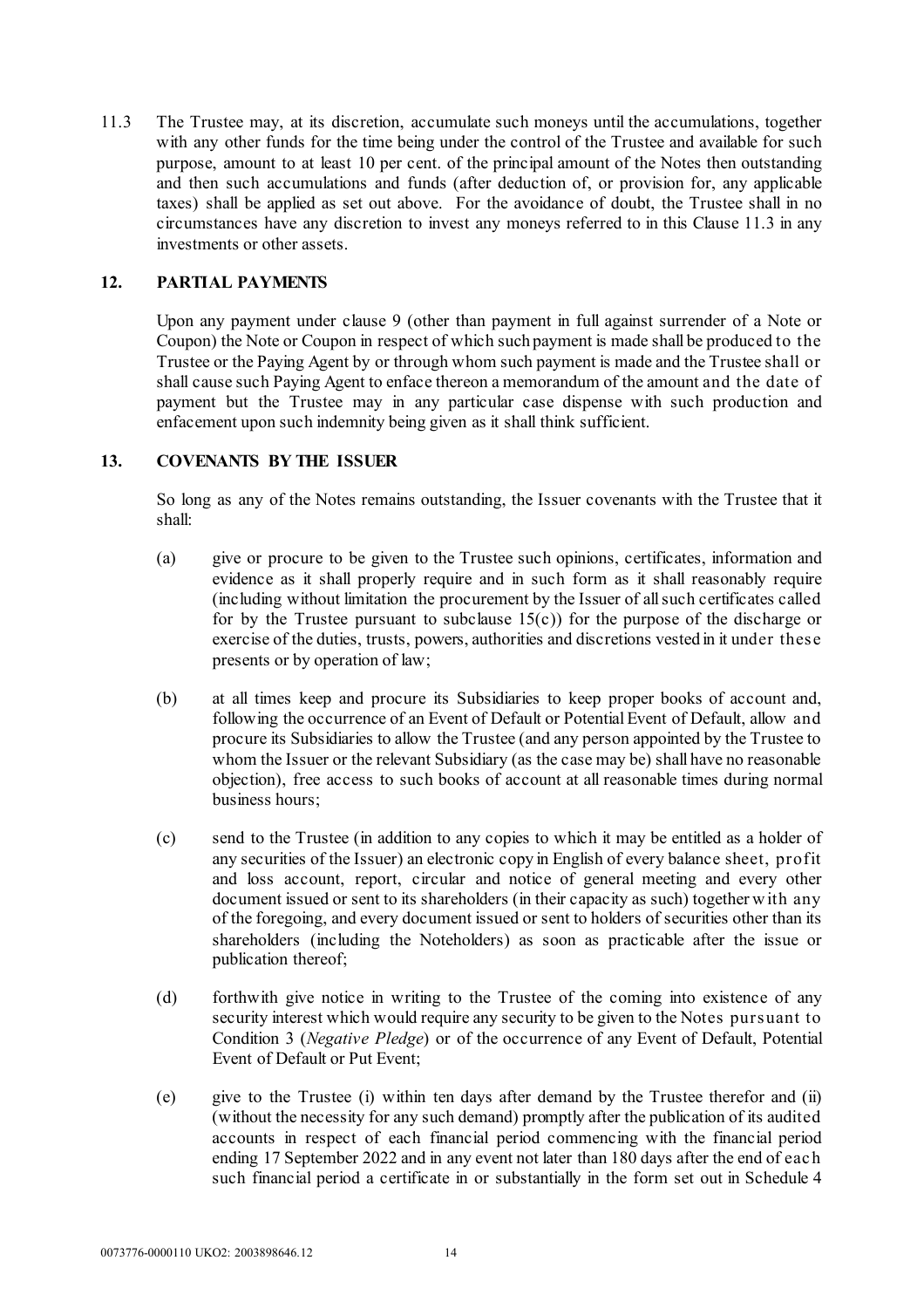11.3 The Trustee may, at its discretion, accumulate such moneys until the accumulations, together with any other funds for the time being under the control of the Trustee and available for such purpose, amount to at least 10 per cent. of the principal amount of the Notes then outstanding and then such accumulations and funds (after deduction of, or provision for, any applicable taxes) shall be applied as set out above. For the avoidance of doubt, the Trustee shall in no circumstances have any discretion to invest any moneys referred to in this Clause 11.3 in any investments or other assets.

## 12. PARTIAL PAYMENTS

Upon any payment under clause 9 (other than payment in full against surrender of a Note or Coupon) the Note or Coupon in respect of which such payment is made shall be produced to the Trustee or the Paying Agent by or through whom such payment is made and the Trustee shall or shall cause such Paying Agent to enface thereon a memorandum of the amount and the date of payment but the Trustee may in any particular case dispense with such production and enfacement upon such indemnity being given as it shall think sufficient.

## 13. COVENANTS BY THE ISSUER

So long as any of the Notes remains outstanding, the Issuer covenants with the Trustee that it shall:

(a) give or procure to be given to the Trustee such opinions, certificates, information and evidence as it shall properly require and in such form as it shall reasonably require (including without limitation the procurement by the Issuer of all such certificates called for by the Trustee pursuant to subclause 15(c)) for the purpose of the discharge or exercise of the duties, trusts, powers, authorities and discretions vested in it under these presents or by operation of law;

(b) at all times keep and procure its Subsidiaries to keep proper books of account and, following the occurrence of an Event of Default or Potential Event of Default, allow and procure its Subsidiaries to allow the Trustee (and any person appointed by the Trustee to whom the Issuer or the relevant Subsidiary (as the case may be) shall have no reasonable objection), free access to such books of account at all reasonable times during normal business hours;

(c) send to the Trustee (in addition to any copies to which it may be entitled as a holder of any securities of the Issuer) an electronic copy in English of every balance sheet, profit and loss account, report, circular and notice of general meeting and every other document issued or sent to its shareholders (in their capacity as such) together with any of the foregoing, and every document issued or sent to holders of securities other than its shareholders (including the Noteholders) as soon as practicable after the issue or publication thereof;

(d) forthwith give notice in writing to the Trustee of the coming into existence of any security interest which would require any security to be given to the Notes pursuant to Condition 3 (*Negative Pledge*) or of the occurrence of any Event of Default, Potential Event of Default or Put Event;

(e) give to the Trustee (i) within ten days after demand by the Trustee therefor and (ii) (without the necessity for any such demand) promptly after the publication of its audited accounts in respect of each financial period commencing with the financial period ending 17 September 2022 and in any event not later than 180 days after the end of each such financial period a certificate in or substantially in the form set out in Schedule 4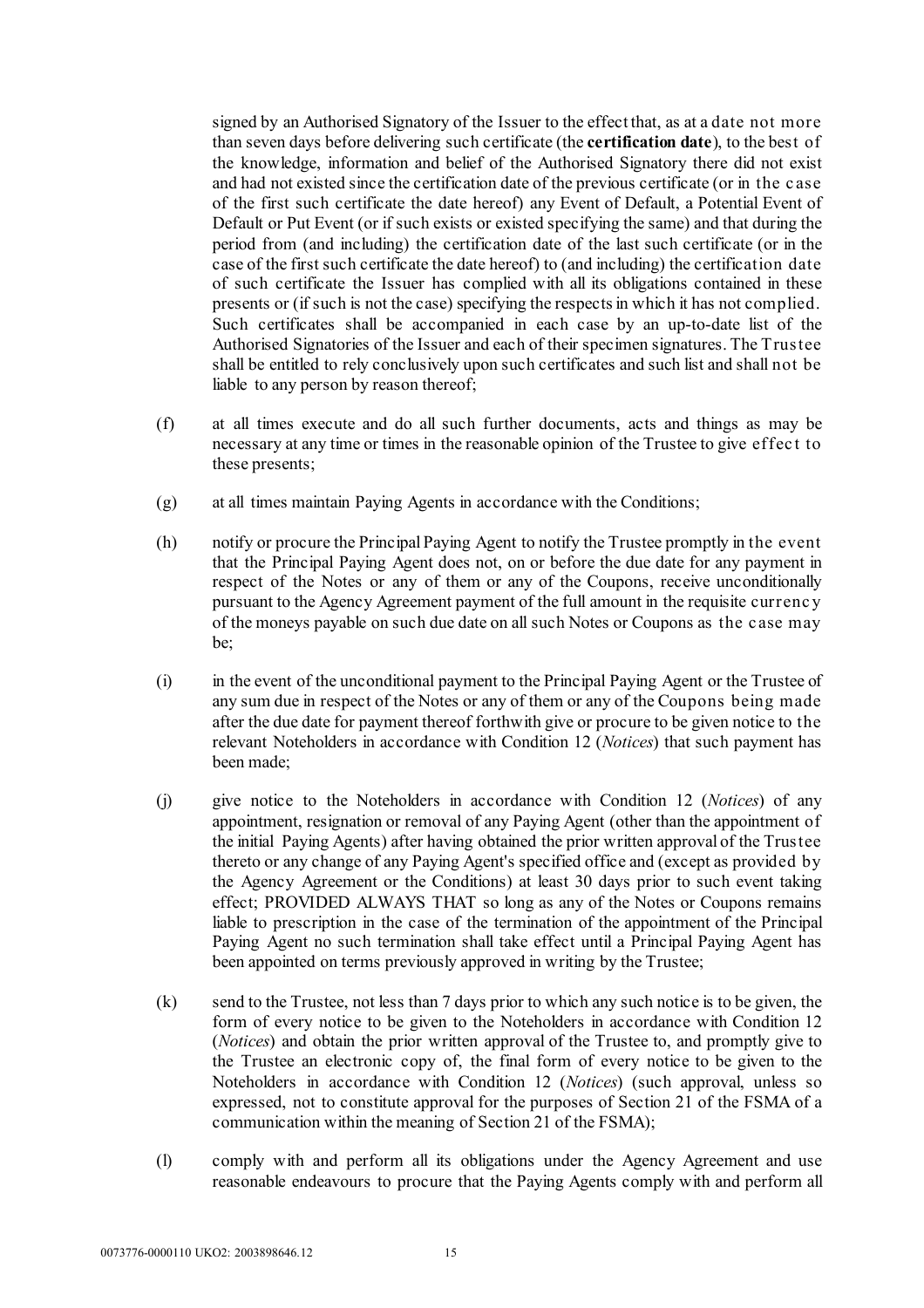signed by an Authorised Signatory of the Issuer to the effect that, as at a date not more than seven days before delivering such certificate (the **certification date**), to the best of the knowledge, information and belief of the Authorised Signatory there did not exist and had not existed since the certification date of the previous certificate (or in the case of the first such certificate the date hereof) any Event of Default, a Potential Event of Default or Put Event (or if such exists or existed specifying the same) and that during the period from (and including) the certification date of the last such certificate (or in the case of the first such certificate the date hereof) to (and including) the certification date of such certificate the Issuer has complied with all its obligations contained in these presents or (if such is not the case) specifying the respects in which it has not complied. Such certificates shall be accompanied in each case by an up-to-date list of the Authorised Signatories of the Issuer and each of their specimen signatures. The Trustee shall be entitled to rely conclusively upon such certificates and such list and shall not be liable to any person by reason thereof;

(f) at all times execute and do all such further documents, acts and things as may be necessary at any time or times in the reasonable opinion of the Trustee to give effect to these presents;

(g) at all times maintain Paying Agents in accordance with the Conditions;

(h) notify or procure the Principal Paying Agent to notify the Trustee promptly in the event that the Principal Paying Agent does not, on or before the due date for any payment in respect of the Notes or any of them or any of the Coupons, receive unconditionally pursuant to the Agency Agreement payment of the full amount in the requisite currency of the moneys payable on such due date on all such Notes or Coupons as the case may be;

(i) in the event of the unconditional payment to the Principal Paying Agent or the Trustee of any sum due in respect of the Notes or any of them or any of the Coupons being made after the due date for payment thereof forthwith give or procure to be given notice to the relevant Noteholders in accordance with Condition 12 (*Notices*) that such payment has been made;

(j) give notice to the Noteholders in accordance with Condition 12 (*Notices*) of any appointment, resignation or removal of any Paying Agent (other than the appointment of the initial Paying Agents) after having obtained the prior written approval of the Trustee thereto or any change of any Paying Agent's specified office and (except as provided by the Agency Agreement or the Conditions) at least 30 days prior to such event taking effect; PROVIDED ALWAYS THAT so long as any of the Notes or Coupons remains liable to prescription in the case of the termination of the appointment of the Principal Paying Agent no such termination shall take effect until a Principal Paying Agent has been appointed on terms previously approved in writing by the Trustee;

(k) send to the Trustee, not less than 7 days prior to which any such notice is to be given, the form of every notice to be given to the Noteholders in accordance with Condition 12 (*Notices*) and obtain the prior written approval of the Trustee to, and promptly give to the Trustee an electronic copy of, the final form of every notice to be given to the Noteholders in accordance with Condition 12 (*Notices*) (such approval, unless so expressed, not to constitute approval for the purposes of Section 21 of the FSMA of a communication within the meaning of Section 21 of the FSMA);

(l) comply with and perform all its obligations under the Agency Agreement and use reasonable endeavours to procure that the Paying Agents comply with and perform all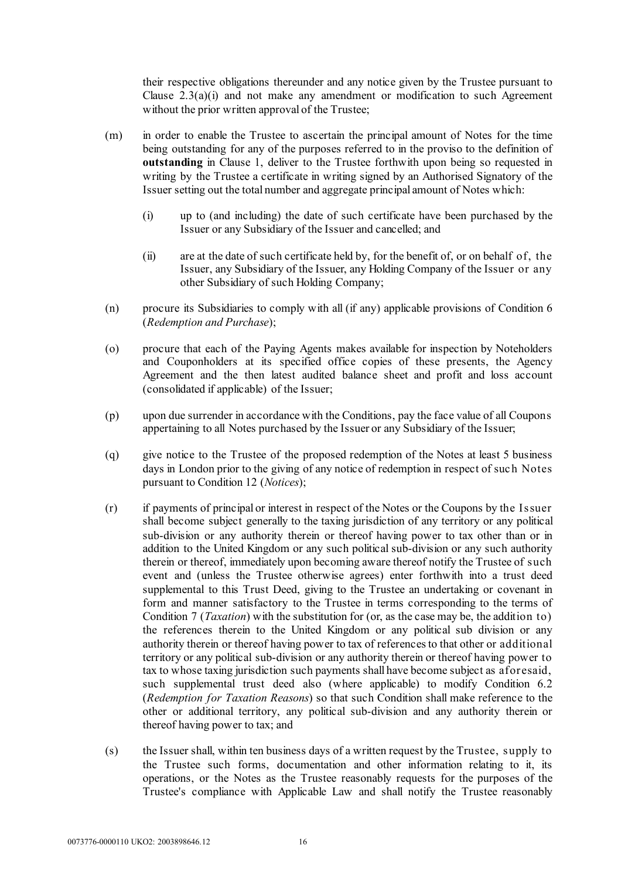their respective obligations thereunder and any notice given by the Trustee pursuant to Clause 2.3(a)(i) and not make any amendment or modification to such Agreement without the prior written approval of the Trustee;

(m) in order to enable the Trustee to ascertain the principal amount of Notes for the time being outstanding for any of the purposes referred to in the proviso to the definition of **outstanding** in Clause 1, deliver to the Trustee forthwith upon being so requested in writing by the Trustee a certificate in writing signed by an Authorised Signatory of the Issuer setting out the total number and aggregate principal amount of Notes which:

(i) up to (and including) the date of such certificate have been purchased by the Issuer or any Subsidiary of the Issuer and cancelled; and

(ii) are at the date of such certificate held by, for the benefit of, or on behalf of, the Issuer, any Subsidiary of the Issuer, any Holding Company of the Issuer or any other Subsidiary of such Holding Company;

(n) procure its Subsidiaries to comply with all (if any) applicable provisions of Condition 6 (*Redemption and Purchase*);

(o) procure that each of the Paying Agents makes available for inspection by Noteholders and Couponholders at its specified office copies of these presents, the Agency Agreement and the then latest audited balance sheet and profit and loss account (consolidated if applicable) of the Issuer;

(p) upon due surrender in accordance with the Conditions, pay the face value of all Coupons appertaining to all Notes purchased by the Issuer or any Subsidiary of the Issuer;

(q) give notice to the Trustee of the proposed redemption of the Notes at least 5 business days in London prior to the giving of any notice of redemption in respect of such Notes pursuant to Condition 12 (*Notices*);

(r) if payments of principal or interest in respect of the Notes or the Coupons by the Issuer shall become subject generally to the taxing jurisdiction of any territory or any political sub-division or any authority therein or thereof having power to tax other than or in addition to the United Kingdom or any such political sub-division or any such authority therein or thereof, immediately upon becoming aware thereof notify the Trustee of such event and (unless the Trustee otherwise agrees) enter forthwith into a trust deed supplemental to this Trust Deed, giving to the Trustee an undertaking or covenant in form and manner satisfactory to the Trustee in terms corresponding to the terms of Condition 7 (*Taxation*) with the substitution for (or, as the case may be, the addition to) the references therein to the United Kingdom or any political sub division or any authority therein or thereof having power to tax of references to that other or additional territory or any political sub-division or any authority therein or thereof having power to tax to whose taxing jurisdiction such payments shall have become subject as aforesaid, such supplemental trust deed also (where applicable) to modify Condition 6.2 (*Redemption for Taxation Reasons*) so that such Condition shall make reference to the other or additional territory, any political sub-division and any authority therein or thereof having power to tax; and

(s) the Issuer shall, within ten business days of a written request by the Trustee, supply to the Trustee such forms, documentation and other information relating to it, its operations, or the Notes as the Trustee reasonably requests for the purposes of the Trustee's compliance with Applicable Law and shall notify the Trustee reasonably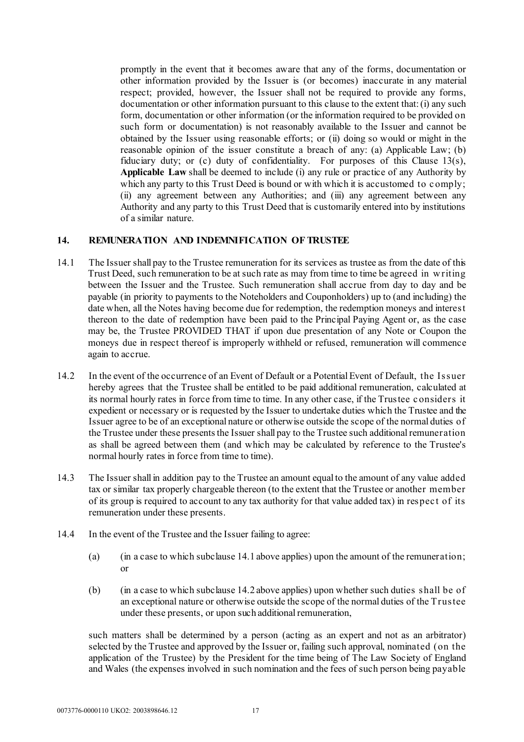promptly in the event that it becomes aware that any of the forms, documentation or other information provided by the Issuer is (or becomes) inaccurate in any material respect; provided, however, the Issuer shall not be required to provide any forms, documentation or other information pursuant to this clause to the extent that: (i) any such form, documentation or other information (or the information required to be provided on such form or documentation) is not reasonably available to the Issuer and cannot be obtained by the Issuer using reasonable efforts; or (ii) doing so would or might in the reasonable opinion of the issuer constitute a breach of any: (a) Applicable Law; (b) fiduciary duty; or (c) duty of confidentiality. For purposes of this Clause 13(s), **Applicable Law** shall be deemed to include (i) any rule or practice of any Authority by which any party to this Trust Deed is bound or with which it is accustomed to comply; (ii) any agreement between any Authorities; and (iii) any agreement between any Authority and any party to this Trust Deed that is customarily entered into by institutions of a similar nature.

## 14. REMUNERATION AND INDEMNIFICATION OF TRUSTEE

14.1 The Issuer shall pay to the Trustee remuneration for its services as trustee as from the date of this Trust Deed, such remuneration to be at such rate as may from time to time be agreed in writing between the Issuer and the Trustee. Such remuneration shall accrue from day to day and be payable (in priority to payments to the Noteholders and Couponholders) up to (and including) the date when, all the Notes having become due for redemption, the redemption moneys and interest thereon to the date of redemption have been paid to the Principal Paying Agent or, as the case may be, the Trustee PROVIDED THAT if upon due presentation of any Note or Coupon the moneys due in respect thereof is improperly withheld or refused, remuneration will commence again to accrue.

14.2 In the event of the occurrence of an Event of Default or a Potential Event of Default, the Issuer hereby agrees that the Trustee shall be entitled to be paid additional remuneration, calculated at its normal hourly rates in force from time to time. In any other case, if the Trustee considers it expedient or necessary or is requested by the Issuer to undertake duties which the Trustee and the Issuer agree to be of an exceptional nature or otherwise outside the scope of the normal duties of the Trustee under these presents the Issuer shall pay to the Trustee such additional remuneration as shall be agreed between them (and which may be calculated by reference to the Trustee's normal hourly rates in force from time to time).

14.3 The Issuer shall in addition pay to the Trustee an amount equal to the amount of any value added tax or similar tax properly chargeable thereon (to the extent that the Trustee or another member of its group is required to account to any tax authority for that value added tax) in respect of its remuneration under these presents.

14.4 In the event of the Trustee and the Issuer failing to agree:

(a) (in a case to which subclause 14.1 above applies) upon the amount of the remuneration; or

(b) (in a case to which subclause 14.2 above applies) upon whether such duties shall be of an exceptional nature or otherwise outside the scope of the normal duties of the Trustee under these presents, or upon such additional remuneration,

such matters shall be determined by a person (acting as an expert and not as an arbitrator) selected by the Trustee and approved by the Issuer or, failing such approval, nominated (on the application of the Trustee) by the President for the time being of The Law Society of England and Wales (the expenses involved in such nomination and the fees of such person being payable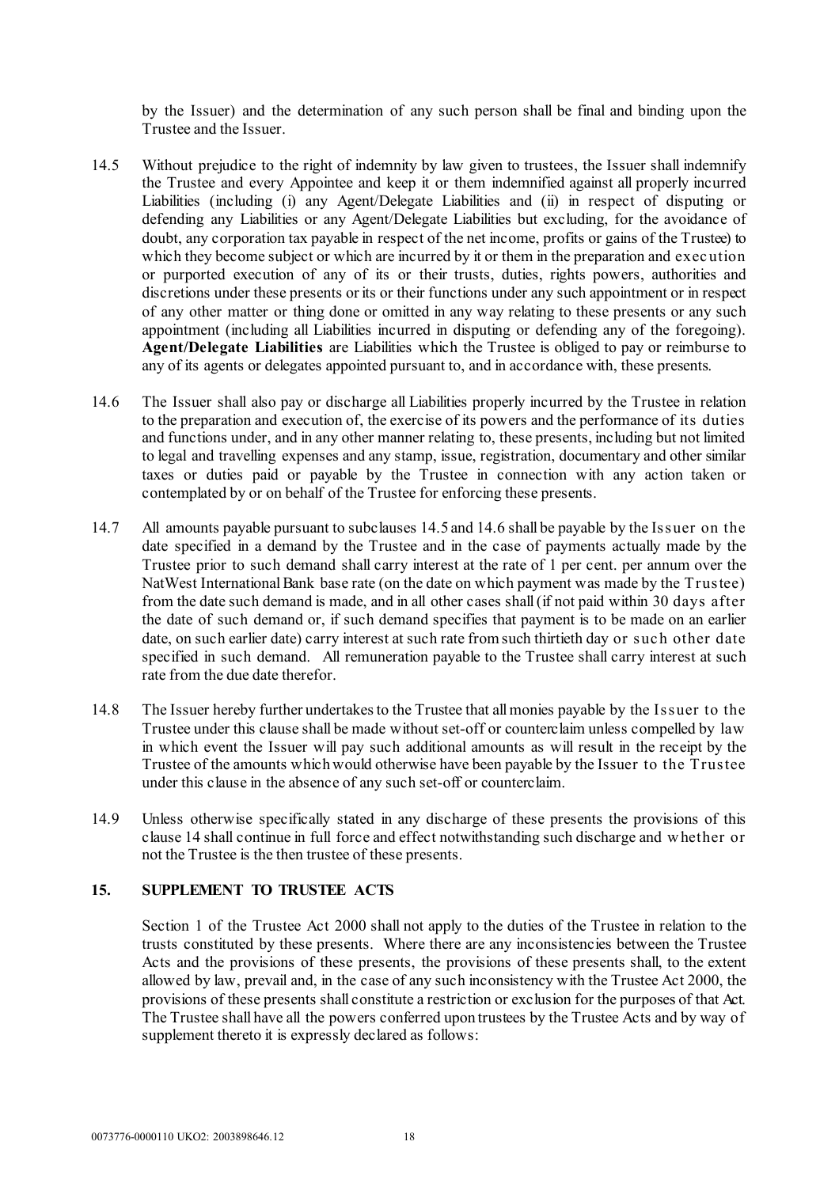by the Issuer) and the determination of any such person shall be final and binding upon the Trustee and the Issuer.

14.5 Without prejudice to the right of indemnity by law given to trustees, the Issuer shall indemnify the Trustee and every Appointee and keep it or them indemnified against all properly incurred Liabilities (including (i) any Agent/Delegate Liabilities and (ii) in respect of disputing or defending any Liabilities or any Agent/Delegate Liabilities but excluding, for the avoidance of doubt, any corporation tax payable in respect of the net income, profits or gains of the Trustee) to which they become subject or which are incurred by it or them in the preparation and execution or purported execution of any of its or their trusts, duties, rights powers, authorities and discretions under these presents or its or their functions under any such appointment or in respect of any other matter or thing done or omitted in any way relating to these presents or any such appointment (including all Liabilities incurred in disputing or defending any of the foregoing). **Agent/Delegate Liabilities** are Liabilities which the Trustee is obliged to pay or reimburse to any of its agents or delegates appointed pursuant to, and in accordance with, these presents.

14.6 The Issuer shall also pay or discharge all Liabilities properly incurred by the Trustee in relation to the preparation and execution of, the exercise of its powers and the performance of its duties and functions under, and in any other manner relating to, these presents, including but not limited to legal and travelling expenses and any stamp, issue, registration, documentary and other similar taxes or duties paid or payable by the Trustee in connection with any action taken or contemplated by or on behalf of the Trustee for enforcing these presents.

14.7 All amounts payable pursuant to subclauses 14.5 and 14.6 shall be payable by the Issuer on the date specified in a demand by the Trustee and in the case of payments actually made by the Trustee prior to such demand shall carry interest at the rate of 1 per cent. per annum over the NatWest International Bank base rate (on the date on which payment was made by the Trustee) from the date such demand is made, and in all other cases shall (if not paid within 30 days after the date of such demand or, if such demand specifies that payment is to be made on an earlier date, on such earlier date) carry interest at such rate from such thirtieth day or such other date specified in such demand. All remuneration payable to the Trustee shall carry interest at such rate from the due date therefor.

14.8 The Issuer hereby further undertakes to the Trustee that all monies payable by the Issuer to the Trustee under this clause shall be made without set-off or counterclaim unless compelled by law in which event the Issuer will pay such additional amounts as will result in the receipt by the Trustee of the amounts which would otherwise have been payable by the Issuer to the Trustee under this clause in the absence of any such set-off or counterclaim.

14.9 Unless otherwise specifically stated in any discharge of these presents the provisions of this clause 14 shall continue in full force and effect notwithstanding such discharge and whether or not the Trustee is the then trustee of these presents.

## 15. SUPPLEMENT TO TRUSTEE ACTS

Section 1 of the Trustee Act 2000 shall not apply to the duties of the Trustee in relation to the trusts constituted by these presents. Where there are any inconsistencies between the Trustee Acts and the provisions of these presents, the provisions of these presents shall, to the extent allowed by law, prevail and, in the case of any such inconsistency with the Trustee Act 2000, the provisions of these presents shall constitute a restriction or exclusion for the purposes of that Act. The Trustee shall have all the powers conferred upon trustees by the Trustee Acts and by way of supplement thereto it is expressly declared as follows: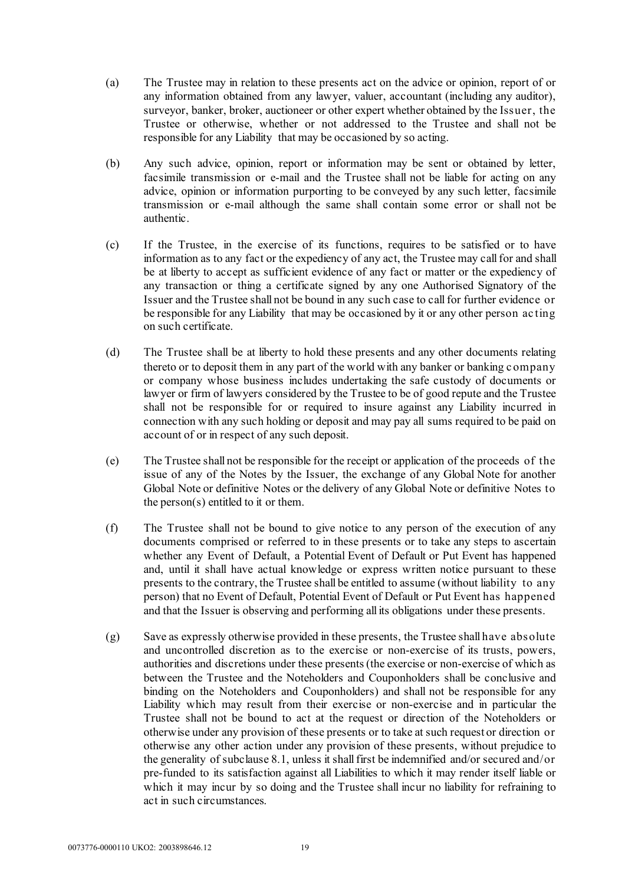(a) The Trustee may in relation to these presents act on the advice or opinion, report of or any information obtained from any lawyer, valuer, accountant (including any auditor), surveyor, banker, broker, auctioneer or other expert whether obtained by the Issuer, the Trustee or otherwise, whether or not addressed to the Trustee and shall not be responsible for any Liability that may be occasioned by so acting.

(b) Any such advice, opinion, report or information may be sent or obtained by letter, facsimile transmission or e-mail and the Trustee shall not be liable for acting on any advice, opinion or information purporting to be conveyed by any such letter, facsimile transmission or e-mail although the same shall contain some error or shall not be authentic.

(c) If the Trustee, in the exercise of its functions, requires to be satisfied or to have information as to any fact or the expediency of any act, the Trustee may call for and shall be at liberty to accept as sufficient evidence of any fact or matter or the expediency of any transaction or thing a certificate signed by any one Authorised Signatory of the Issuer and the Trustee shall not be bound in any such case to call for further evidence or be responsible for any Liability that may be occasioned by it or any other person acting on such certificate.

(d) The Trustee shall be at liberty to hold these presents and any other documents relating thereto or to deposit them in any part of the world with any banker or banking company or company whose business includes undertaking the safe custody of documents or lawyer or firm of lawyers considered by the Trustee to be of good repute and the Trustee shall not be responsible for or required to insure against any Liability incurred in connection with any such holding or deposit and may pay all sums required to be paid on account of or in respect of any such deposit.

(e) The Trustee shall not be responsible for the receipt or application of the proceeds of the issue of any of the Notes by the Issuer, the exchange of any Global Note for another Global Note or definitive Notes or the delivery of any Global Note or definitive Notes to the person(s) entitled to it or them.

(f) The Trustee shall not be bound to give notice to any person of the execution of any documents comprised or referred to in these presents or to take any steps to ascertain whether any Event of Default, a Potential Event of Default or Put Event has happened and, until it shall have actual knowledge or express written notice pursuant to these presents to the contrary, the Trustee shall be entitled to assume (without liability to any person) that no Event of Default, Potential Event of Default or Put Event has happened and that the Issuer is observing and performing all its obligations under these presents.

(g) Save as expressly otherwise provided in these presents, the Trustee shall have absolute and uncontrolled discretion as to the exercise or non-exercise of its trusts, powers, authorities and discretions under these presents (the exercise or non-exercise of which as between the Trustee and the Noteholders and Couponholders shall be conclusive and binding on the Noteholders and Couponholders) and shall not be responsible for any Liability which may result from their exercise or non-exercise and in particular the Trustee shall not be bound to act at the request or direction of the Noteholders or otherwise under any provision of these presents or to take at such request or direction or otherwise any other action under any provision of these presents, without prejudice to the generality of subclause 8.1, unless it shall first be indemnified and/or secured and/or pre-funded to its satisfaction against all Liabilities to which it may render itself liable or which it may incur by so doing and the Trustee shall incur no liability for refraining to act in such circumstances.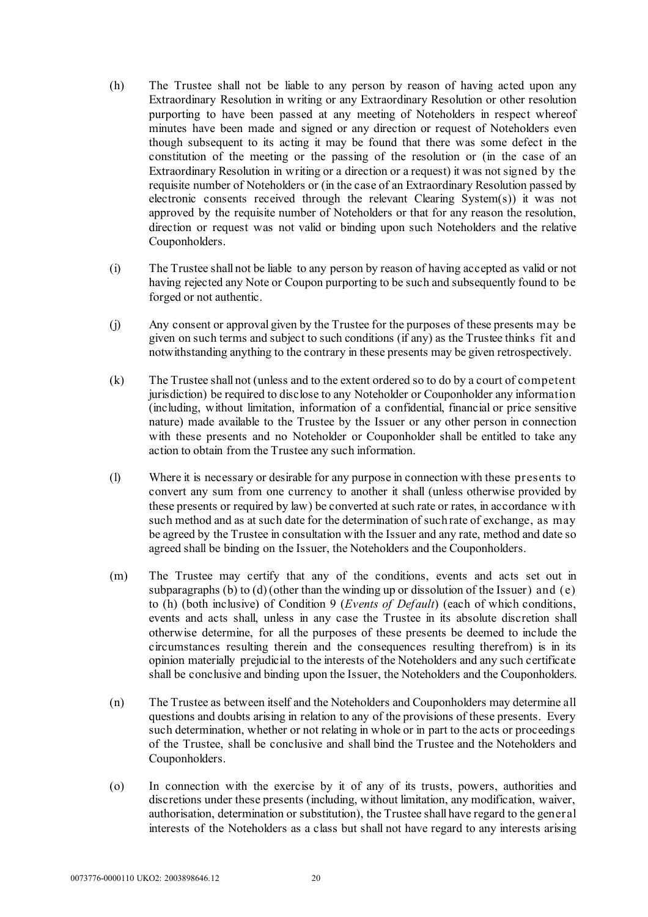(h) The Trustee shall not be liable to any person by reason of having acted upon any Extraordinary Resolution in writing or any Extraordinary Resolution or other resolution purporting to have been passed at any meeting of Noteholders in respect whereof minutes have been made and signed or any direction or request of Noteholders even though subsequent to its acting it may be found that there was some defect in the constitution of the meeting or the passing of the resolution or (in the case of an Extraordinary Resolution in writing or a direction or a request) it was not signed by the requisite number of Noteholders or (in the case of an Extraordinary Resolution passed by electronic consents received through the relevant Clearing System(s)) it was not approved by the requisite number of Noteholders or that for any reason the resolution, direction or request was not valid or binding upon such Noteholders and the relative Couponholders.

(i) The Trustee shall not be liable to any person by reason of having accepted as valid or not having rejected any Note or Coupon purporting to be such and subsequently found to be forged or not authentic.

(j) Any consent or approval given by the Trustee for the purposes of these presents may be given on such terms and subject to such conditions (if any) as the Trustee thinks fit and notwithstanding anything to the contrary in these presents may be given retrospectively.

(k) The Trustee shall not (unless and to the extent ordered so to do by a court of competent jurisdiction) be required to disclose to any Noteholder or Couponholder any information (including, without limitation, information of a confidential, financial or price sensitive nature) made available to the Trustee by the Issuer or any other person in connection with these presents and no Noteholder or Couponholder shall be entitled to take any action to obtain from the Trustee any such information.

(l) Where it is necessary or desirable for any purpose in connection with these presents to convert any sum from one currency to another it shall (unless otherwise provided by these presents or required by law) be converted at such rate or rates, in accordance with such method and as at such date for the determination of such rate of exchange, as may be agreed by the Trustee in consultation with the Issuer and any rate, method and date so agreed shall be binding on the Issuer, the Noteholders and the Couponholders.

(m) The Trustee may certify that any of the conditions, events and acts set out in subparagraphs (b) to (d) (other than the winding up or dissolution of the Issuer) and (e) to (h) (both inclusive) of Condition 9 (*Events of Default*) (each of which conditions, events and acts shall, unless in any case the Trustee in its absolute discretion shall otherwise determine, for all the purposes of these presents be deemed to include the circumstances resulting therein and the consequences resulting therefrom) is in its opinion materially prejudicial to the interests of the Noteholders and any such certificate shall be conclusive and binding upon the Issuer, the Noteholders and the Couponholders.

(n) The Trustee as between itself and the Noteholders and Couponholders may determine all questions and doubts arising in relation to any of the provisions of these presents. Every such determination, whether or not relating in whole or in part to the acts or proceedings of the Trustee, shall be conclusive and shall bind the Trustee and the Noteholders and Couponholders.

(o) In connection with the exercise by it of any of its trusts, powers, authorities and discretions under these presents (including, without limitation, any modification, waiver, authorisation, determination or substitution), the Trustee shall have regard to the general interests of the Noteholders as a class but shall not have regard to any interests arising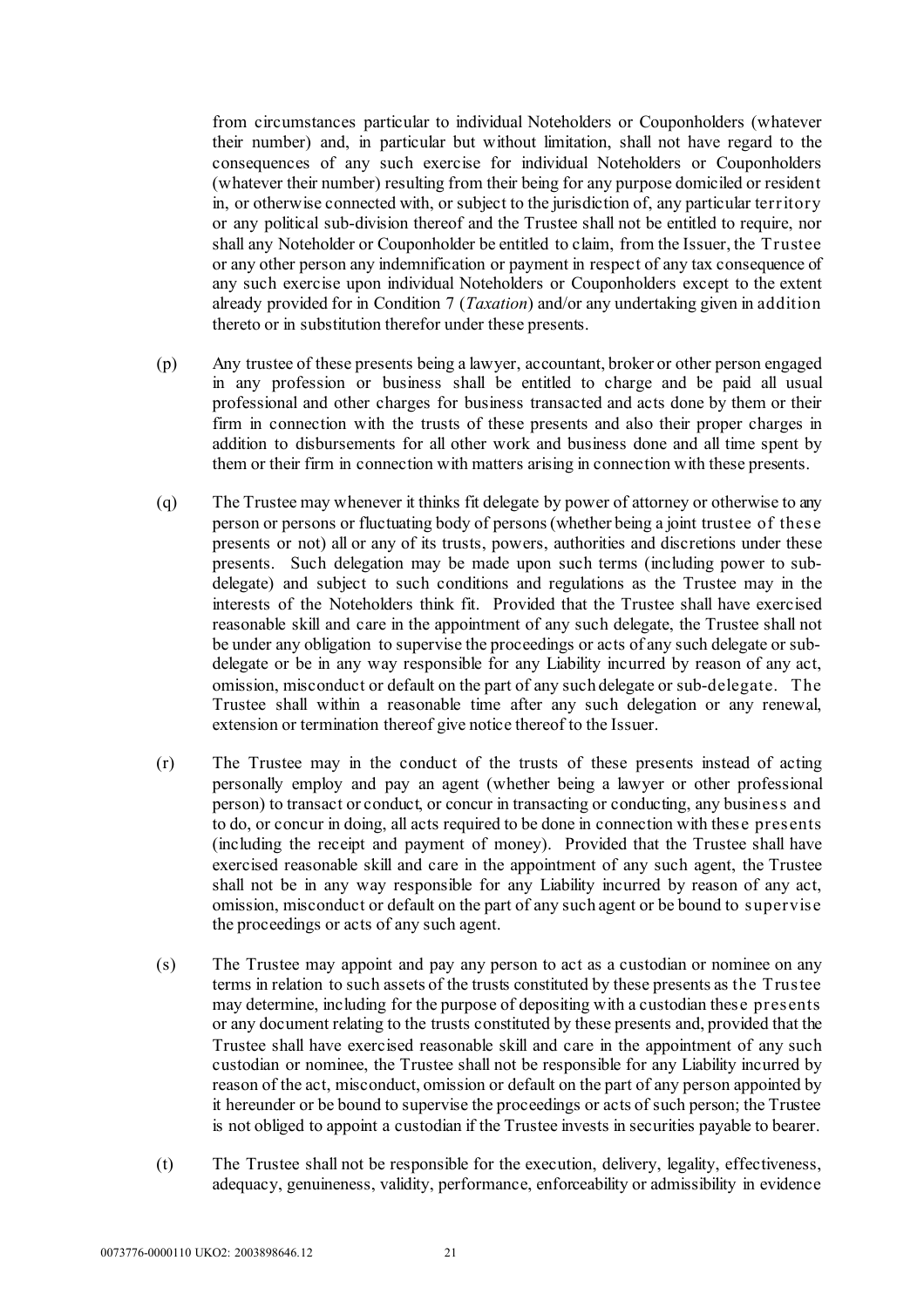from circumstances particular to individual Noteholders or Couponholders (whatever their number) and, in particular but without limitation, shall not have regard to the consequences of any such exercise for individual Noteholders or Couponholders (whatever their number) resulting from their being for any purpose domiciled or resident in, or otherwise connected with, or subject to the jurisdiction of, any particular territory or any political sub-division thereof and the Trustee shall not be entitled to require, nor shall any Noteholder or Couponholder be entitled to claim, from the Issuer, the Trustee or any other person any indemnification or payment in respect of any tax consequence of any such exercise upon individual Noteholders or Couponholders except to the extent already provided for in Condition 7 (*Taxation*) and/or any undertaking given in addition thereto or in substitution therefor under these presents.

(p) Any trustee of these presents being a lawyer, accountant, broker or other person engaged in any profession or business shall be entitled to charge and be paid all usual professional and other charges for business transacted and acts done by them or their firm in connection with the trusts of these presents and also their proper charges in addition to disbursements for all other work and business done and all time spent by them or their firm in connection with matters arising in connection with these presents.

(q) The Trustee may whenever it thinks fit delegate by power of attorney or otherwise to any person or persons or fluctuating body of persons (whether being a joint trustee of these presents or not) all or any of its trusts, powers, authorities and discretions under these presents. Such delegation may be made upon such terms (including power to sub-delegate) and subject to such conditions and regulations as the Trustee may in the interests of the Noteholders think fit. Provided that the Trustee shall have exercised reasonable skill and care in the appointment of any such delegate, the Trustee shall not be under any obligation to supervise the proceedings or acts of any such delegate or sub-delegate or be in any way responsible for any Liability incurred by reason of any act, omission, misconduct or default on the part of any such delegate or sub-delegate. The Trustee shall within a reasonable time after any such delegation or any renewal, extension or termination thereof give notice thereof to the Issuer.

(r) The Trustee may in the conduct of the trusts of these presents instead of acting personally employ and pay an agent (whether being a lawyer or other professional person) to transact or conduct, or concur in transacting or conducting, any business and to do, or concur in doing, all acts required to be done in connection with these presents (including the receipt and payment of money). Provided that the Trustee shall have exercised reasonable skill and care in the appointment of any such agent, the Trustee shall not be in any way responsible for any Liability incurred by reason of any act, omission, misconduct or default on the part of any such agent or be bound to supervise the proceedings or acts of any such agent.

(s) The Trustee may appoint and pay any person to act as a custodian or nominee on any terms in relation to such assets of the trusts constituted by these presents as the Trustee may determine, including for the purpose of depositing with a custodian these presents or any document relating to the trusts constituted by these presents and, provided that the Trustee shall have exercised reasonable skill and care in the appointment of any such custodian or nominee, the Trustee shall not be responsible for any Liability incurred by reason of the act, misconduct, omission or default on the part of any person appointed by it hereunder or be bound to supervise the proceedings or acts of such person; the Trustee is not obliged to appoint a custodian if the Trustee invests in securities payable to bearer.

(t) The Trustee shall not be responsible for the execution, delivery, legality, effectiveness, adequacy, genuineness, validity, performance, enforceability or admissibility in evidence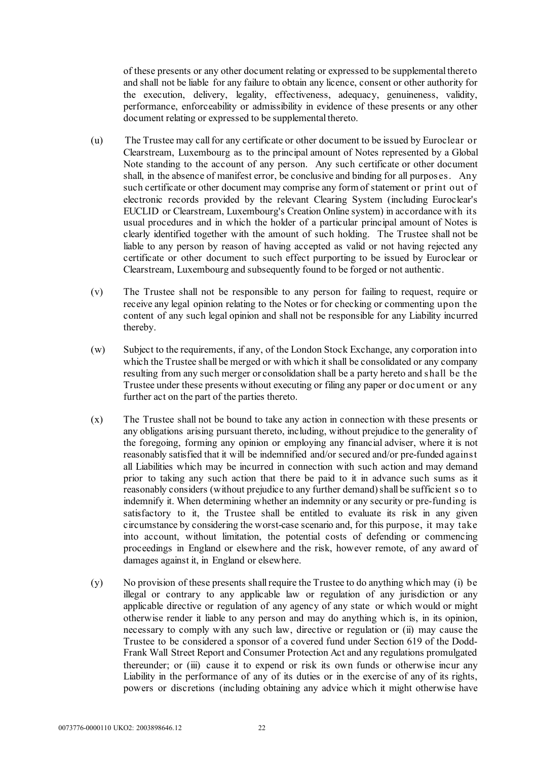of these presents or any other document relating or expressed to be supplemental thereto and shall not be liable for any failure to obtain any licence, consent or other authority for the execution, delivery, legality, effectiveness, adequacy, genuineness, validity, performance, enforceability or admissibility in evidence of these presents or any other document relating or expressed to be supplemental thereto.

(u) The Trustee may call for any certificate or other document to be issued by Euroclear or Clearstream, Luxembourg as to the principal amount of Notes represented by a Global Note standing to the account of any person. Any such certificate or other document shall, in the absence of manifest error, be conclusive and binding for all purposes. Any such certificate or other document may comprise any form of statement or print out of electronic records provided by the relevant Clearing System (including Euroclear's EUCLID or Clearstream, Luxembourg's Creation Online system) in accordance with its usual procedures and in which the holder of a particular principal amount of Notes is clearly identified together with the amount of such holding. The Trustee shall not be liable to any person by reason of having accepted as valid or not having rejected any certificate or other document to such effect purporting to be issued by Euroclear or Clearstream, Luxembourg and subsequently found to be forged or not authentic.

(v) The Trustee shall not be responsible to any person for failing to request, require or receive any legal opinion relating to the Notes or for checking or commenting upon the content of any such legal opinion and shall not be responsible for any Liability incurred thereby.

(w) Subject to the requirements, if any, of the London Stock Exchange, any corporation into which the Trustee shall be merged or with which it shall be consolidated or any company resulting from any such merger or consolidation shall be a party hereto and shall be the Trustee under these presents without executing or filing any paper or document or any further act on the part of the parties thereto.

(x) The Trustee shall not be bound to take any action in connection with these presents or any obligations arising pursuant thereto, including, without prejudice to the generality of the foregoing, forming any opinion or employing any financial adviser, where it is not reasonably satisfied that it will be indemnified and/or secured and/or pre-funded against all Liabilities which may be incurred in connection with such action and may demand prior to taking any such action that there be paid to it in advance such sums as it reasonably considers (without prejudice to any further demand) shall be sufficient so to indemnify it. When determining whether an indemnity or any security or pre-funding is satisfactory to it, the Trustee shall be entitled to evaluate its risk in any given circumstance by considering the worst-case scenario and, for this purpose, it may take into account, without limitation, the potential costs of defending or commencing proceedings in England or elsewhere and the risk, however remote, of any award of damages against it, in England or elsewhere.

(y) No provision of these presents shall require the Trustee to do anything which may (i) be illegal or contrary to any applicable law or regulation of any jurisdiction or any applicable directive or regulation of any agency of any state or which would or might otherwise render it liable to any person and may do anything which is, in its opinion, necessary to comply with any such law, directive or regulation or (ii) may cause the Trustee to be considered a sponsor of a covered fund under Section 619 of the Dodd-Frank Wall Street Report and Consumer Protection Act and any regulations promulgated thereunder; or (iii) cause it to expend or risk its own funds or otherwise incur any Liability in the performance of any of its duties or in the exercise of any of its rights, powers or discretions (including obtaining any advice which it might otherwise have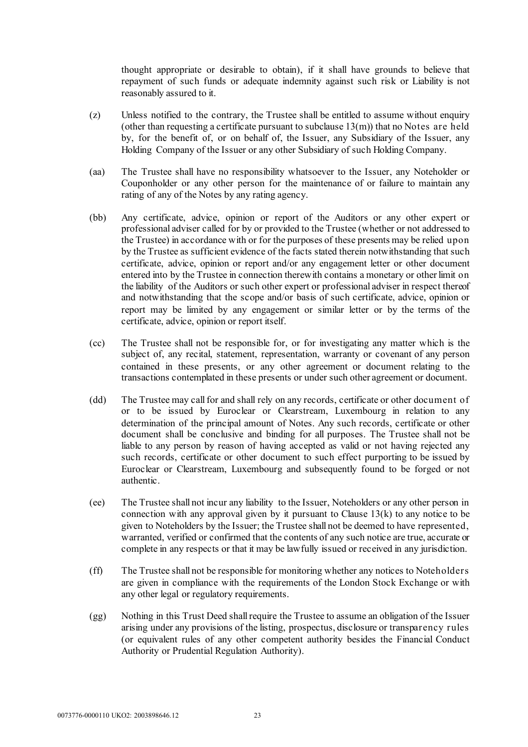thought appropriate or desirable to obtain), if it shall have grounds to believe that repayment of such funds or adequate indemnity against such risk or Liability is not reasonably assured to it.

(z) Unless notified to the contrary, the Trustee shall be entitled to assume without enquiry (other than requesting a certificate pursuant to subclause 13(m)) that no Notes are held by, for the benefit of, or on behalf of, the Issuer, any Subsidiary of the Issuer, any Holding Company of the Issuer or any other Subsidiary of such Holding Company.

(aa) The Trustee shall have no responsibility whatsoever to the Issuer, any Noteholder or Couponholder or any other person for the maintenance of or failure to maintain any rating of any of the Notes by any rating agency.

(bb) Any certificate, advice, opinion or report of the Auditors or any other expert or professional adviser called for by or provided to the Trustee (whether or not addressed to the Trustee) in accordance with or for the purposes of these presents may be relied upon by the Trustee as sufficient evidence of the facts stated therein notwithstanding that such certificate, advice, opinion or report and/or any engagement letter or other document entered into by the Trustee in connection therewith contains a monetary or other limit on the liability of the Auditors or such other expert or professional adviser in respect thereof and notwithstanding that the scope and/or basis of such certificate, advice, opinion or report may be limited by any engagement or similar letter or by the terms of the certificate, advice, opinion or report itself.

(cc) The Trustee shall not be responsible for, or for investigating any matter which is the subject of, any recital, statement, representation, warranty or covenant of any person contained in these presents, or any other agreement or document relating to the transactions contemplated in these presents or under such other agreement or document.

(dd) The Trustee may call for and shall rely on any records, certificate or other document of or to be issued by Euroclear or Clearstream, Luxembourg in relation to any determination of the principal amount of Notes. Any such records, certificate or other document shall be conclusive and binding for all purposes. The Trustee shall not be liable to any person by reason of having accepted as valid or not having rejected any such records, certificate or other document to such effect purporting to be issued by Euroclear or Clearstream, Luxembourg and subsequently found to be forged or not authentic.

(ee) The Trustee shall not incur any liability to the Issuer, Noteholders or any other person in connection with any approval given by it pursuant to Clause 13(k) to any notice to be given to Noteholders by the Issuer; the Trustee shall not be deemed to have represented, warranted, verified or confirmed that the contents of any such notice are true, accurate or complete in any respects or that it may be lawfully issued or received in any jurisdiction.

(ff) The Trustee shall not be responsible for monitoring whether any notices to Noteholders are given in compliance with the requirements of the London Stock Exchange or with any other legal or regulatory requirements.

(gg) Nothing in this Trust Deed shall require the Trustee to assume an obligation of the Issuer arising under any provisions of the listing, prospectus, disclosure or transparency rules (or equivalent rules of any other competent authority besides the Financial Conduct Authority or Prudential Regulation Authority).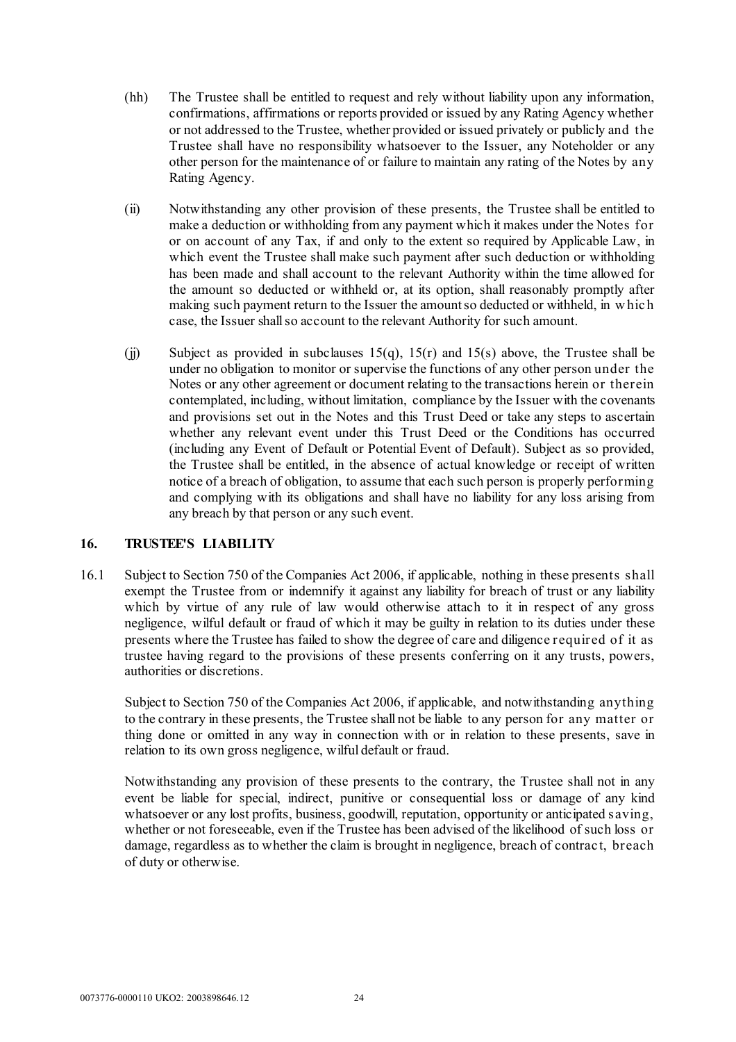(hh) The Trustee shall be entitled to request and rely without liability upon any information, confirmations, affirmations or reports provided or issued by any Rating Agency whether or not addressed to the Trustee, whether provided or issued privately or publicly and the Trustee shall have no responsibility whatsoever to the Issuer, any Noteholder or any other person for the maintenance of or failure to maintain any rating of the Notes by any Rating Agency.

(ii) Notwithstanding any other provision of these presents, the Trustee shall be entitled to make a deduction or withholding from any payment which it makes under the Notes for or on account of any Tax, if and only to the extent so required by Applicable Law, in which event the Trustee shall make such payment after such deduction or withholding has been made and shall account to the relevant Authority within the time allowed for the amount so deducted or withheld or, at its option, shall reasonably promptly after making such payment return to the Issuer the amount so deducted or withheld, in which case, the Issuer shall so account to the relevant Authority for such amount.

(jj) Subject as provided in subclauses 15(q), 15(r) and 15(s) above, the Trustee shall be under no obligation to monitor or supervise the functions of any other person under the Notes or any other agreement or document relating to the transactions herein or therein contemplated, including, without limitation, compliance by the Issuer with the covenants and provisions set out in the Notes and this Trust Deed or take any steps to ascertain whether any relevant event under this Trust Deed or the Conditions has occurred (including any Event of Default or Potential Event of Default). Subject as so provided, the Trustee shall be entitled, in the absence of actual knowledge or receipt of written notice of a breach of obligation, to assume that each such person is properly performing and complying with its obligations and shall have no liability for any loss arising from any breach by that person or any such event.

## 16. TRUSTEE'S LIABILITY

16.1 Subject to Section 750 of the Companies Act 2006, if applicable, nothing in these presents shall exempt the Trustee from or indemnify it against any liability for breach of trust or any liability which by virtue of any rule of law would otherwise attach to it in respect of any gross negligence, wilful default or fraud of which it may be guilty in relation to its duties under these presents where the Trustee has failed to show the degree of care and diligence required of it as trustee having regard to the provisions of these presents conferring on it any trusts, powers, authorities or discretions.

Subject to Section 750 of the Companies Act 2006, if applicable, and notwithstanding anything to the contrary in these presents, the Trustee shall not be liable to any person for any matter or thing done or omitted in any way in connection with or in relation to these presents, save in relation to its own gross negligence, wilful default or fraud.

Notwithstanding any provision of these presents to the contrary, the Trustee shall not in any event be liable for special, indirect, punitive or consequential loss or damage of any kind whatsoever or any lost profits, business, goodwill, reputation, opportunity or anticipated saving, whether or not foreseeable, even if the Trustee has been advised of the likelihood of such loss or damage, regardless as to whether the claim is brought in negligence, breach of contract, breach of duty or otherwise.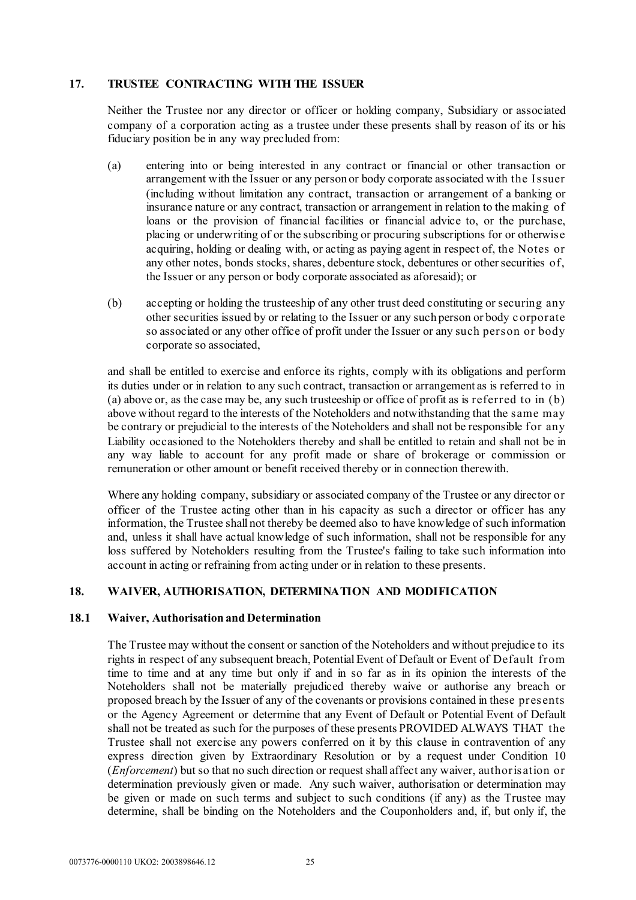## 17. TRUSTEE CONTRACTING WITH THE ISSUER

Neither the Trustee nor any director or officer or holding company, Subsidiary or associated company of a corporation acting as a trustee under these presents shall by reason of its or his fiduciary position be in any way precluded from:

(a) entering into or being interested in any contract or financial or other transaction or arrangement with the Issuer or any person or body corporate associated with the Issuer (including without limitation any contract, transaction or arrangement of a banking or insurance nature or any contract, transaction or arrangement in relation to the making of loans or the provision of financial facilities or financial advice to, or the purchase, placing or underwriting of or the subscribing or procuring subscriptions for or otherwise acquiring, holding or dealing with, or acting as paying agent in respect of, the Notes or any other notes, bonds stocks, shares, debenture stock, debentures or other securities of, the Issuer or any person or body corporate associated as aforesaid); or

(b) accepting or holding the trusteeship of any other trust deed constituting or securing any other securities issued by or relating to the Issuer or any such person or body corporate so associated or any other office of profit under the Issuer or any such person or body corporate so associated,

and shall be entitled to exercise and enforce its rights, comply with its obligations and perform its duties under or in relation to any such contract, transaction or arrangement as is referred to in (a) above or, as the case may be, any such trusteeship or office of profit as is referred to in (b) above without regard to the interests of the Noteholders and notwithstanding that the same may be contrary or prejudicial to the interests of the Noteholders and shall not be responsible for any Liability occasioned to the Noteholders thereby and shall be entitled to retain and shall not be in any way liable to account for any profit made or share of brokerage or commission or remuneration or other amount or benefit received thereby or in connection therewith.

Where any holding company, subsidiary or associated company of the Trustee or any director or officer of the Trustee acting other than in his capacity as such a director or officer has any information, the Trustee shall not thereby be deemed also to have knowledge of such information and, unless it shall have actual knowledge of such information, shall not be responsible for any loss suffered by Noteholders resulting from the Trustee's failing to take such information into account in acting or refraining from acting under or in relation to these presents.

## 18. WAIVER, AUTHORISATION, DETERMINATION AND MODIFICATION

### 18.1 Waiver, Authorisation and Determination

The Trustee may without the consent or sanction of the Noteholders and without prejudice to its rights in respect of any subsequent breach, Potential Event of Default or Event of Default from time to time and at any time but only if and in so far as in its opinion the interests of the Noteholders shall not be materially prejudiced thereby waive or authorise any breach or proposed breach by the Issuer of any of the covenants or provisions contained in these presents or the Agency Agreement or determine that any Event of Default or Potential Event of Default shall not be treated as such for the purposes of these presents PROVIDED ALWAYS THAT the Trustee shall not exercise any powers conferred on it by this clause in contravention of any express direction given by Extraordinary Resolution or by a request under Condition 10 (*Enforcement*) but so that no such direction or request shall affect any waiver, authorisation or determination previously given or made. Any such waiver, authorisation or determination may be given or made on such terms and subject to such conditions (if any) as the Trustee may determine, shall be binding on the Noteholders and the Couponholders and, if, but only if, the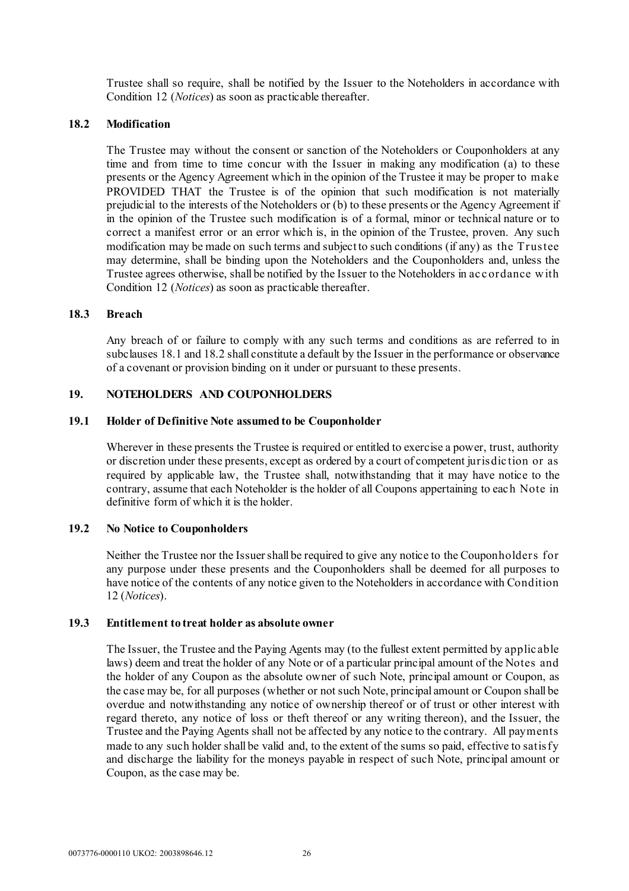Trustee shall so require, shall be notified by the Issuer to the Noteholders in accordance with Condition 12 (*Notices*) as soon as practicable thereafter.

### 18.2 Modification

The Trustee may without the consent or sanction of the Noteholders or Couponholders at any time and from time to time concur with the Issuer in making any modification (a) to these presents or the Agency Agreement which in the opinion of the Trustee it may be proper to make PROVIDED THAT the Trustee is of the opinion that such modification is not materially prejudicial to the interests of the Noteholders or (b) to these presents or the Agency Agreement if in the opinion of the Trustee such modification is of a formal, minor or technical nature or to correct a manifest error or an error which is, in the opinion of the Trustee, proven. Any such modification may be made on such terms and subject to such conditions (if any) as the Trustee may determine, shall be binding upon the Noteholders and the Couponholders and, unless the Trustee agrees otherwise, shall be notified by the Issuer to the Noteholders in accordance with Condition 12 (*Notices*) as soon as practicable thereafter.

### 18.3 Breach

Any breach of or failure to comply with any such terms and conditions as are referred to in subclauses 18.1 and 18.2 shall constitute a default by the Issuer in the performance or observance of a covenant or provision binding on it under or pursuant to these presents.

## 19. NOTEHOLDERS AND COUPONHOLDERS

### 19.1 Holder of Definitive Note assumed to be Couponholder

Wherever in these presents the Trustee is required or entitled to exercise a power, trust, authority or discretion under these presents, except as ordered by a court of competent jurisdiction or as required by applicable law, the Trustee shall, notwithstanding that it may have notice to the contrary, assume that each Noteholder is the holder of all Coupons appertaining to each Note in definitive form of which it is the holder.

### 19.2 No Notice to Couponholders

Neither the Trustee nor the Issuer shall be required to give any notice to the Couponholders for any purpose under these presents and the Couponholders shall be deemed for all purposes to have notice of the contents of any notice given to the Noteholders in accordance with Condition 12 (*Notices*).

### 19.3 Entitlement to treat holder as absolute owner

The Issuer, the Trustee and the Paying Agents may (to the fullest extent permitted by applicable laws) deem and treat the holder of any Note or of a particular principal amount of the Notes and the holder of any Coupon as the absolute owner of such Note, principal amount or Coupon, as the case may be, for all purposes (whether or not such Note, principal amount or Coupon shall be overdue and notwithstanding any notice of ownership thereof or of trust or other interest with regard thereto, any notice of loss or theft thereof or any writing thereon), and the Issuer, the Trustee and the Paying Agents shall not be affected by any notice to the contrary. All payments made to any such holder shall be valid and, to the extent of the sums so paid, effective to satisfy and discharge the liability for the moneys payable in respect of such Note, principal amount or Coupon, as the case may be.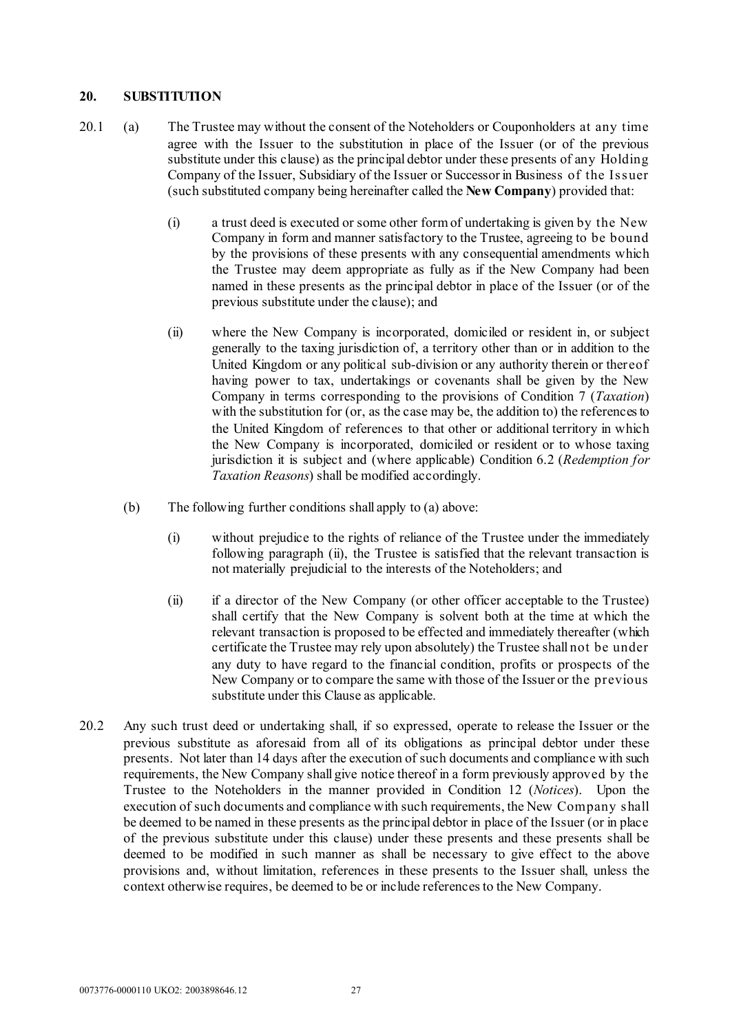## 20. SUBSTITUTION

20.1 (a) The Trustee may without the consent of the Noteholders or Couponholders at any time agree with the Issuer to the substitution in place of the Issuer (or of the previous substitute under this clause) as the principal debtor under these presents of any Holding Company of the Issuer, Subsidiary of the Issuer or Successor in Business of the Issuer (such substituted company being hereinafter called the **New Company**) provided that:

(i) a trust deed is executed or some other form of undertaking is given by the New Company in form and manner satisfactory to the Trustee, agreeing to be bound by the provisions of these presents with any consequential amendments which the Trustee may deem appropriate as fully as if the New Company had been named in these presents as the principal debtor in place of the Issuer (or of the previous substitute under the clause); and

(ii) where the New Company is incorporated, domiciled or resident in, or subject generally to the taxing jurisdiction of, a territory other than or in addition to the United Kingdom or any political sub-division or any authority therein or thereof having power to tax, undertakings or covenants shall be given by the New Company in terms corresponding to the provisions of Condition 7 (*Taxation*) with the substitution for (or, as the case may be, the addition to) the references to the United Kingdom of references to that other or additional territory in which the New Company is incorporated, domiciled or resident or to whose taxing jurisdiction it is subject and (where applicable) Condition 6.2 (*Redemption for Taxation Reasons*) shall be modified accordingly.

(b) The following further conditions shall apply to (a) above:

(i) without prejudice to the rights of reliance of the Trustee under the immediately following paragraph (ii), the Trustee is satisfied that the relevant transaction is not materially prejudicial to the interests of the Noteholders; and

(ii) if a director of the New Company (or other officer acceptable to the Trustee) shall certify that the New Company is solvent both at the time at which the relevant transaction is proposed to be effected and immediately thereafter (which certificate the Trustee may rely upon absolutely) the Trustee shall not be under any duty to have regard to the financial condition, profits or prospects of the New Company or to compare the same with those of the Issuer or the previous substitute under this Clause as applicable.

20.2 Any such trust deed or undertaking shall, if so expressed, operate to release the Issuer or the previous substitute as aforesaid from all of its obligations as principal debtor under these presents. Not later than 14 days after the execution of such documents and compliance with such requirements, the New Company shall give notice thereof in a form previously approved by the Trustee to the Noteholders in the manner provided in Condition 12 (*Notices*). Upon the execution of such documents and compliance with such requirements, the New Company shall be deemed to be named in these presents as the principal debtor in place of the Issuer (or in place of the previous substitute under this clause) under these presents and these presents shall be deemed to be modified in such manner as shall be necessary to give effect to the above provisions and, without limitation, references in these presents to the Issuer shall, unless the context otherwise requires, be deemed to be or include references to the New Company.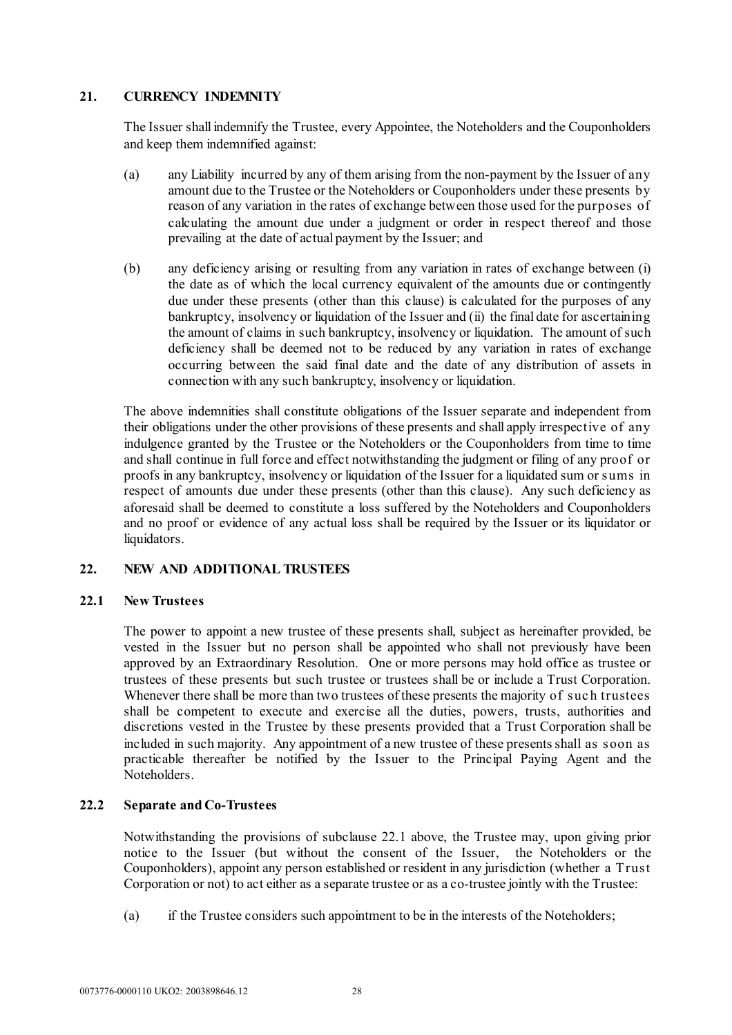## 21. CURRENCY INDEMNITY

The Issuer shall indemnify the Trustee, every Appointee, the Noteholders and the Couponholders and keep them indemnified against:

(a) any Liability incurred by any of them arising from the non-payment by the Issuer of any amount due to the Trustee or the Noteholders or Couponholders under these presents by reason of any variation in the rates of exchange between those used for the purposes of calculating the amount due under a judgment or order in respect thereof and those prevailing at the date of actual payment by the Issuer; and

(b) any deficiency arising or resulting from any variation in rates of exchange between (i) the date as of which the local currency equivalent of the amounts due or contingently due under these presents (other than this clause) is calculated for the purposes of any bankruptcy, insolvency or liquidation of the Issuer and (ii) the final date for ascertaining the amount of claims in such bankruptcy, insolvency or liquidation. The amount of such deficiency shall be deemed not to be reduced by any variation in rates of exchange occurring between the said final date and the date of any distribution of assets in connection with any such bankruptcy, insolvency or liquidation.

The above indemnities shall constitute obligations of the Issuer separate and independent from their obligations under the other provisions of these presents and shall apply irrespective of any indulgence granted by the Trustee or the Noteholders or the Couponholders from time to time and shall continue in full force and effect notwithstanding the judgment or filing of any proof or proofs in any bankruptcy, insolvency or liquidation of the Issuer for a liquidated sum or sums in respect of amounts due under these presents (other than this clause). Any such deficiency as aforesaid shall be deemed to constitute a loss suffered by the Noteholders and Couponholders and no proof or evidence of any actual loss shall be required by the Issuer or its liquidator or liquidators.

## 22. NEW AND ADDITIONAL TRUSTEES

### 22.1 New Trustees

The power to appoint a new trustee of these presents shall, subject as hereinafter provided, be vested in the Issuer but no person shall be appointed who shall not previously have been approved by an Extraordinary Resolution. One or more persons may hold office as trustee or trustees of these presents but such trustee or trustees shall be or include a Trust Corporation. Whenever there shall be more than two trustees of these presents the majority of such trustees shall be competent to execute and exercise all the duties, powers, trusts, authorities and discretions vested in the Trustee by these presents provided that a Trust Corporation shall be included in such majority. Any appointment of a new trustee of these presents shall as soon as practicable thereafter be notified by the Issuer to the Principal Paying Agent and the Noteholders.

### 22.2 Separate and Co-Trustees

Notwithstanding the provisions of subclause 22.1 above, the Trustee may, upon giving prior notice to the Issuer (but without the consent of the Issuer, the Noteholders or the Couponholders), appoint any person established or resident in any jurisdiction (whether a Trust Corporation or not) to act either as a separate trustee or as a co-trustee jointly with the Trustee:

(a) if the Trustee considers such appointment to be in the interests of the Noteholders;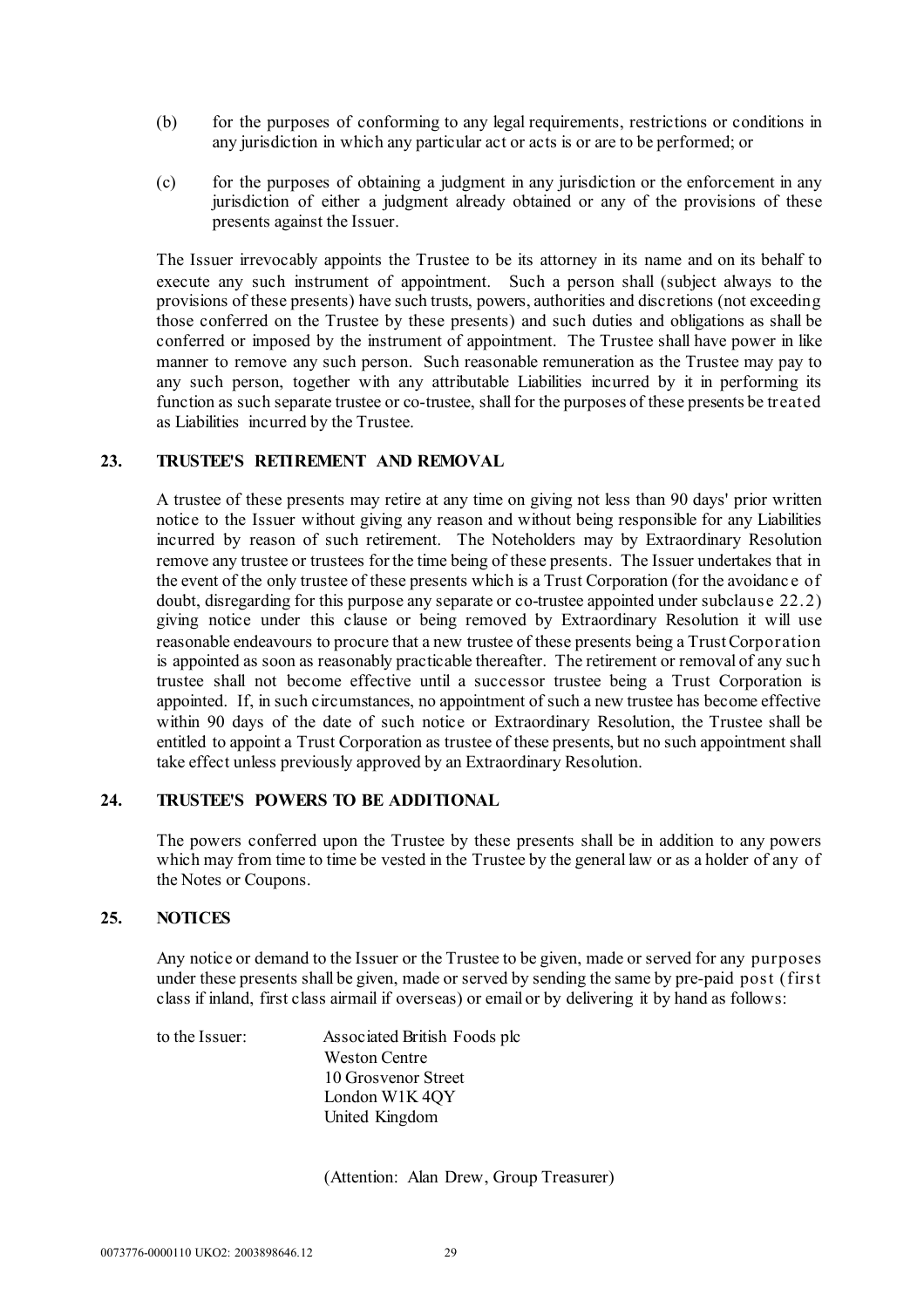(b) for the purposes of conforming to any legal requirements, restrictions or conditions in any jurisdiction in which any particular act or acts is or are to be performed; or

(c) for the purposes of obtaining a judgment in any jurisdiction or the enforcement in any jurisdiction of either a judgment already obtained or any of the provisions of these presents against the Issuer.

The Issuer irrevocably appoints the Trustee to be its attorney in its name and on its behalf to execute any such instrument of appointment. Such a person shall (subject always to the provisions of these presents) have such trusts, powers, authorities and discretions (not exceeding those conferred on the Trustee by these presents) and such duties and obligations as shall be conferred or imposed by the instrument of appointment. The Trustee shall have power in like manner to remove any such person. Such reasonable remuneration as the Trustee may pay to any such person, together with any attributable Liabilities incurred by it in performing its function as such separate trustee or co-trustee, shall for the purposes of these presents be treated as Liabilities incurred by the Trustee.

## 23. TRUSTEE'S RETIREMENT AND REMOVAL

A trustee of these presents may retire at any time on giving not less than 90 days' prior written notice to the Issuer without giving any reason and without being responsible for any Liabilities incurred by reason of such retirement. The Noteholders may by Extraordinary Resolution remove any trustee or trustees for the time being of these presents. The Issuer undertakes that in the event of the only trustee of these presents which is a Trust Corporation (for the avoidance of doubt, disregarding for this purpose any separate or co-trustee appointed under subclause 22.2) giving notice under this clause or being removed by Extraordinary Resolution it will use reasonable endeavours to procure that a new trustee of these presents being a Trust Corporation is appointed as soon as reasonably practicable thereafter. The retirement or removal of any such trustee shall not become effective until a successor trustee being a Trust Corporation is appointed. If, in such circumstances, no appointment of such a new trustee has become effective within 90 days of the date of such notice or Extraordinary Resolution, the Trustee shall be entitled to appoint a Trust Corporation as trustee of these presents, but no such appointment shall take effect unless previously approved by an Extraordinary Resolution.

## 24. TRUSTEE'S POWERS TO BE ADDITIONAL

The powers conferred upon the Trustee by these presents shall be in addition to any powers which may from time to time be vested in the Trustee by the general law or as a holder of any of the Notes or Coupons.

## 25. NOTICES

Any notice or demand to the Issuer or the Trustee to be given, made or served for any purposes under these presents shall be given, made or served by sending the same by pre-paid post (first class if inland, first class airmail if overseas) or email or by delivering it by hand as follows:

to the Issuer:

Associated British Foods plc
Weston Centre
10 Grosvenor Street
London W1K 4QY
United Kingdom

(Attention: Alan Drew, Group Treasurer)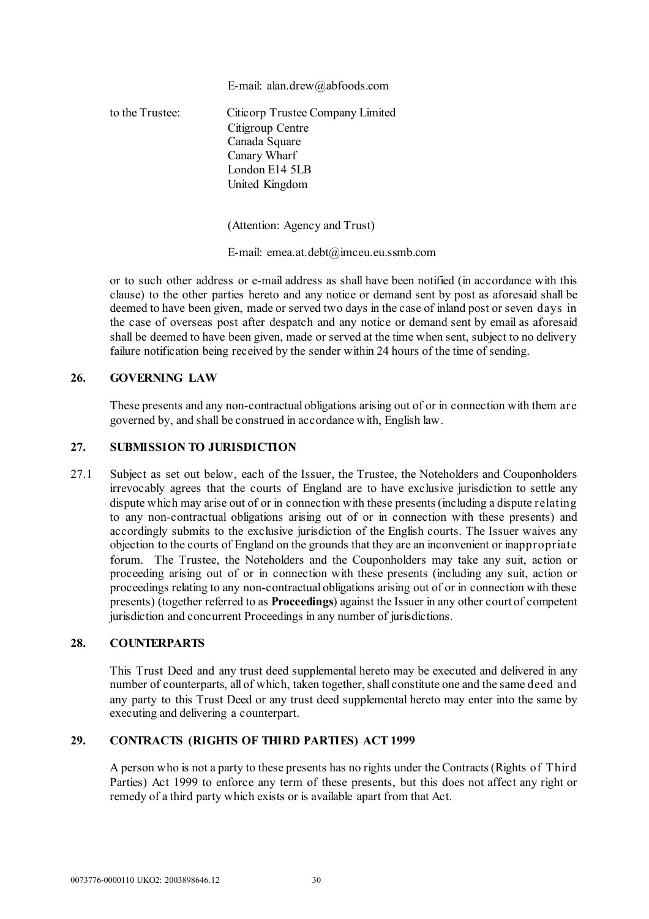E-mail: alan.drew@abfoods.com

to the Trustee: Citicorp Trustee Company Limited
Citigroup Centre
Canada Square
Canary Wharf
London E14 5LB
United Kingdom

(Attention: Agency and Trust)

E-mail: emea.at.debt@imceu.eu.ssmb.com

or to such other address or e-mail address as shall have been notified (in accordance with this clause) to the other parties hereto and any notice or demand sent by post as aforesaid shall be deemed to have been given, made or served two days in the case of inland post or seven days in the case of overseas post after despatch and any notice or demand sent by email as aforesaid shall be deemed to have been given, made or served at the time when sent, subject to no delivery failure notification being received by the sender within 24 hours of the time of sending.

## 26. GOVERNING LAW

These presents and any non-contractual obligations arising out of or in connection with them are governed by, and shall be construed in accordance with, English law.

## 27. SUBMISSION TO JURISDICTION

27.1 Subject as set out below, each of the Issuer, the Trustee, the Noteholders and Couponholders irrevocably agrees that the courts of England are to have exclusive jurisdiction to settle any dispute which may arise out of or in connection with these presents (including a dispute relating to any non-contractual obligations arising out of or in connection with these presents) and accordingly submits to the exclusive jurisdiction of the English courts. The Issuer waives any objection to the courts of England on the grounds that they are an inconvenient or inappropriate forum. The Trustee, the Noteholders and the Couponholders may take any suit, action or proceeding arising out of or in connection with these presents (including any suit, action or proceedings relating to any non-contractual obligations arising out of or in connection with these presents) (together referred to as **Proceedings**) against the Issuer in any other court of competent jurisdiction and concurrent Proceedings in any number of jurisdictions.

## 28. COUNTERPARTS

This Trust Deed and any trust deed supplemental hereto may be executed and delivered in any number of counterparts, all of which, taken together, shall constitute one and the same deed and any party to this Trust Deed or any trust deed supplemental hereto may enter into the same by executing and delivering a counterpart.

## 29. CONTRACTS (RIGHTS OF THIRD PARTIES) ACT 1999

A person who is not a party to these presents has no rights under the Contracts (Rights of Third Parties) Act 1999 to enforce any term of these presents, but this does not affect any right or remedy of a third party which exists or is available apart from that Act.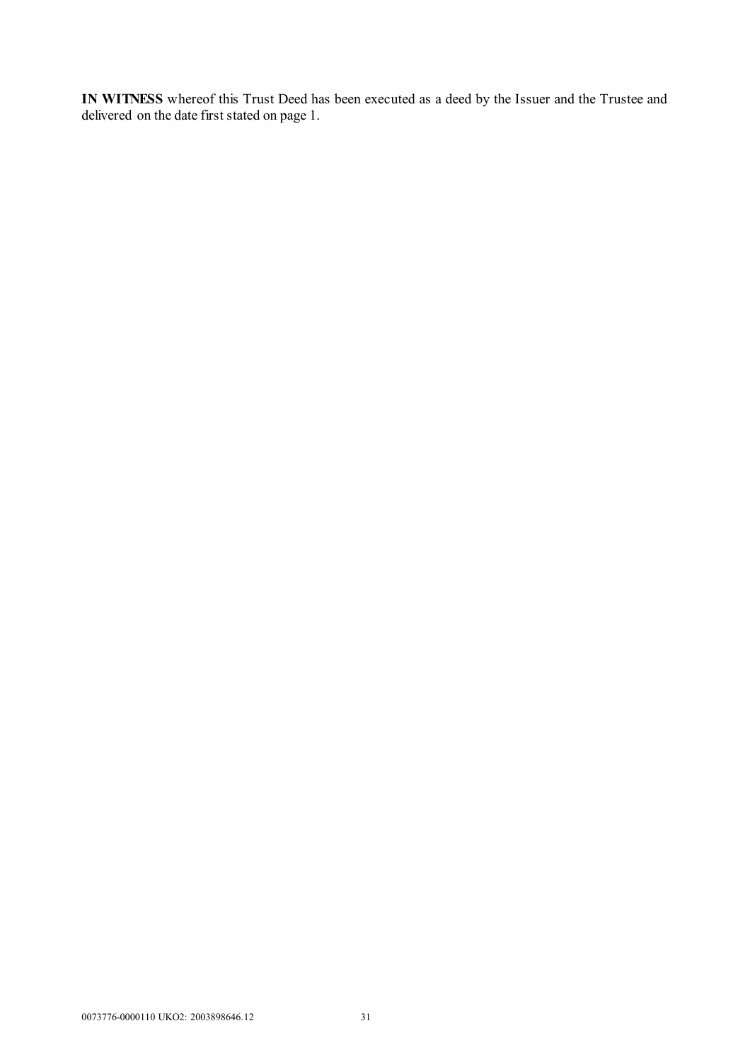**IN WITNESS** whereof this Trust Deed has been executed as a deed by the Issuer and the Trustee and delivered on the date first stated on page 1.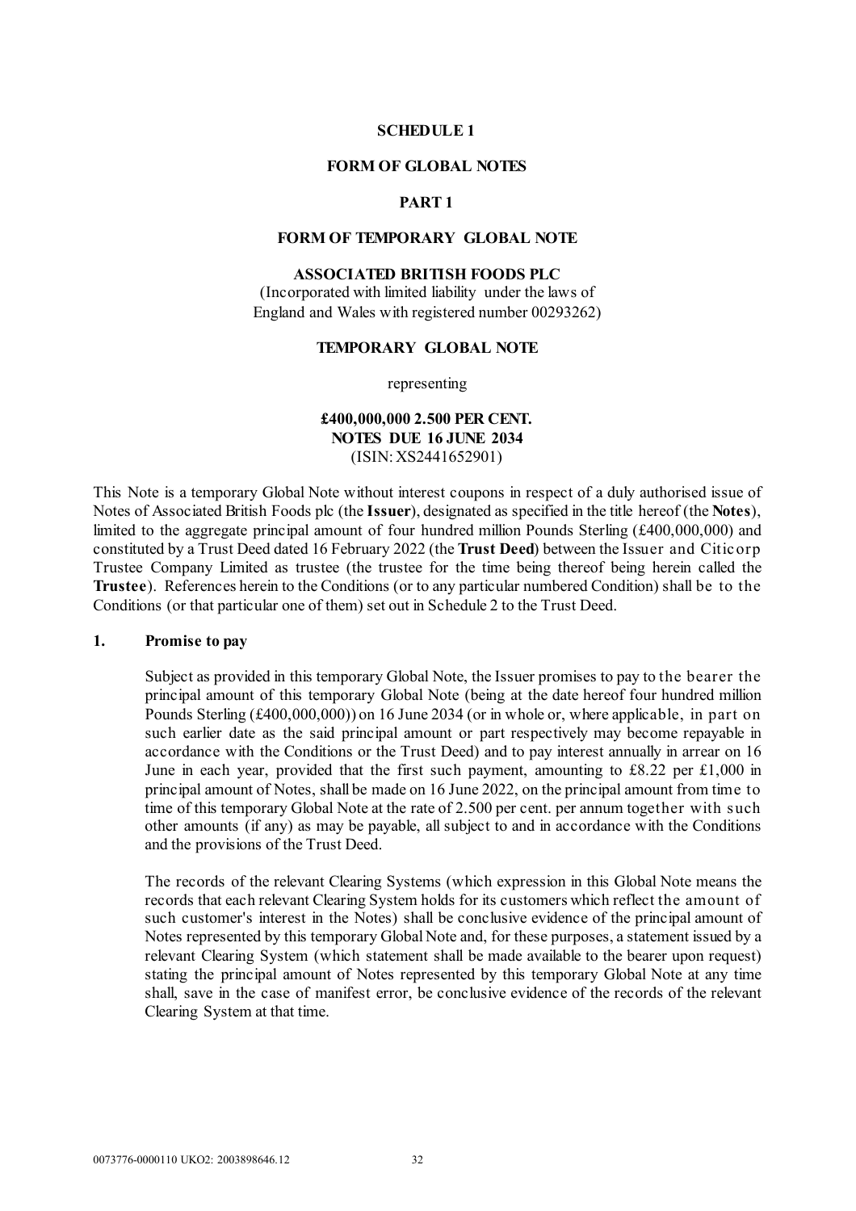**SCHEDULE 1**

**FORM OF GLOBAL NOTES**

**PART 1**

**FORM OF TEMPORARY GLOBAL NOTE**

**ASSOCIATED BRITISH FOODS PLC**

(Incorporated with limited liability under the laws of England and Wales with registered number 00293262)

**TEMPORARY GLOBAL NOTE**

representing

**£400,000,000 2.500 PER CENT. NOTES DUE 16 JUNE 2034**

(ISIN: XS2441652901)

This Note is a temporary Global Note without interest coupons in respect of a duly authorised issue of Notes of Associated British Foods plc (the **Issuer**), designated as specified in the title hereof (the **Notes**), limited to the aggregate principal amount of four hundred million Pounds Sterling (£400,000,000) and constituted by a Trust Deed dated 16 February 2022 (the **Trust Deed**) between the Issuer and Citicorp Trustee Company Limited as trustee (the trustee for the time being thereof being herein called the **Trustee**). References herein to the Conditions (or to any particular numbered Condition) shall be to the Conditions (or that particular one of them) set out in Schedule 2 to the Trust Deed.

**1. Promise to pay**

Subject as provided in this temporary Global Note, the Issuer promises to pay to the bearer the principal amount of this temporary Global Note (being at the date hereof four hundred million Pounds Sterling (£400,000,000)) on 16 June 2034 (or in whole or, where applicable, in part on such earlier date as the said principal amount or part respectively may become repayable in accordance with the Conditions or the Trust Deed) and to pay interest annually in arrear on 16 June in each year, provided that the first such payment, amounting to £8.22 per £1,000 in principal amount of Notes, shall be made on 16 June 2022, on the principal amount from time to time of this temporary Global Note at the rate of 2.500 per cent. per annum together with such other amounts (if any) as may be payable, all subject to and in accordance with the Conditions and the provisions of the Trust Deed.

The records of the relevant Clearing Systems (which expression in this Global Note means the records that each relevant Clearing System holds for its customers which reflect the amount of such customer's interest in the Notes) shall be conclusive evidence of the principal amount of Notes represented by this temporary Global Note and, for these purposes, a statement issued by a relevant Clearing System (which statement shall be made available to the bearer upon request) stating the principal amount of Notes represented by this temporary Global Note at any time shall, save in the case of manifest error, be conclusive evidence of the records of the relevant Clearing System at that time.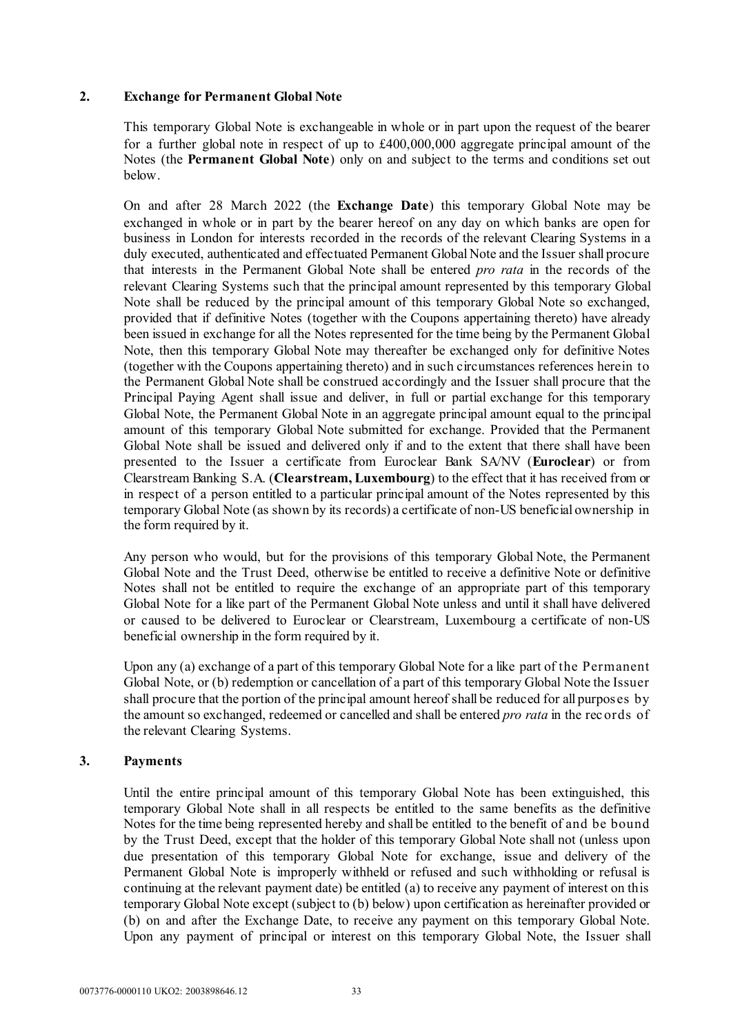## 2. Exchange for Permanent Global Note

This temporary Global Note is exchangeable in whole or in part upon the request of the bearer for a further global note in respect of up to £400,000,000 aggregate principal amount of the Notes (the **Permanent Global Note**) only on and subject to the terms and conditions set out below.

On and after 28 March 2022 (the **Exchange Date**) this temporary Global Note may be exchanged in whole or in part by the bearer hereof on any day on which banks are open for business in London for interests recorded in the records of the relevant Clearing Systems in a duly executed, authenticated and effectuated Permanent Global Note and the Issuer shall procure that interests in the Permanent Global Note shall be entered *pro rata* in the records of the relevant Clearing Systems such that the principal amount represented by this temporary Global Note shall be reduced by the principal amount of this temporary Global Note so exchanged, provided that if definitive Notes (together with the Coupons appertaining thereto) have already been issued in exchange for all the Notes represented for the time being by the Permanent Global Note, then this temporary Global Note may thereafter be exchanged only for definitive Notes (together with the Coupons appertaining thereto) and in such circumstances references herein to the Permanent Global Note shall be construed accordingly and the Issuer shall procure that the Principal Paying Agent shall issue and deliver, in full or partial exchange for this temporary Global Note, the Permanent Global Note in an aggregate principal amount equal to the principal amount of this temporary Global Note submitted for exchange. Provided that the Permanent Global Note shall be issued and delivered only if and to the extent that there shall have been presented to the Issuer a certificate from Euroclear Bank SA/NV (**Euroclear**) or from Clearstream Banking S.A. (**Clearstream, Luxembourg**) to the effect that it has received from or in respect of a person entitled to a particular principal amount of the Notes represented by this temporary Global Note (as shown by its records) a certificate of non-US beneficial ownership in the form required by it.

Any person who would, but for the provisions of this temporary Global Note, the Permanent Global Note and the Trust Deed, otherwise be entitled to receive a definitive Note or definitive Notes shall not be entitled to require the exchange of an appropriate part of this temporary Global Note for a like part of the Permanent Global Note unless and until it shall have delivered or caused to be delivered to Euroclear or Clearstream, Luxembourg a certificate of non-US beneficial ownership in the form required by it.

Upon any (a) exchange of a part of this temporary Global Note for a like part of the Permanent Global Note, or (b) redemption or cancellation of a part of this temporary Global Note the Issuer shall procure that the portion of the principal amount hereof shall be reduced for all purposes by the amount so exchanged, redeemed or cancelled and shall be entered *pro rata* in the records of the relevant Clearing Systems.

## 3. Payments

Until the entire principal amount of this temporary Global Note has been extinguished, this temporary Global Note shall in all respects be entitled to the same benefits as the definitive Notes for the time being represented hereby and shall be entitled to the benefit of and be bound by the Trust Deed, except that the holder of this temporary Global Note shall not (unless upon due presentation of this temporary Global Note for exchange, issue and delivery of the Permanent Global Note is improperly withheld or refused and such withholding or refusal is continuing at the relevant payment date) be entitled (a) to receive any payment of interest on this temporary Global Note except (subject to (b) below) upon certification as hereinafter provided or (b) on and after the Exchange Date, to receive any payment on this temporary Global Note. Upon any payment of principal or interest on this temporary Global Note, the Issuer shall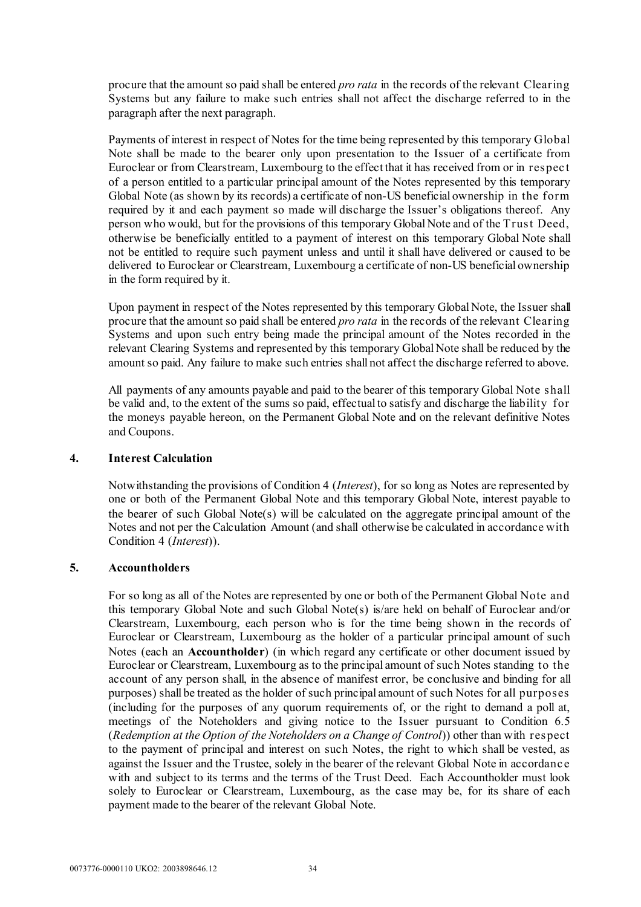procure that the amount so paid shall be entered *pro rata* in the records of the relevant Clearing Systems but any failure to make such entries shall not affect the discharge referred to in the paragraph after the next paragraph.

Payments of interest in respect of Notes for the time being represented by this temporary Global Note shall be made to the bearer only upon presentation to the Issuer of a certificate from Euroclear or from Clearstream, Luxembourg to the effect that it has received from or in respect of a person entitled to a particular principal amount of the Notes represented by this temporary Global Note (as shown by its records) a certificate of non-US beneficial ownership in the form required by it and each payment so made will discharge the Issuer's obligations thereof. Any person who would, but for the provisions of this temporary Global Note and of the Trust Deed, otherwise be beneficially entitled to a payment of interest on this temporary Global Note shall not be entitled to require such payment unless and until it shall have delivered or caused to be delivered to Euroclear or Clearstream, Luxembourg a certificate of non-US beneficial ownership in the form required by it.

Upon payment in respect of the Notes represented by this temporary Global Note, the Issuer shall procure that the amount so paid shall be entered *pro rata* in the records of the relevant Clearing Systems and upon such entry being made the principal amount of the Notes recorded in the relevant Clearing Systems and represented by this temporary Global Note shall be reduced by the amount so paid. Any failure to make such entries shall not affect the discharge referred to above.

All payments of any amounts payable and paid to the bearer of this temporary Global Note shall be valid and, to the extent of the sums so paid, effectual to satisfy and discharge the liability for the moneys payable hereon, on the Permanent Global Note and on the relevant definitive Notes and Coupons.

## 4. Interest Calculation

Notwithstanding the provisions of Condition 4 (*Interest*), for so long as Notes are represented by one or both of the Permanent Global Note and this temporary Global Note, interest payable to the bearer of such Global Note(s) will be calculated on the aggregate principal amount of the Notes and not per the Calculation Amount (and shall otherwise be calculated in accordance with Condition 4 (*Interest*)).

## 5. Accountholders

For so long as all of the Notes are represented by one or both of the Permanent Global Note and this temporary Global Note and such Global Note(s) is/are held on behalf of Euroclear and/or Clearstream, Luxembourg, each person who is for the time being shown in the records of Euroclear or Clearstream, Luxembourg as the holder of a particular principal amount of such Notes (each an **Accountholder**) (in which regard any certificate or other document issued by Euroclear or Clearstream, Luxembourg as to the principal amount of such Notes standing to the account of any person shall, in the absence of manifest error, be conclusive and binding for all purposes) shall be treated as the holder of such principal amount of such Notes for all purposes (including for the purposes of any quorum requirements of, or the right to demand a poll at, meetings of the Noteholders and giving notice to the Issuer pursuant to Condition 6.5 (*Redemption at the Option of the Noteholders on a Change of Control*)) other than with respect to the payment of principal and interest on such Notes, the right to which shall be vested, as against the Issuer and the Trustee, solely in the bearer of the relevant Global Note in accordance with and subject to its terms and the terms of the Trust Deed. Each Accountholder must look solely to Euroclear or Clearstream, Luxembourg, as the case may be, for its share of each payment made to the bearer of the relevant Global Note.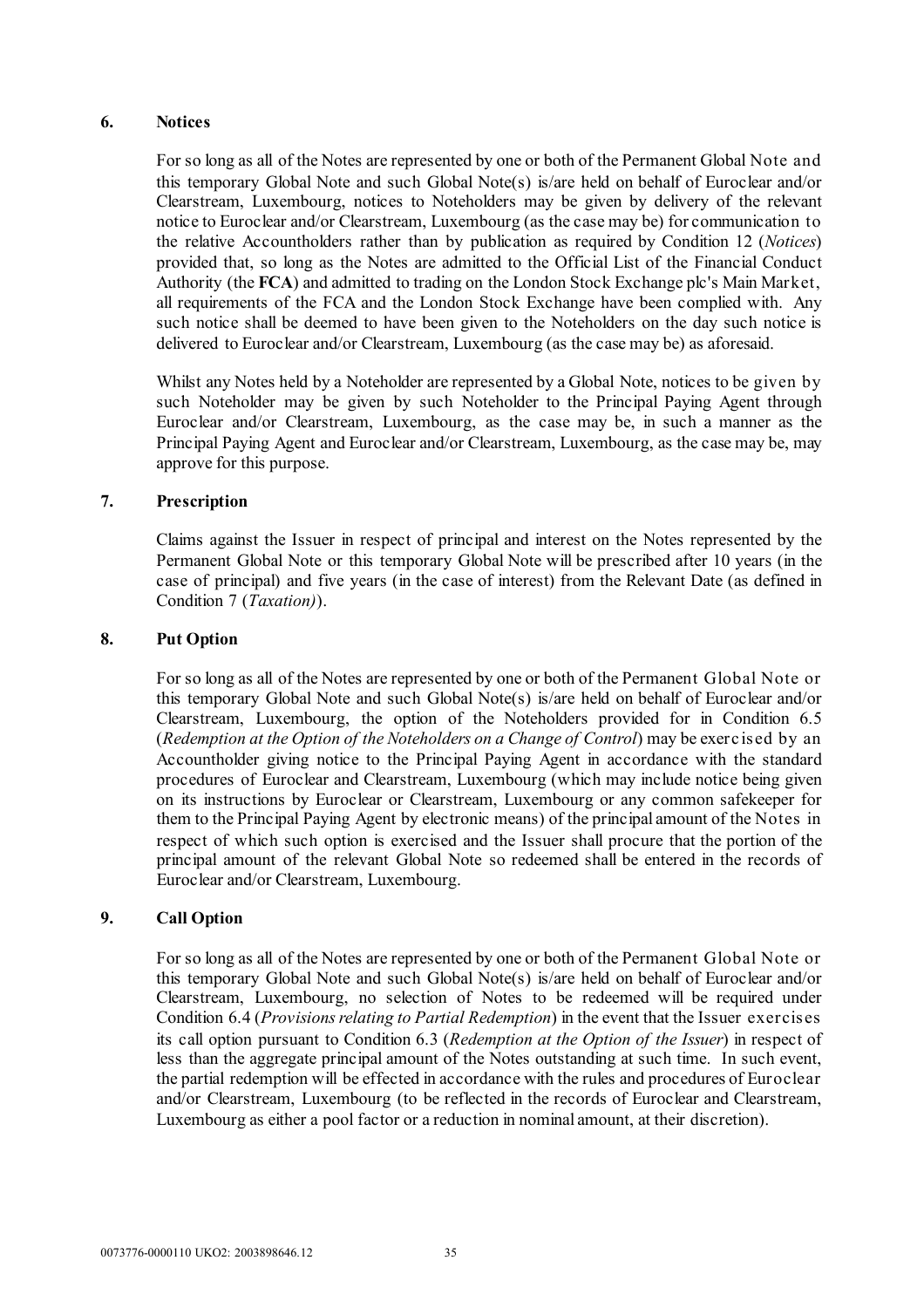### 6. Notices

For so long as all of the Notes are represented by one or both of the Permanent Global Note and this temporary Global Note and such Global Note(s) is/are held on behalf of Euroclear and/or Clearstream, Luxembourg, notices to Noteholders may be given by delivery of the relevant notice to Euroclear and/or Clearstream, Luxembourg (as the case may be) for communication to the relative Accountholders rather than by publication as required by Condition 12 (*Notices*) provided that, so long as the Notes are admitted to the Official List of the Financial Conduct Authority (the **FCA**) and admitted to trading on the London Stock Exchange plc's Main Market, all requirements of the FCA and the London Stock Exchange have been complied with. Any such notice shall be deemed to have been given to the Noteholders on the day such notice is delivered to Euroclear and/or Clearstream, Luxembourg (as the case may be) as aforesaid.

Whilst any Notes held by a Noteholder are represented by a Global Note, notices to be given by such Noteholder may be given by such Noteholder to the Principal Paying Agent through Euroclear and/or Clearstream, Luxembourg, as the case may be, in such a manner as the Principal Paying Agent and Euroclear and/or Clearstream, Luxembourg, as the case may be, may approve for this purpose.

### 7. Prescription

Claims against the Issuer in respect of principal and interest on the Notes represented by the Permanent Global Note or this temporary Global Note will be prescribed after 10 years (in the case of principal) and five years (in the case of interest) from the Relevant Date (as defined in Condition 7 (*Taxation)*).

### 8. Put Option

For so long as all of the Notes are represented by one or both of the Permanent Global Note or this temporary Global Note and such Global Note(s) is/are held on behalf of Euroclear and/or Clearstream, Luxembourg, the option of the Noteholders provided for in Condition 6.5 (*Redemption at the Option of the Noteholders on a Change of Control*) may be exercised by an Accountholder giving notice to the Principal Paying Agent in accordance with the standard procedures of Euroclear and Clearstream, Luxembourg (which may include notice being given on its instructions by Euroclear or Clearstream, Luxembourg or any common safekeeper for them to the Principal Paying Agent by electronic means) of the principal amount of the Notes in respect of which such option is exercised and the Issuer shall procure that the portion of the principal amount of the relevant Global Note so redeemed shall be entered in the records of Euroclear and/or Clearstream, Luxembourg.

### 9. Call Option

For so long as all of the Notes are represented by one or both of the Permanent Global Note or this temporary Global Note and such Global Note(s) is/are held on behalf of Euroclear and/or Clearstream, Luxembourg, no selection of Notes to be redeemed will be required under Condition 6.4 (*Provisions relating to Partial Redemption*) in the event that the Issuer exercises its call option pursuant to Condition 6.3 (*Redemption at the Option of the Issuer*) in respect of less than the aggregate principal amount of the Notes outstanding at such time. In such event, the partial redemption will be effected in accordance with the rules and procedures of Euroclear and/or Clearstream, Luxembourg (to be reflected in the records of Euroclear and Clearstream, Luxembourg as either a pool factor or a reduction in nominal amount, at their discretion).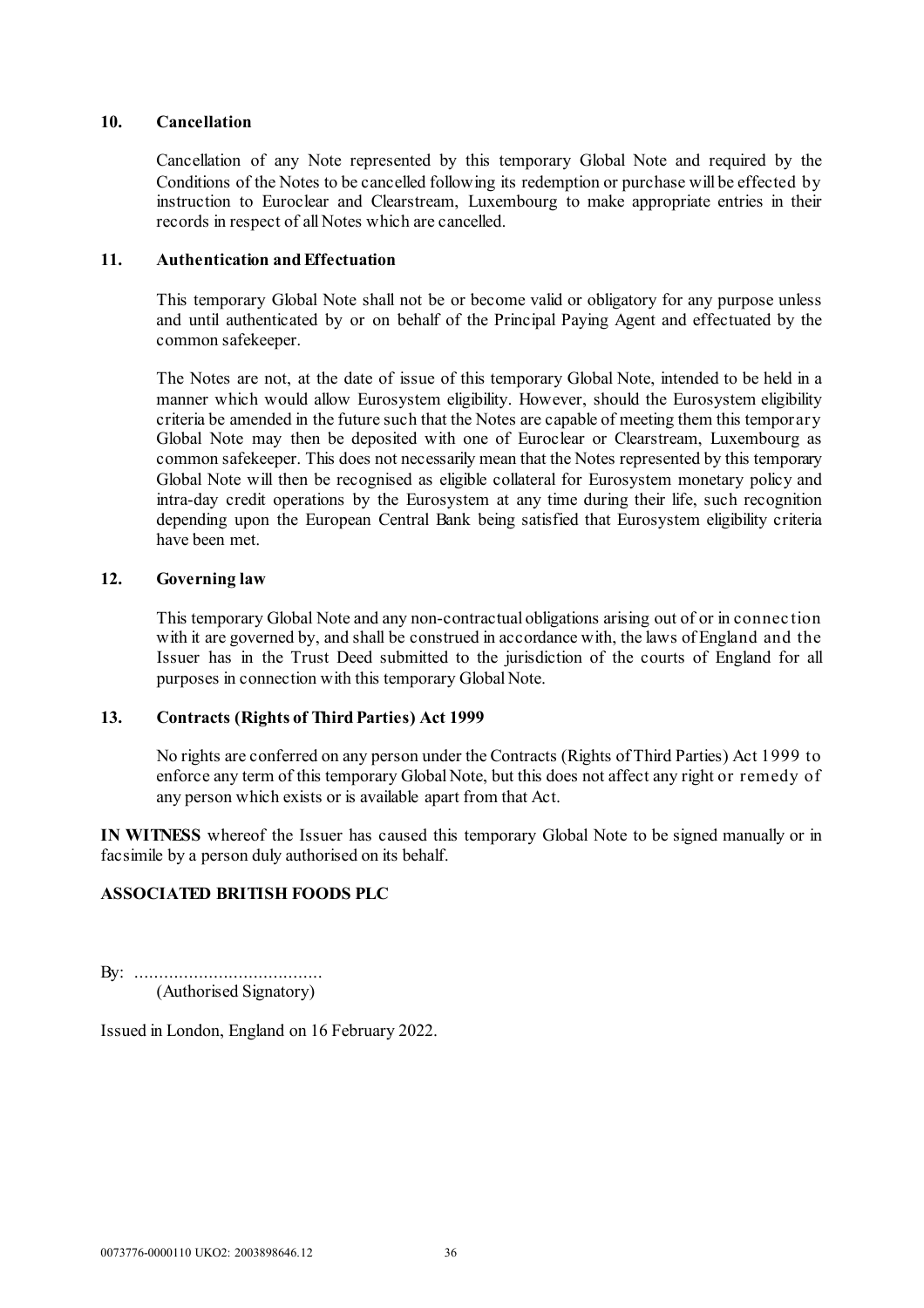### 10. Cancellation

Cancellation of any Note represented by this temporary Global Note and required by the Conditions of the Notes to be cancelled following its redemption or purchase will be effected by instruction to Euroclear and Clearstream, Luxembourg to make appropriate entries in their records in respect of all Notes which are cancelled.

### 11. Authentication and Effectuation

This temporary Global Note shall not be or become valid or obligatory for any purpose unless and until authenticated by or on behalf of the Principal Paying Agent and effectuated by the common safekeeper.

The Notes are not, at the date of issue of this temporary Global Note, intended to be held in a manner which would allow Eurosystem eligibility. However, should the Eurosystem eligibility criteria be amended in the future such that the Notes are capable of meeting them this temporary Global Note may then be deposited with one of Euroclear or Clearstream, Luxembourg as common safekeeper. This does not necessarily mean that the Notes represented by this temporary Global Note will then be recognised as eligible collateral for Eurosystem monetary policy and intra-day credit operations by the Eurosystem at any time during their life, such recognition depending upon the European Central Bank being satisfied that Eurosystem eligibility criteria have been met.

### 12. Governing law

This temporary Global Note and any non-contractual obligations arising out of or in connection with it are governed by, and shall be construed in accordance with, the laws of England and the Issuer has in the Trust Deed submitted to the jurisdiction of the courts of England for all purposes in connection with this temporary Global Note.

### 13. Contracts (Rights of Third Parties) Act 1999

No rights are conferred on any person under the Contracts (Rights of Third Parties) Act 1999 to enforce any term of this temporary Global Note, but this does not affect any right or remedy of any person which exists or is available apart from that Act.

**IN WITNESS** whereof the Issuer has caused this temporary Global Note to be signed manually or in facsimile by a person duly authorised on its behalf.

**ASSOCIATED BRITISH FOODS PLC**

By: ......................................
(Authorised Signatory)

Issued in London, England on 16 February 2022.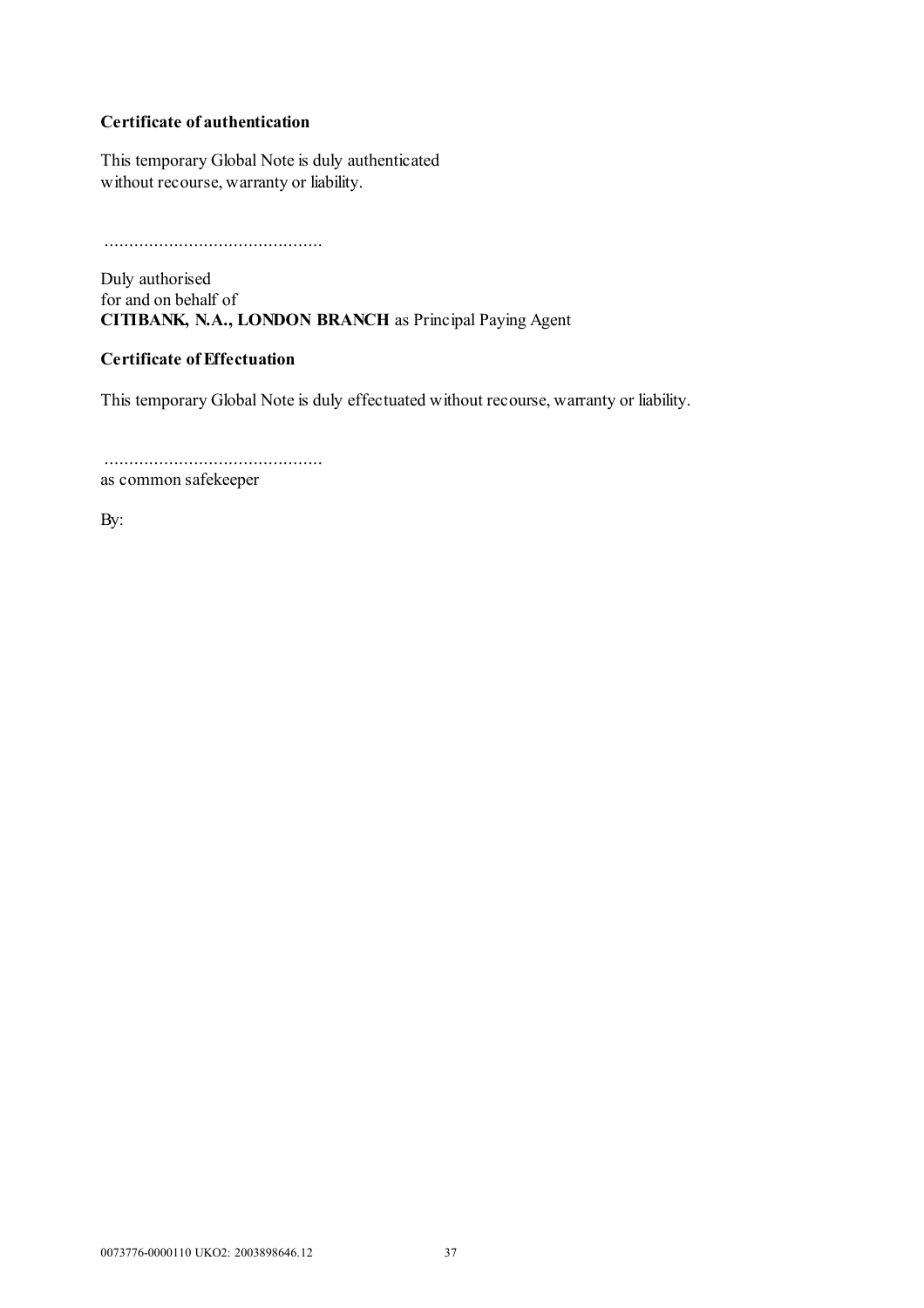**Certificate of authentication**

This temporary Global Note is duly authenticated
without recourse, warranty or liability.

............................................

Duly authorised
for and on behalf of
**CITIBANK, N.A., LONDON BRANCH** as Principal Paying Agent

**Certificate of Effectuation**

This temporary Global Note is duly effectuated without recourse, warranty or liability.

............................................
as common safekeeper

By: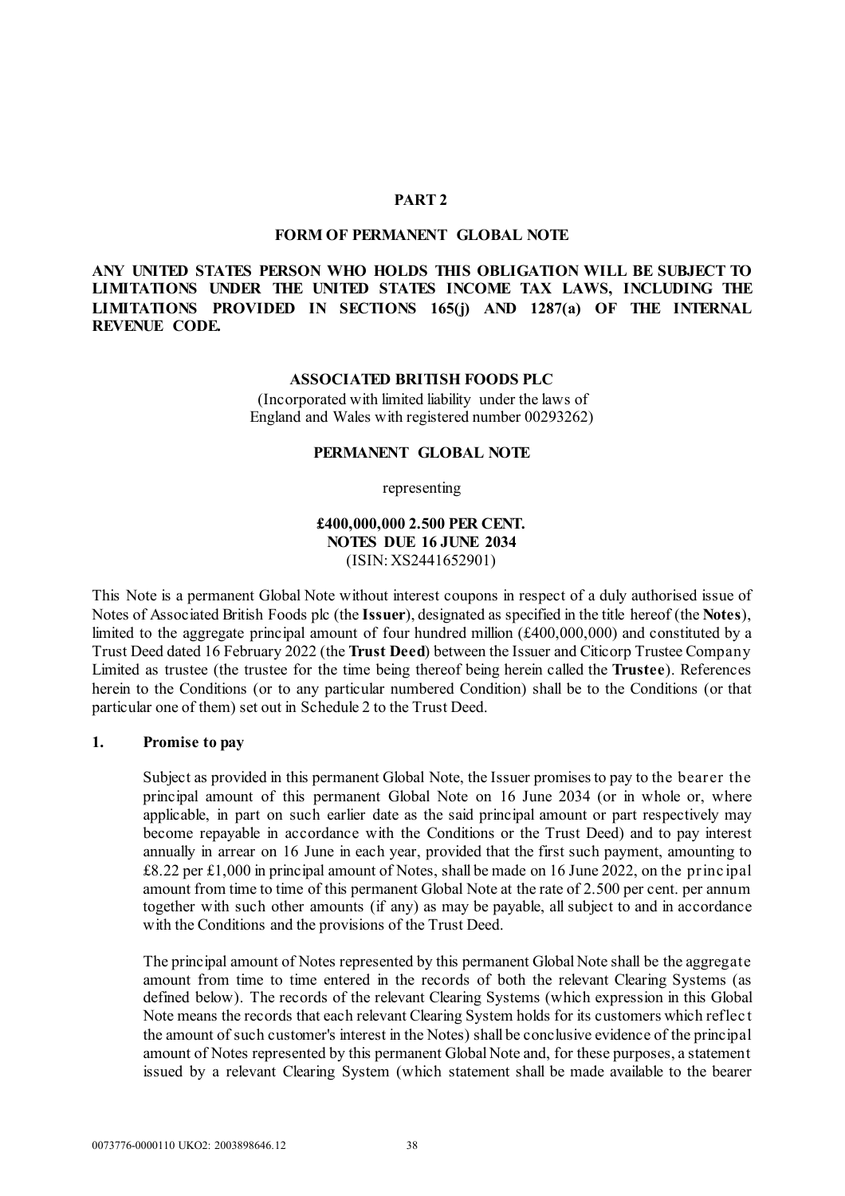## PART 2

### FORM OF PERMANENT GLOBAL NOTE

**ANY UNITED STATES PERSON WHO HOLDS THIS OBLIGATION WILL BE SUBJECT TO LIMITATIONS UNDER THE UNITED STATES INCOME TAX LAWS, INCLUDING THE LIMITATIONS PROVIDED IN SECTIONS 165(j) AND 1287(a) OF THE INTERNAL REVENUE CODE.**

**ASSOCIATED BRITISH FOODS PLC**

(Incorporated with limited liability under the laws of England and Wales with registered number 00293262)

**PERMANENT GLOBAL NOTE**

representing

**£400,000,000 2.500 PER CENT. NOTES DUE 16 JUNE 2034**
(ISIN: XS2441652901)

This Note is a permanent Global Note without interest coupons in respect of a duly authorised issue of Notes of Associated British Foods plc (the **Issuer**), designated as specified in the title hereof (the **Notes**), limited to the aggregate principal amount of four hundred million (£400,000,000) and constituted by a Trust Deed dated 16 February 2022 (the **Trust Deed**) between the Issuer and Citicorp Trustee Company Limited as trustee (the trustee for the time being thereof being herein called the **Trustee**). References herein to the Conditions (or to any particular numbered Condition) shall be to the Conditions (or that particular one of them) set out in Schedule 2 to the Trust Deed.

**1. Promise to pay**

Subject as provided in this permanent Global Note, the Issuer promises to pay to the bearer the principal amount of this permanent Global Note on 16 June 2034 (or in whole or, where applicable, in part on such earlier date as the said principal amount or part respectively may become repayable in accordance with the Conditions or the Trust Deed) and to pay interest annually in arrear on 16 June in each year, provided that the first such payment, amounting to £8.22 per £1,000 in principal amount of Notes, shall be made on 16 June 2022, on the principal amount from time to time of this permanent Global Note at the rate of 2.500 per cent. per annum together with such other amounts (if any) as may be payable, all subject to and in accordance with the Conditions and the provisions of the Trust Deed.

The principal amount of Notes represented by this permanent Global Note shall be the aggregate amount from time to time entered in the records of both the relevant Clearing Systems (as defined below). The records of the relevant Clearing Systems (which expression in this Global Note means the records that each relevant Clearing System holds for its customers which reflect the amount of such customer's interest in the Notes) shall be conclusive evidence of the principal amount of Notes represented by this permanent Global Note and, for these purposes, a statement issued by a relevant Clearing System (which statement shall be made available to the bearer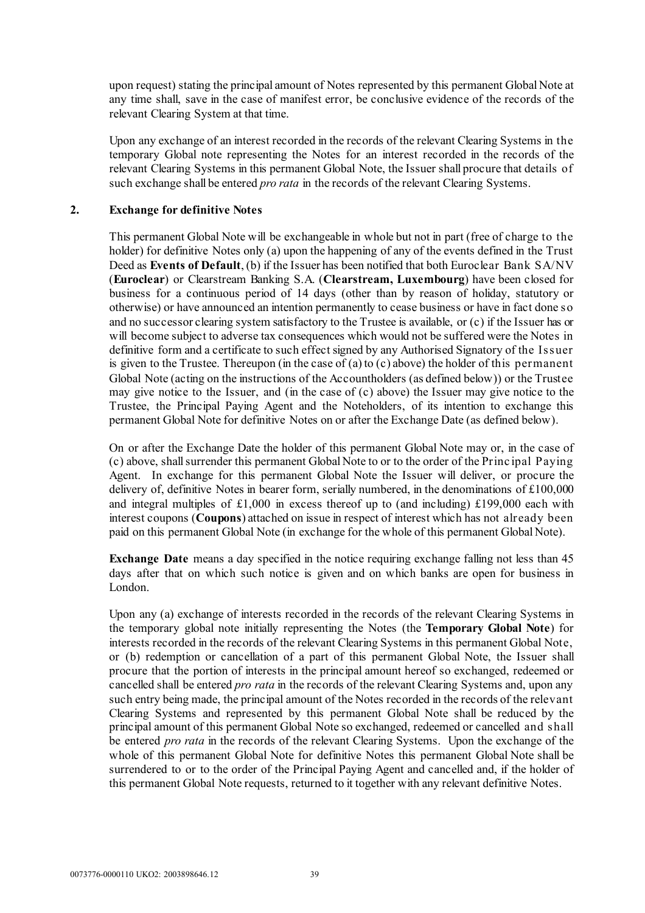upon request) stating the principal amount of Notes represented by this permanent Global Note at any time shall, save in the case of manifest error, be conclusive evidence of the records of the relevant Clearing System at that time.

Upon any exchange of an interest recorded in the records of the relevant Clearing Systems in the temporary Global note representing the Notes for an interest recorded in the records of the relevant Clearing Systems in this permanent Global Note, the Issuer shall procure that details of such exchange shall be entered *pro rata* in the records of the relevant Clearing Systems.

## 2. Exchange for definitive Notes

This permanent Global Note will be exchangeable in whole but not in part (free of charge to the holder) for definitive Notes only (a) upon the happening of any of the events defined in the Trust Deed as **Events of Default**, (b) if the Issuer has been notified that both Euroclear Bank SA/NV (**Euroclear**) or Clearstream Banking S.A. (**Clearstream, Luxembourg**) have been closed for business for a continuous period of 14 days (other than by reason of holiday, statutory or otherwise) or have announced an intention permanently to cease business or have in fact done so and no successor clearing system satisfactory to the Trustee is available, or (c) if the Issuer has or will become subject to adverse tax consequences which would not be suffered were the Notes in definitive form and a certificate to such effect signed by any Authorised Signatory of the Issuer is given to the Trustee. Thereupon (in the case of (a) to (c) above) the holder of this permanent Global Note (acting on the instructions of the Accountholders (as defined below)) or the Trustee may give notice to the Issuer, and (in the case of (c) above) the Issuer may give notice to the Trustee, the Principal Paying Agent and the Noteholders, of its intention to exchange this permanent Global Note for definitive Notes on or after the Exchange Date (as defined below).

On or after the Exchange Date the holder of this permanent Global Note may or, in the case of (c) above, shall surrender this permanent Global Note to or to the order of the Principal Paying Agent. In exchange for this permanent Global Note the Issuer will deliver, or procure the delivery of, definitive Notes in bearer form, serially numbered, in the denominations of £100,000 and integral multiples of £1,000 in excess thereof up to (and including) £199,000 each with interest coupons (**Coupons**) attached on issue in respect of interest which has not already been paid on this permanent Global Note (in exchange for the whole of this permanent Global Note).

**Exchange Date** means a day specified in the notice requiring exchange falling not less than 45 days after that on which such notice is given and on which banks are open for business in London.

Upon any (a) exchange of interests recorded in the records of the relevant Clearing Systems in the temporary global note initially representing the Notes (the **Temporary Global Note**) for interests recorded in the records of the relevant Clearing Systems in this permanent Global Note, or (b) redemption or cancellation of a part of this permanent Global Note, the Issuer shall procure that the portion of interests in the principal amount hereof so exchanged, redeemed or cancelled shall be entered *pro rata* in the records of the relevant Clearing Systems and, upon any such entry being made, the principal amount of the Notes recorded in the records of the relevant Clearing Systems and represented by this permanent Global Note shall be reduced by the principal amount of this permanent Global Note so exchanged, redeemed or cancelled and shall be entered *pro rata* in the records of the relevant Clearing Systems. Upon the exchange of the whole of this permanent Global Note for definitive Notes this permanent Global Note shall be surrendered to or to the order of the Principal Paying Agent and cancelled and, if the holder of this permanent Global Note requests, returned to it together with any relevant definitive Notes.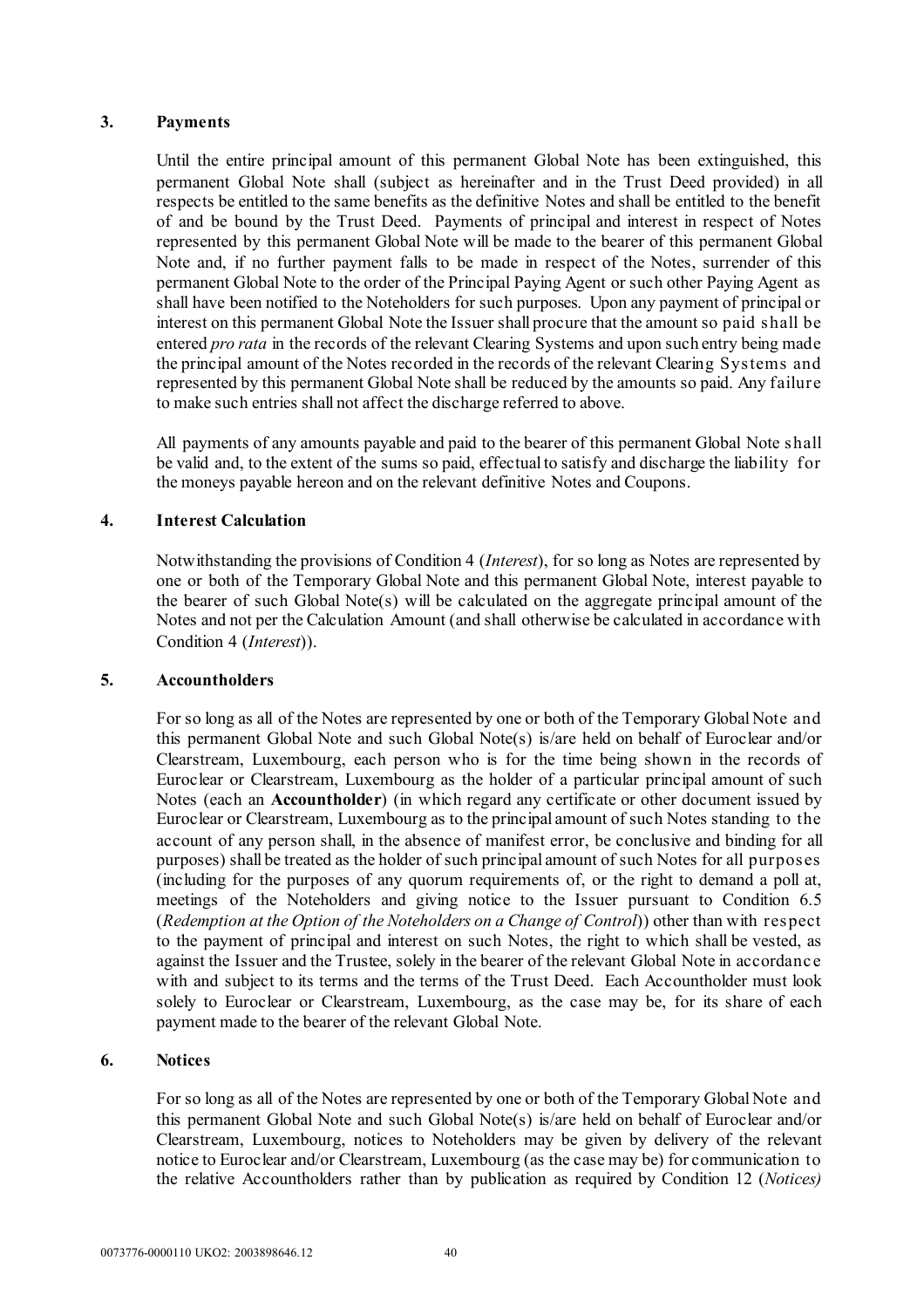### 3. Payments

Until the entire principal amount of this permanent Global Note has been extinguished, this permanent Global Note shall (subject as hereinafter and in the Trust Deed provided) in all respects be entitled to the same benefits as the definitive Notes and shall be entitled to the benefit of and be bound by the Trust Deed. Payments of principal and interest in respect of Notes represented by this permanent Global Note will be made to the bearer of this permanent Global Note and, if no further payment falls to be made in respect of the Notes, surrender of this permanent Global Note to the order of the Principal Paying Agent or such other Paying Agent as shall have been notified to the Noteholders for such purposes. Upon any payment of principal or interest on this permanent Global Note the Issuer shall procure that the amount so paid shall be entered *pro rata* in the records of the relevant Clearing Systems and upon such entry being made the principal amount of the Notes recorded in the records of the relevant Clearing Systems and represented by this permanent Global Note shall be reduced by the amounts so paid. Any failure to make such entries shall not affect the discharge referred to above.

All payments of any amounts payable and paid to the bearer of this permanent Global Note shall be valid and, to the extent of the sums so paid, effectual to satisfy and discharge the liability for the moneys payable hereon and on the relevant definitive Notes and Coupons.

### 4. Interest Calculation

Notwithstanding the provisions of Condition 4 (*Interest*), for so long as Notes are represented by one or both of the Temporary Global Note and this permanent Global Note, interest payable to the bearer of such Global Note(s) will be calculated on the aggregate principal amount of the Notes and not per the Calculation Amount (and shall otherwise be calculated in accordance with Condition 4 (*Interest*)).

### 5. Accountholders

For so long as all of the Notes are represented by one or both of the Temporary Global Note and this permanent Global Note and such Global Note(s) is/are held on behalf of Euroclear and/or Clearstream, Luxembourg, each person who is for the time being shown in the records of Euroclear or Clearstream, Luxembourg as the holder of a particular principal amount of such Notes (each an **Accountholder**) (in which regard any certificate or other document issued by Euroclear or Clearstream, Luxembourg as to the principal amount of such Notes standing to the account of any person shall, in the absence of manifest error, be conclusive and binding for all purposes) shall be treated as the holder of such principal amount of such Notes for all purposes (including for the purposes of any quorum requirements of, or the right to demand a poll at, meetings of the Noteholders and giving notice to the Issuer pursuant to Condition 6.5 (*Redemption at the Option of the Noteholders on a Change of Control*)) other than with respect to the payment of principal and interest on such Notes, the right to which shall be vested, as against the Issuer and the Trustee, solely in the bearer of the relevant Global Note in accordance with and subject to its terms and the terms of the Trust Deed. Each Accountholder must look solely to Euroclear or Clearstream, Luxembourg, as the case may be, for its share of each payment made to the bearer of the relevant Global Note.

### 6. Notices

For so long as all of the Notes are represented by one or both of the Temporary Global Note and this permanent Global Note and such Global Note(s) is/are held on behalf of Euroclear and/or Clearstream, Luxembourg, notices to Noteholders may be given by delivery of the relevant notice to Euroclear and/or Clearstream, Luxembourg (as the case may be) for communication to the relative Accountholders rather than by publication as required by Condition 12 (*Notices)*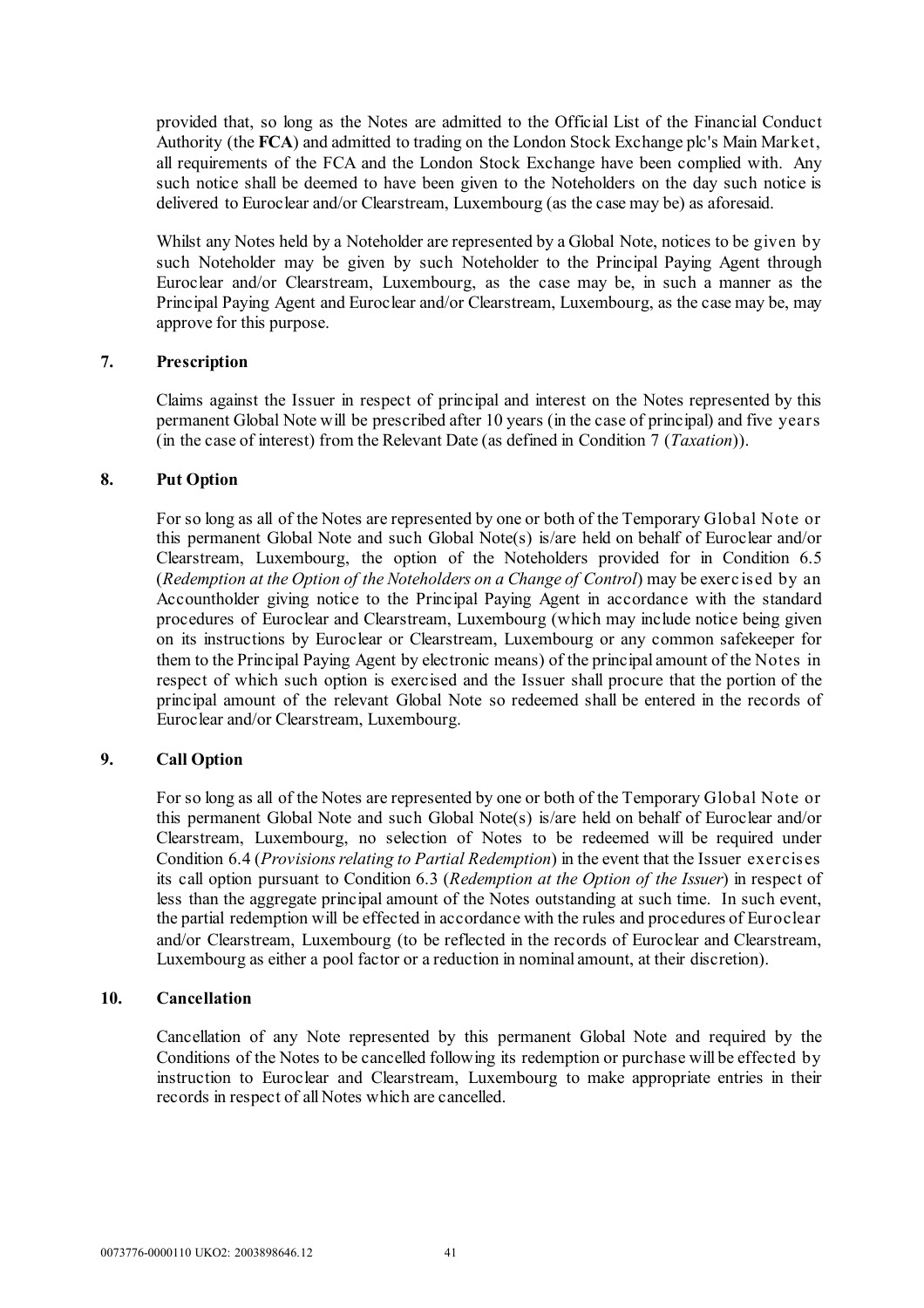provided that, so long as the Notes are admitted to the Official List of the Financial Conduct Authority (the **FCA**) and admitted to trading on the London Stock Exchange plc's Main Market, all requirements of the FCA and the London Stock Exchange have been complied with. Any such notice shall be deemed to have been given to the Noteholders on the day such notice is delivered to Euroclear and/or Clearstream, Luxembourg (as the case may be) as aforesaid.

Whilst any Notes held by a Noteholder are represented by a Global Note, notices to be given by such Noteholder may be given by such Noteholder to the Principal Paying Agent through Euroclear and/or Clearstream, Luxembourg, as the case may be, in such a manner as the Principal Paying Agent and Euroclear and/or Clearstream, Luxembourg, as the case may be, may approve for this purpose.

## 7. Prescription

Claims against the Issuer in respect of principal and interest on the Notes represented by this permanent Global Note will be prescribed after 10 years (in the case of principal) and five years (in the case of interest) from the Relevant Date (as defined in Condition 7 (*Taxation*)).

## 8. Put Option

For so long as all of the Notes are represented by one or both of the Temporary Global Note or this permanent Global Note and such Global Note(s) is/are held on behalf of Euroclear and/or Clearstream, Luxembourg, the option of the Noteholders provided for in Condition 6.5 (*Redemption at the Option of the Noteholders on a Change of Control*) may be exercised by an Accountholder giving notice to the Principal Paying Agent in accordance with the standard procedures of Euroclear and Clearstream, Luxembourg (which may include notice being given on its instructions by Euroclear or Clearstream, Luxembourg or any common safekeeper for them to the Principal Paying Agent by electronic means) of the principal amount of the Notes in respect of which such option is exercised and the Issuer shall procure that the portion of the principal amount of the relevant Global Note so redeemed shall be entered in the records of Euroclear and/or Clearstream, Luxembourg.

## 9. Call Option

For so long as all of the Notes are represented by one or both of the Temporary Global Note or this permanent Global Note and such Global Note(s) is/are held on behalf of Euroclear and/or Clearstream, Luxembourg, no selection of Notes to be redeemed will be required under Condition 6.4 (*Provisions relating to Partial Redemption*) in the event that the Issuer exercises its call option pursuant to Condition 6.3 (*Redemption at the Option of the Issuer*) in respect of less than the aggregate principal amount of the Notes outstanding at such time. In such event, the partial redemption will be effected in accordance with the rules and procedures of Euroclear and/or Clearstream, Luxembourg (to be reflected in the records of Euroclear and Clearstream, Luxembourg as either a pool factor or a reduction in nominal amount, at their discretion).

## 10. Cancellation

Cancellation of any Note represented by this permanent Global Note and required by the Conditions of the Notes to be cancelled following its redemption or purchase will be effected by instruction to Euroclear and Clearstream, Luxembourg to make appropriate entries in their records in respect of all Notes which are cancelled.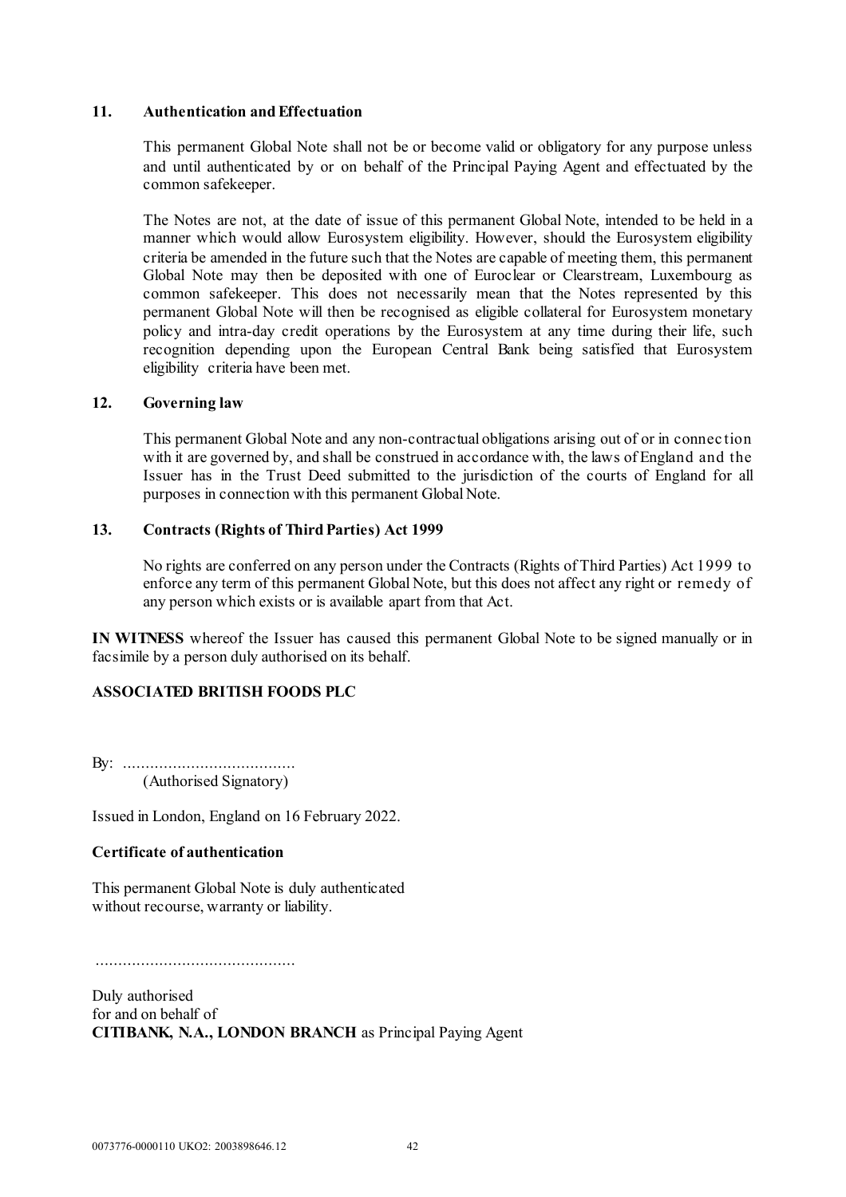**11. Authentication and Effectuation**

This permanent Global Note shall not be or become valid or obligatory for any purpose unless and until authenticated by or on behalf of the Principal Paying Agent and effectuated by the common safekeeper.

The Notes are not, at the date of issue of this permanent Global Note, intended to be held in a manner which would allow Eurosystem eligibility. However, should the Eurosystem eligibility criteria be amended in the future such that the Notes are capable of meeting them, this permanent Global Note may then be deposited with one of Euroclear or Clearstream, Luxembourg as common safekeeper. This does not necessarily mean that the Notes represented by this permanent Global Note will then be recognised as eligible collateral for Eurosystem monetary policy and intra-day credit operations by the Eurosystem at any time during their life, such recognition depending upon the European Central Bank being satisfied that Eurosystem eligibility criteria have been met.

**12. Governing law**

This permanent Global Note and any non-contractual obligations arising out of or in connection with it are governed by, and shall be construed in accordance with, the laws of England and the Issuer has in the Trust Deed submitted to the jurisdiction of the courts of England for all purposes in connection with this permanent Global Note.

**13. Contracts (Rights of Third Parties) Act 1999**

No rights are conferred on any person under the Contracts (Rights of Third Parties) Act 1999 to enforce any term of this permanent Global Note, but this does not affect any right or remedy of any person which exists or is available apart from that Act.

**IN WITNESS** whereof the Issuer has caused this permanent Global Note to be signed manually or in facsimile by a person duly authorised on its behalf.

**ASSOCIATED BRITISH FOODS PLC**

By: ......................................
(Authorised Signatory)

Issued in London, England on 16 February 2022.

**Certificate of authentication**

This permanent Global Note is duly authenticated without recourse, warranty or liability.

............................................

Duly authorised
for and on behalf of
**CITIBANK, N.A., LONDON BRANCH** as Principal Paying Agent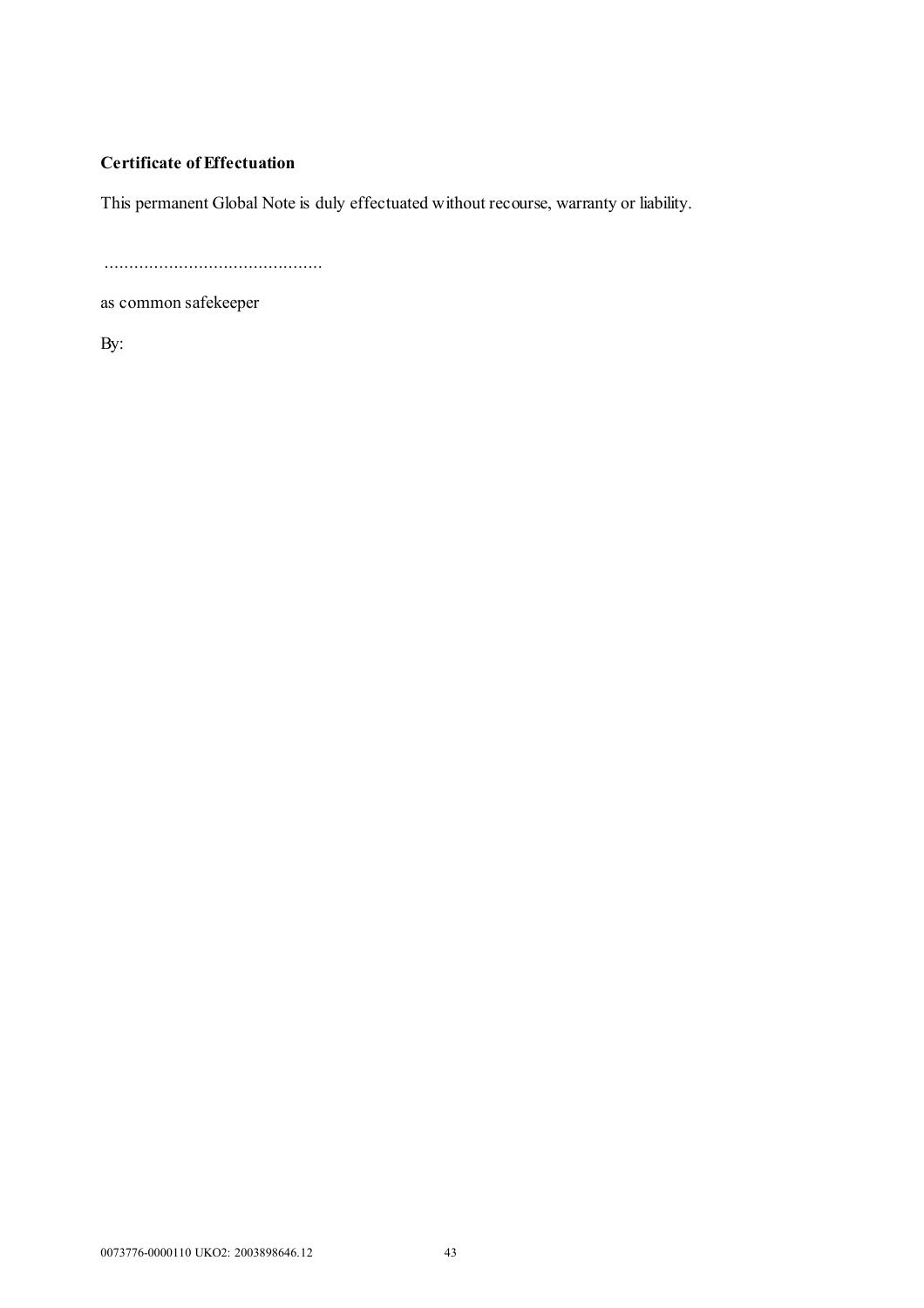**Certificate of Effectuation**

This permanent Global Note is duly effectuated without recourse, warranty or liability.

...........................................

as common safekeeper

By: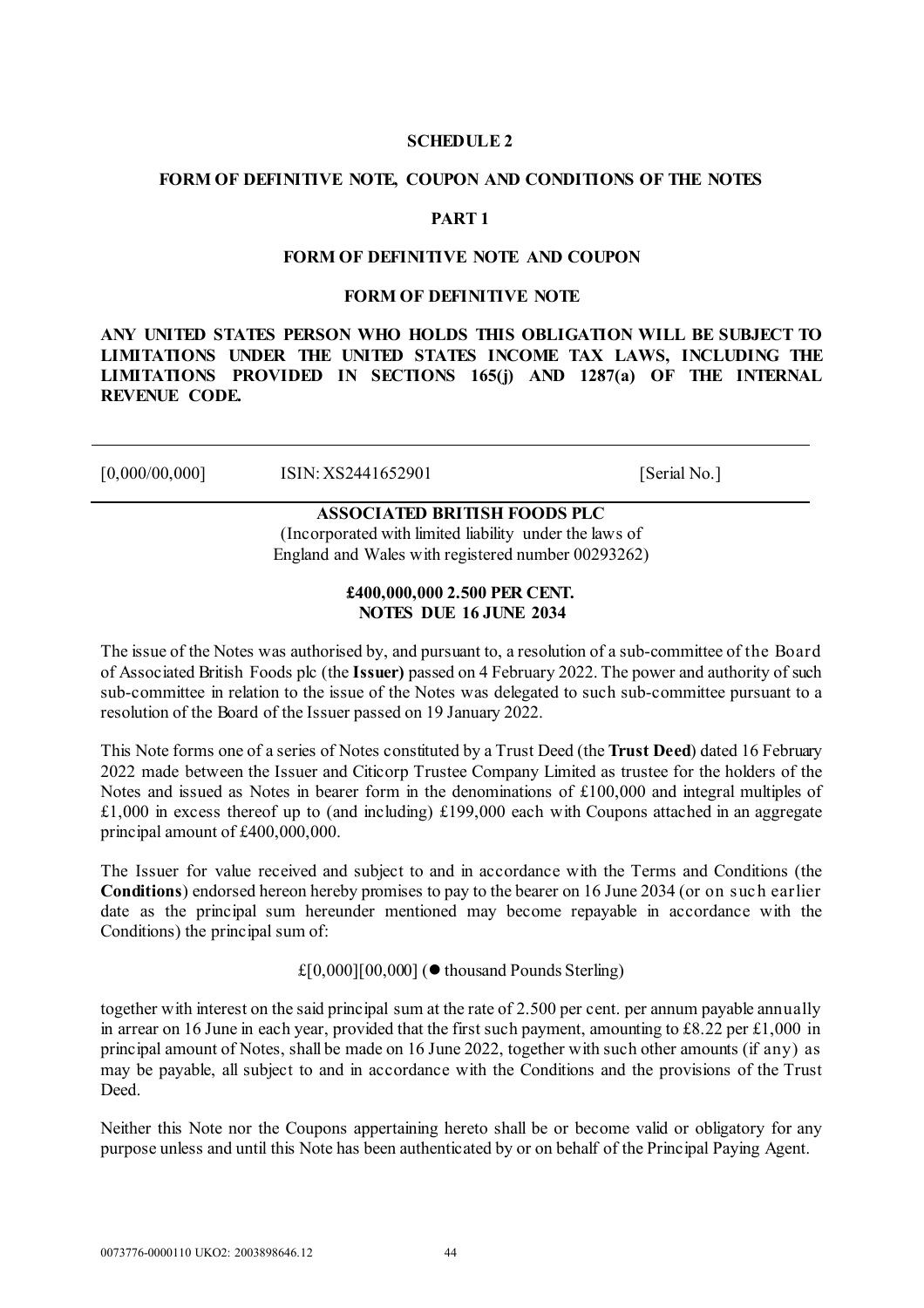**SCHEDULE 2**

**FORM OF DEFINITIVE NOTE, COUPON AND CONDITIONS OF THE NOTES**

**PART 1**

**FORM OF DEFINITIVE NOTE AND COUPON**

**FORM OF DEFINITIVE NOTE**

**ANY UNITED STATES PERSON WHO HOLDS THIS OBLIGATION WILL BE SUBJECT TO LIMITATIONS UNDER THE UNITED STATES INCOME TAX LAWS, INCLUDING THE LIMITATIONS PROVIDED IN SECTIONS 165(j) AND 1287(a) OF THE INTERNAL REVENUE CODE.**

| [0,000/00,000] | ISIN: XS2441652901 | [Serial No.] |
|---|---|---|

**ASSOCIATED BRITISH FOODS PLC**

(Incorporated with limited liability under the laws of England and Wales with registered number 00293262)

**£400,000,000 2.500 PER CENT. NOTES DUE 16 JUNE 2034**

The issue of the Notes was authorised by, and pursuant to, a resolution of a sub-committee of the Board of Associated British Foods plc (the **Issuer)** passed on 4 February 2022. The power and authority of such sub-committee in relation to the issue of the Notes was delegated to such sub-committee pursuant to a resolution of the Board of the Issuer passed on 19 January 2022.

This Note forms one of a series of Notes constituted by a Trust Deed (the **Trust Deed**) dated 16 February 2022 made between the Issuer and Citicorp Trustee Company Limited as trustee for the holders of the Notes and issued as Notes in bearer form in the denominations of £100,000 and integral multiples of £1,000 in excess thereof up to (and including) £199,000 each with Coupons attached in an aggregate principal amount of £400,000,000.

The Issuer for value received and subject to and in accordance with the Terms and Conditions (the **Conditions**) endorsed hereon hereby promises to pay to the bearer on 16 June 2034 (or on such earlier date as the principal sum hereunder mentioned may become repayable in accordance with the Conditions) the principal sum of:

£[0,000][00,000] (● thousand Pounds Sterling)

together with interest on the said principal sum at the rate of 2.500 per cent. per annum payable annually in arrear on 16 June in each year, provided that the first such payment, amounting to £8.22 per £1,000 in principal amount of Notes, shall be made on 16 June 2022, together with such other amounts (if any) as may be payable, all subject to and in accordance with the Conditions and the provisions of the Trust Deed.

Neither this Note nor the Coupons appertaining hereto shall be or become valid or obligatory for any purpose unless and until this Note has been authenticated by or on behalf of the Principal Paying Agent.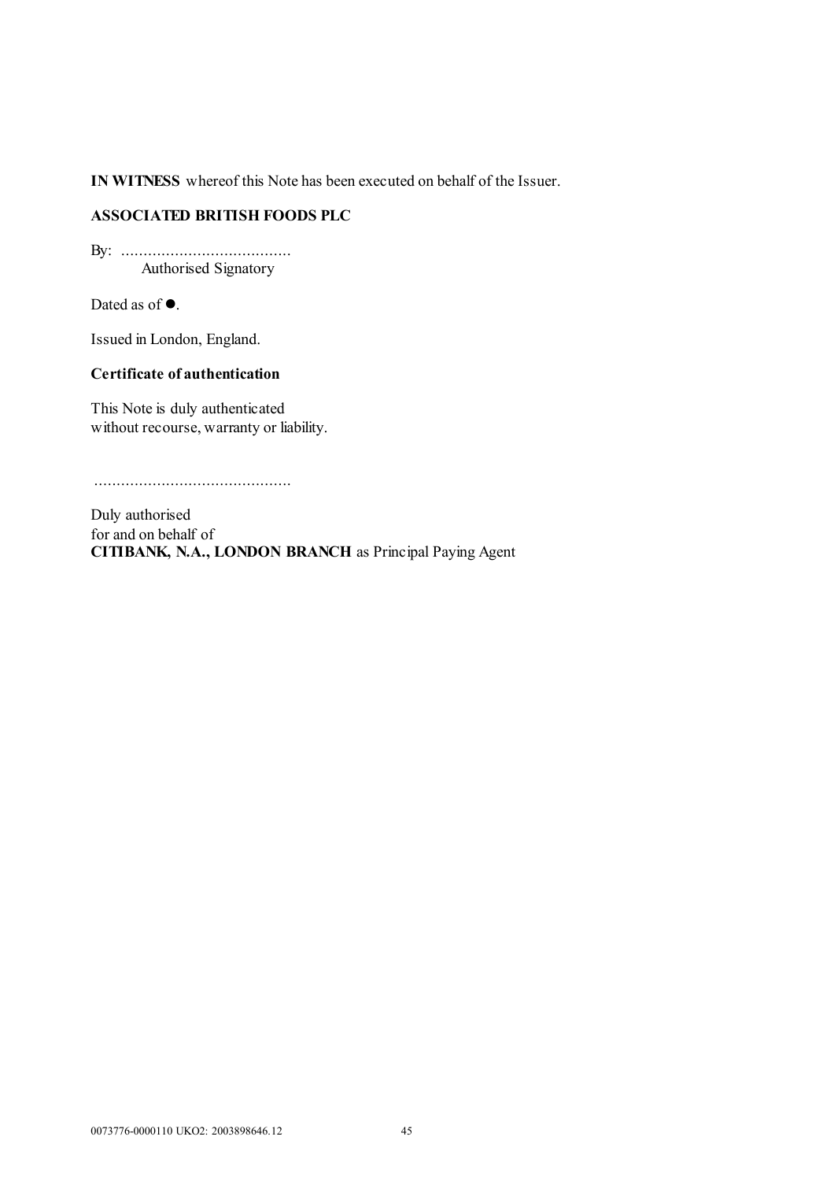**IN WITNESS** whereof this Note has been executed on behalf of the Issuer.

**ASSOCIATED BRITISH FOODS PLC**

By: ......................................
Authorised Signatory

Dated as of ●.

Issued in London, England.

**Certificate of authentication**

This Note is duly authenticated
without recourse, warranty or liability.

............................................

Duly authorised
for and on behalf of
**CITIBANK, N.A., LONDON BRANCH** as Principal Paying Agent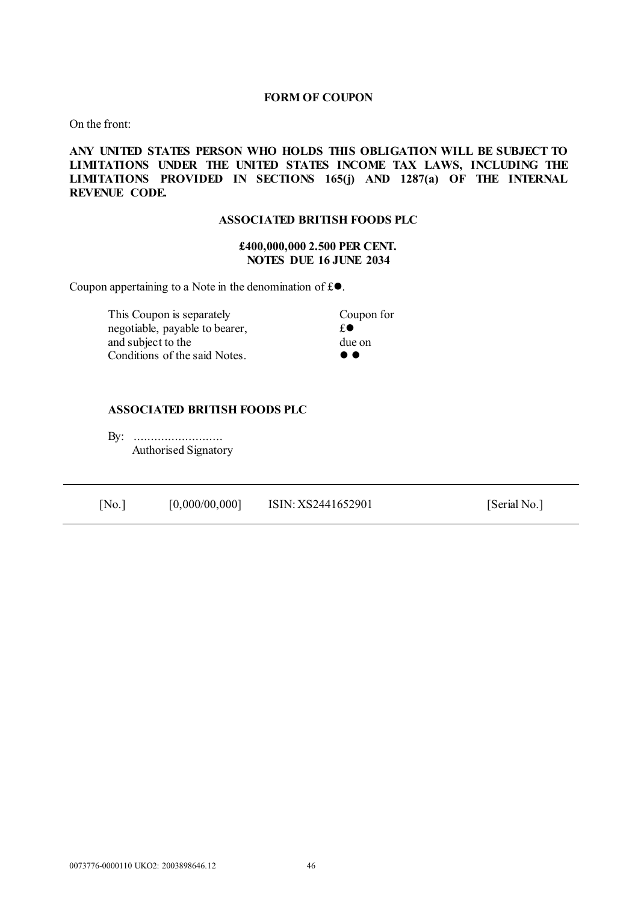**FORM OF COUPON**

On the front:

**ANY UNITED STATES PERSON WHO HOLDS THIS OBLIGATION WILL BE SUBJECT TO LIMITATIONS UNDER THE UNITED STATES INCOME TAX LAWS, INCLUDING THE LIMITATIONS PROVIDED IN SECTIONS 165(j) AND 1287(a) OF THE INTERNAL REVENUE CODE.**

**ASSOCIATED BRITISH FOODS PLC**

**£400,000,000 2.500 PER CENT. NOTES DUE 16 JUNE 2034**

Coupon appertaining to a Note in the denomination of £●.

| | |
|---|---|
| This Coupon is separately negotiable, payable to bearer, and subject to the Conditions of the said Notes. | Coupon for £● due on ● ● |

**ASSOCIATED BRITISH FOODS PLC**

By: ..........................
Authorised Signatory

| [No.] | [0,000/00,000] | ISIN: XS2441652901 | [Serial No.] |
|---|---|---|---|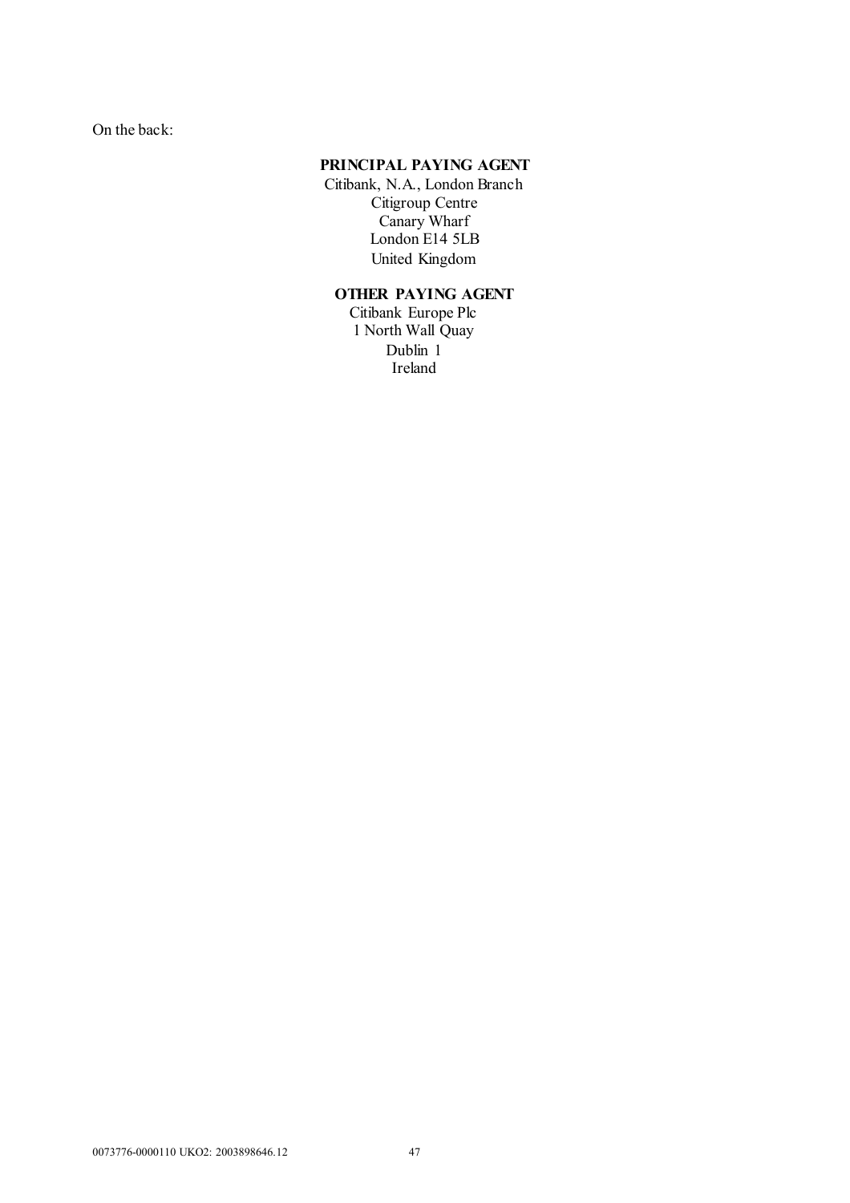On the back:

**PRINCIPAL PAYING AGENT**

Citibank, N.A., London Branch
Citigroup Centre
Canary Wharf
London E14 5LB
United Kingdom

**OTHER PAYING AGENT**

Citibank Europe Plc
1 North Wall Quay
Dublin 1
Ireland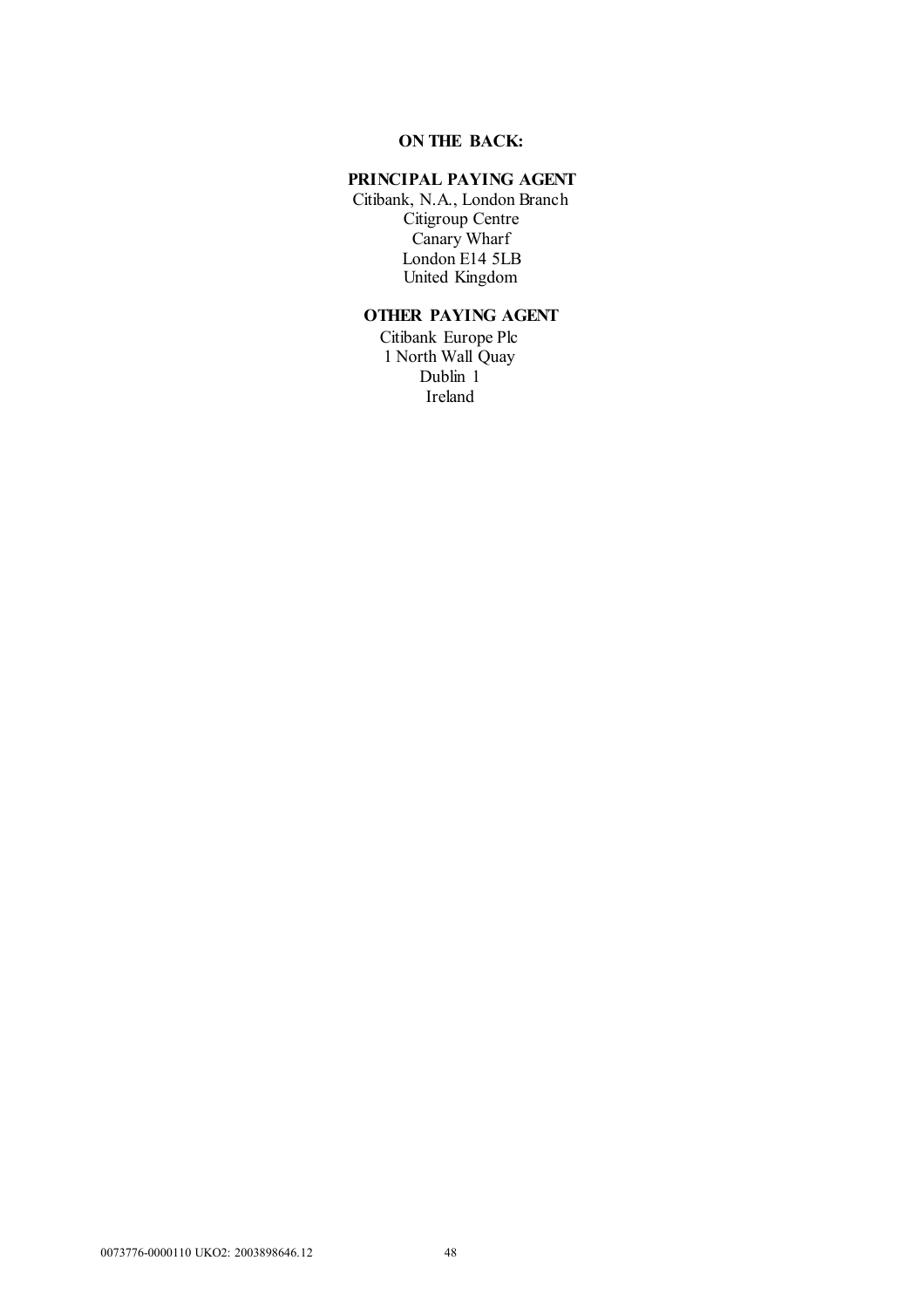**ON THE BACK:**

**PRINCIPAL PAYING AGENT**

Citibank, N.A., London Branch
Citigroup Centre
Canary Wharf
London E14 5LB
United Kingdom

**OTHER PAYING AGENT**

Citibank Europe Plc
1 North Wall Quay
Dublin 1
Ireland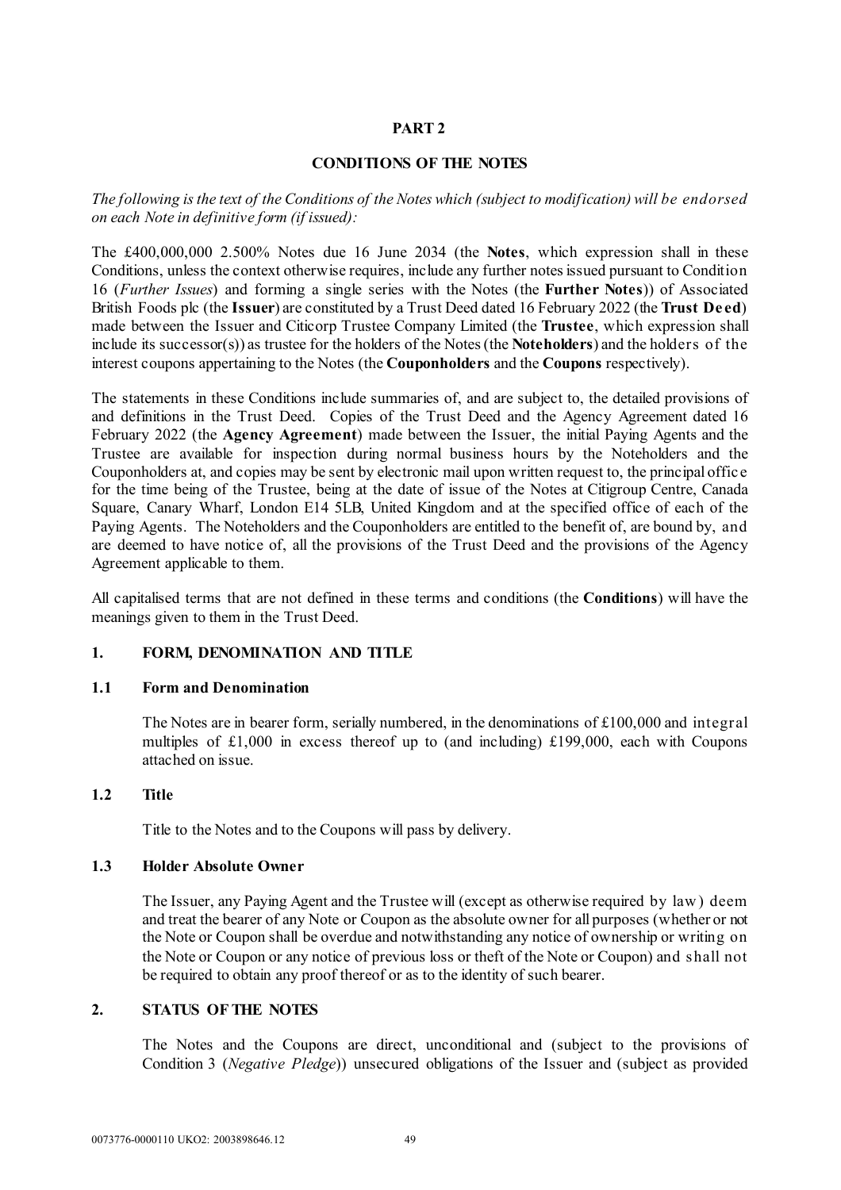# PART 2

## CONDITIONS OF THE NOTES

*The following is the text of the Conditions of the Notes which (subject to modification) will be endorsed on each Note in definitive form (if issued):*

The £400,000,000 2.500% Notes due 16 June 2034 (the **Notes**, which expression shall in these Conditions, unless the context otherwise requires, include any further notes issued pursuant to Condition 16 (*Further Issues*) and forming a single series with the Notes (the **Further Notes**)) of Associated British Foods plc (the **Issuer**) are constituted by a Trust Deed dated 16 February 2022 (the **Trust Deed**) made between the Issuer and Citicorp Trustee Company Limited (the **Trustee**, which expression shall include its successor(s)) as trustee for the holders of the Notes (the **Noteholders**) and the holders of the interest coupons appertaining to the Notes (the **Couponholders** and the **Coupons** respectively).

The statements in these Conditions include summaries of, and are subject to, the detailed provisions of and definitions in the Trust Deed. Copies of the Trust Deed and the Agency Agreement dated 16 February 2022 (the **Agency Agreement**) made between the Issuer, the initial Paying Agents and the Trustee are available for inspection during normal business hours by the Noteholders and the Couponholders at, and copies may be sent by electronic mail upon written request to, the principal office for the time being of the Trustee, being at the date of issue of the Notes at Citigroup Centre, Canada Square, Canary Wharf, London E14 5LB, United Kingdom and at the specified office of each of the Paying Agents. The Noteholders and the Couponholders are entitled to the benefit of, are bound by, and are deemed to have notice of, all the provisions of the Trust Deed and the provisions of the Agency Agreement applicable to them.

All capitalised terms that are not defined in these terms and conditions (the **Conditions**) will have the meanings given to them in the Trust Deed.

### 1. FORM, DENOMINATION AND TITLE

#### 1.1 Form and Denomination

The Notes are in bearer form, serially numbered, in the denominations of £100,000 and integral multiples of £1,000 in excess thereof up to (and including) £199,000, each with Coupons attached on issue.

#### 1.2 Title

Title to the Notes and to the Coupons will pass by delivery.

#### 1.3 Holder Absolute Owner

The Issuer, any Paying Agent and the Trustee will (except as otherwise required by law) deem and treat the bearer of any Note or Coupon as the absolute owner for all purposes (whether or not the Note or Coupon shall be overdue and notwithstanding any notice of ownership or writing on the Note or Coupon or any notice of previous loss or theft of the Note or Coupon) and shall not be required to obtain any proof thereof or as to the identity of such bearer.

### 2. STATUS OF THE NOTES

The Notes and the Coupons are direct, unconditional and (subject to the provisions of Condition 3 (*Negative Pledge*)) unsecured obligations of the Issuer and (subject as provided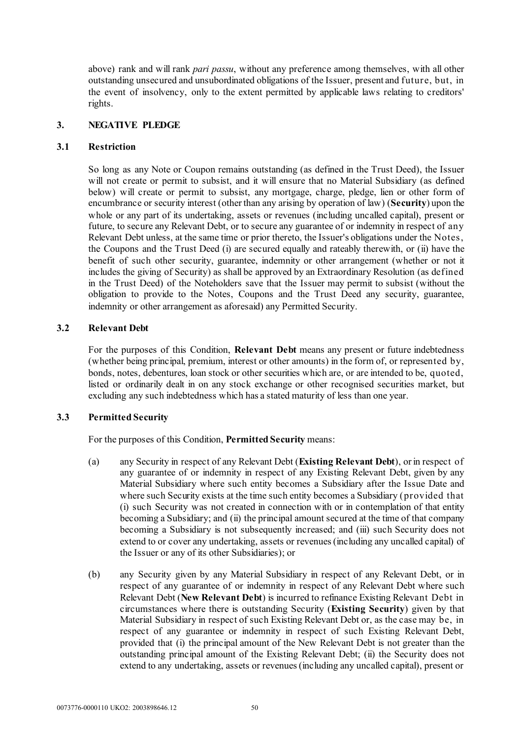above) rank and will rank *pari passu*, without any preference among themselves, with all other outstanding unsecured and unsubordinated obligations of the Issuer, present and future, but, in the event of insolvency, only to the extent permitted by applicable laws relating to creditors' rights.

## 3. NEGATIVE PLEDGE

### 3.1 Restriction

So long as any Note or Coupon remains outstanding (as defined in the Trust Deed), the Issuer will not create or permit to subsist, and it will ensure that no Material Subsidiary (as defined below) will create or permit to subsist, any mortgage, charge, pledge, lien or other form of encumbrance or security interest (other than any arising by operation of law) (**Security**) upon the whole or any part of its undertaking, assets or revenues (including uncalled capital), present or future, to secure any Relevant Debt, or to secure any guarantee of or indemnity in respect of any Relevant Debt unless, at the same time or prior thereto, the Issuer's obligations under the Notes, the Coupons and the Trust Deed (i) are secured equally and rateably therewith, or (ii) have the benefit of such other security, guarantee, indemnity or other arrangement (whether or not it includes the giving of Security) as shall be approved by an Extraordinary Resolution (as defined in the Trust Deed) of the Noteholders save that the Issuer may permit to subsist (without the obligation to provide to the Notes, Coupons and the Trust Deed any security, guarantee, indemnity or other arrangement as aforesaid) any Permitted Security.

### 3.2 Relevant Debt

For the purposes of this Condition, **Relevant Debt** means any present or future indebtedness (whether being principal, premium, interest or other amounts) in the form of, or represented by, bonds, notes, debentures, loan stock or other securities which are, or are intended to be, quoted, listed or ordinarily dealt in on any stock exchange or other recognised securities market, but excluding any such indebtedness which has a stated maturity of less than one year.

### 3.3 Permitted Security

For the purposes of this Condition, **Permitted Security** means:

(a) any Security in respect of any Relevant Debt (**Existing Relevant Debt**), or in respect of any guarantee of or indemnity in respect of any Existing Relevant Debt, given by any Material Subsidiary where such entity becomes a Subsidiary after the Issue Date and where such Security exists at the time such entity becomes a Subsidiary (provided that (i) such Security was not created in connection with or in contemplation of that entity becoming a Subsidiary; and (ii) the principal amount secured at the time of that company becoming a Subsidiary is not subsequently increased; and (iii) such Security does not extend to or cover any undertaking, assets or revenues (including any uncalled capital) of the Issuer or any of its other Subsidiaries); or

(b) any Security given by any Material Subsidiary in respect of any Relevant Debt, or in respect of any guarantee of or indemnity in respect of any Relevant Debt where such Relevant Debt (**New Relevant Debt**) is incurred to refinance Existing Relevant Debt in circumstances where there is outstanding Security (**Existing Security**) given by that Material Subsidiary in respect of such Existing Relevant Debt or, as the case may be, in respect of any guarantee or indemnity in respect of such Existing Relevant Debt, provided that (i) the principal amount of the New Relevant Debt is not greater than the outstanding principal amount of the Existing Relevant Debt; (ii) the Security does not extend to any undertaking, assets or revenues (including any uncalled capital), present or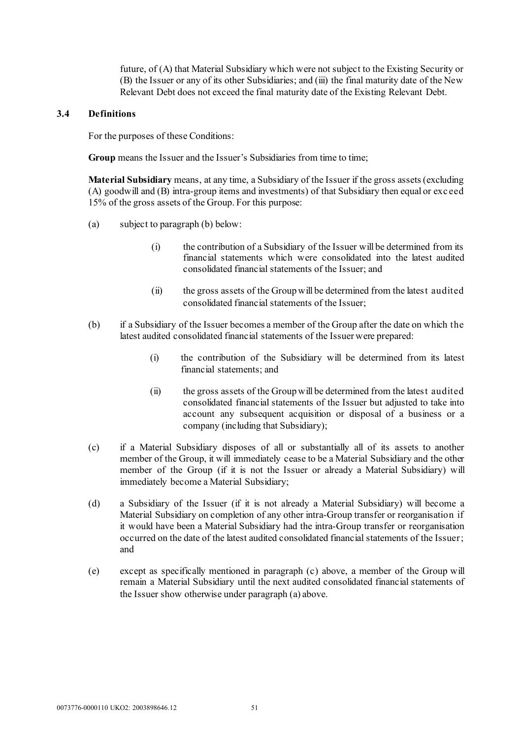future, of (A) that Material Subsidiary which were not subject to the Existing Security or (B) the Issuer or any of its other Subsidiaries; and (iii) the final maturity date of the New Relevant Debt does not exceed the final maturity date of the Existing Relevant Debt.

### 3.4 Definitions

For the purposes of these Conditions:

**Group** means the Issuer and the Issuer's Subsidiaries from time to time;

**Material Subsidiary** means, at any time, a Subsidiary of the Issuer if the gross assets (excluding (A) goodwill and (B) intra-group items and investments) of that Subsidiary then equal or exceed 15% of the gross assets of the Group. For this purpose:

(a) subject to paragraph (b) below:

  (i) the contribution of a Subsidiary of the Issuer will be determined from its financial statements which were consolidated into the latest audited consolidated financial statements of the Issuer; and

  (ii) the gross assets of the Group will be determined from the latest audited consolidated financial statements of the Issuer;

(b) if a Subsidiary of the Issuer becomes a member of the Group after the date on which the latest audited consolidated financial statements of the Issuer were prepared:

  (i) the contribution of the Subsidiary will be determined from its latest financial statements; and

  (ii) the gross assets of the Group will be determined from the latest audited consolidated financial statements of the Issuer but adjusted to take into account any subsequent acquisition or disposal of a business or a company (including that Subsidiary);

(c) if a Material Subsidiary disposes of all or substantially all of its assets to another member of the Group, it will immediately cease to be a Material Subsidiary and the other member of the Group (if it is not the Issuer or already a Material Subsidiary) will immediately become a Material Subsidiary;

(d) a Subsidiary of the Issuer (if it is not already a Material Subsidiary) will become a Material Subsidiary on completion of any other intra-Group transfer or reorganisation if it would have been a Material Subsidiary had the intra-Group transfer or reorganisation occurred on the date of the latest audited consolidated financial statements of the Issuer; and

(e) except as specifically mentioned in paragraph (c) above, a member of the Group will remain a Material Subsidiary until the next audited consolidated financial statements of the Issuer show otherwise under paragraph (a) above.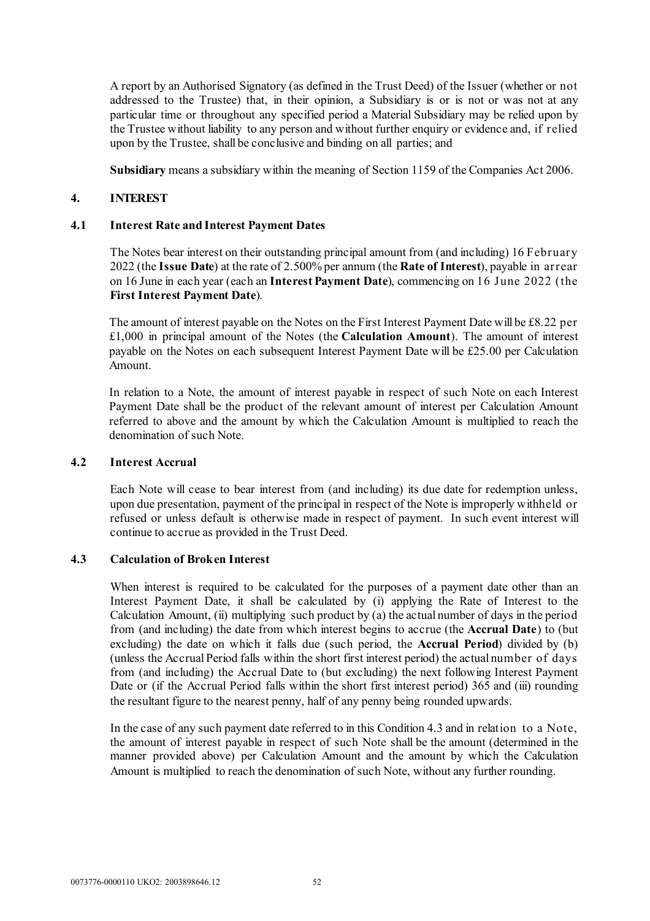A report by an Authorised Signatory (as defined in the Trust Deed) of the Issuer (whether or not addressed to the Trustee) that, in their opinion, a Subsidiary is or is not or was not at any particular time or throughout any specified period a Material Subsidiary may be relied upon by the Trustee without liability to any person and without further enquiry or evidence and, if relied upon by the Trustee, shall be conclusive and binding on all parties; and

**Subsidiary** means a subsidiary within the meaning of Section 1159 of the Companies Act 2006.

## 4. INTEREST

### 4.1 Interest Rate and Interest Payment Dates

The Notes bear interest on their outstanding principal amount from (and including) 16 February 2022 (the **Issue Date**) at the rate of 2.500% per annum (the **Rate of Interest**), payable in arrear on 16 June in each year (each an **Interest Payment Date**), commencing on 16 June 2022 (the **First Interest Payment Date**).

The amount of interest payable on the Notes on the First Interest Payment Date will be £8.22 per £1,000 in principal amount of the Notes (the **Calculation Amount**). The amount of interest payable on the Notes on each subsequent Interest Payment Date will be £25.00 per Calculation Amount.

In relation to a Note, the amount of interest payable in respect of such Note on each Interest Payment Date shall be the product of the relevant amount of interest per Calculation Amount referred to above and the amount by which the Calculation Amount is multiplied to reach the denomination of such Note.

### 4.2 Interest Accrual

Each Note will cease to bear interest from (and including) its due date for redemption unless, upon due presentation, payment of the principal in respect of the Note is improperly withheld or refused or unless default is otherwise made in respect of payment. In such event interest will continue to accrue as provided in the Trust Deed.

### 4.3 Calculation of Broken Interest

When interest is required to be calculated for the purposes of a payment date other than an Interest Payment Date, it shall be calculated by (i) applying the Rate of Interest to the Calculation Amount, (ii) multiplying such product by (a) the actual number of days in the period from (and including) the date from which interest begins to accrue (the **Accrual Date**) to (but excluding) the date on which it falls due (such period, the **Accrual Period**) divided by (b) (unless the Accrual Period falls within the short first interest period) the actual number of days from (and including) the Accrual Date to (but excluding) the next following Interest Payment Date or (if the Accrual Period falls within the short first interest period) 365 and (iii) rounding the resultant figure to the nearest penny, half of any penny being rounded upwards.

In the case of any such payment date referred to in this Condition 4.3 and in relation to a Note, the amount of interest payable in respect of such Note shall be the amount (determined in the manner provided above) per Calculation Amount and the amount by which the Calculation Amount is multiplied to reach the denomination of such Note, without any further rounding.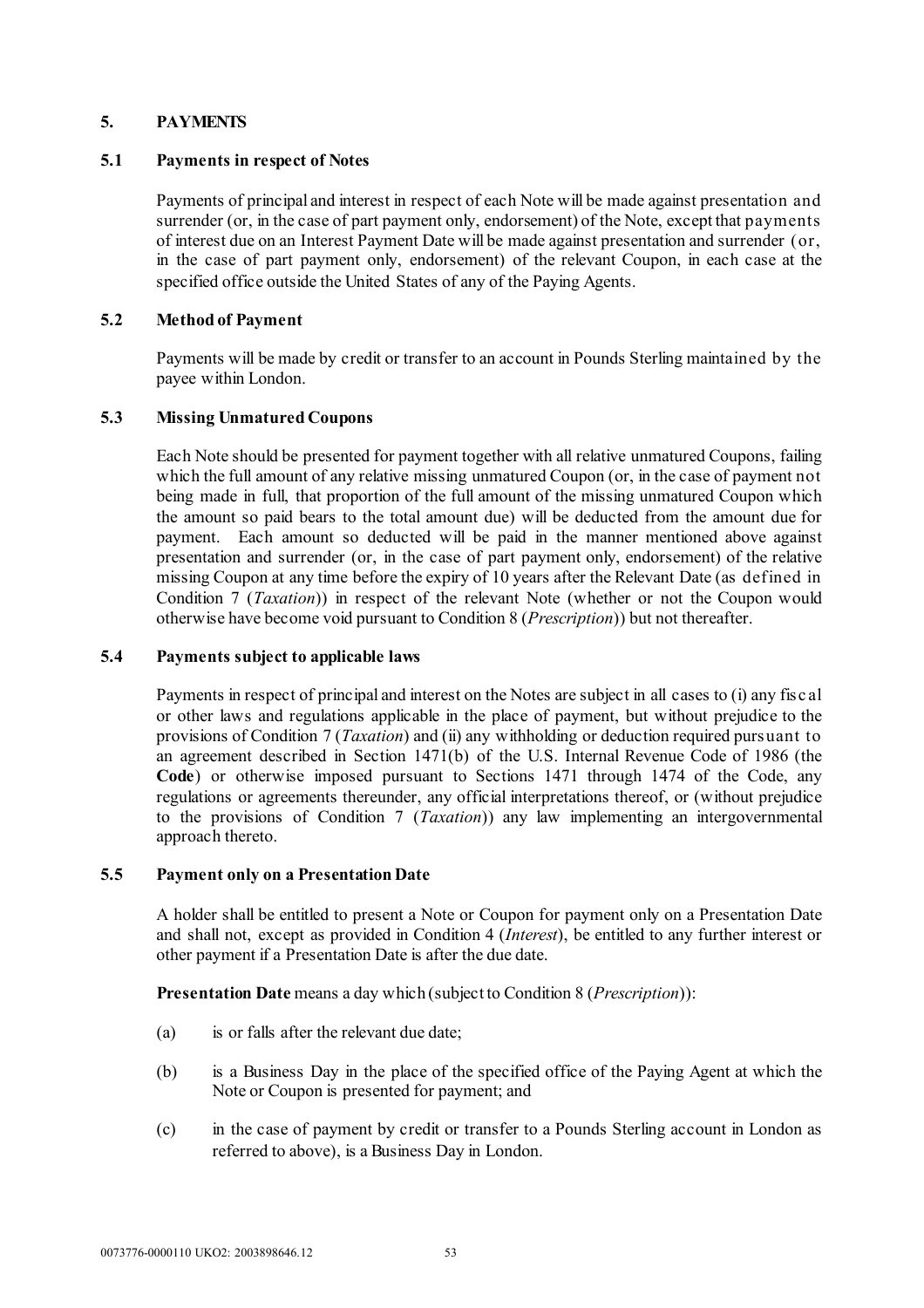## 5. PAYMENTS

### 5.1 Payments in respect of Notes

Payments of principal and interest in respect of each Note will be made against presentation and surrender (or, in the case of part payment only, endorsement) of the Note, except that payments of interest due on an Interest Payment Date will be made against presentation and surrender (or, in the case of part payment only, endorsement) of the relevant Coupon, in each case at the specified office outside the United States of any of the Paying Agents.

### 5.2 Method of Payment

Payments will be made by credit or transfer to an account in Pounds Sterling maintained by the payee within London.

### 5.3 Missing Unmatured Coupons

Each Note should be presented for payment together with all relative unmatured Coupons, failing which the full amount of any relative missing unmatured Coupon (or, in the case of payment not being made in full, that proportion of the full amount of the missing unmatured Coupon which the amount so paid bears to the total amount due) will be deducted from the amount due for payment. Each amount so deducted will be paid in the manner mentioned above against presentation and surrender (or, in the case of part payment only, endorsement) of the relative missing Coupon at any time before the expiry of 10 years after the Relevant Date (as defined in Condition 7 (*Taxation*)) in respect of the relevant Note (whether or not the Coupon would otherwise have become void pursuant to Condition 8 (*Prescription*)) but not thereafter.

### 5.4 Payments subject to applicable laws

Payments in respect of principal and interest on the Notes are subject in all cases to (i) any fiscal or other laws and regulations applicable in the place of payment, but without prejudice to the provisions of Condition 7 (*Taxation*) and (ii) any withholding or deduction required pursuant to an agreement described in Section 1471(b) of the U.S. Internal Revenue Code of 1986 (the **Code**) or otherwise imposed pursuant to Sections 1471 through 1474 of the Code, any regulations or agreements thereunder, any official interpretations thereof, or (without prejudice to the provisions of Condition 7 (*Taxation*)) any law implementing an intergovernmental approach thereto.

### 5.5 Payment only on a Presentation Date

A holder shall be entitled to present a Note or Coupon for payment only on a Presentation Date and shall not, except as provided in Condition 4 (*Interest*), be entitled to any further interest or other payment if a Presentation Date is after the due date.

**Presentation Date** means a day which (subject to Condition 8 (*Prescription*)):

(a) is or falls after the relevant due date;

(b) is a Business Day in the place of the specified office of the Paying Agent at which the Note or Coupon is presented for payment; and

(c) in the case of payment by credit or transfer to a Pounds Sterling account in London as referred to above), is a Business Day in London.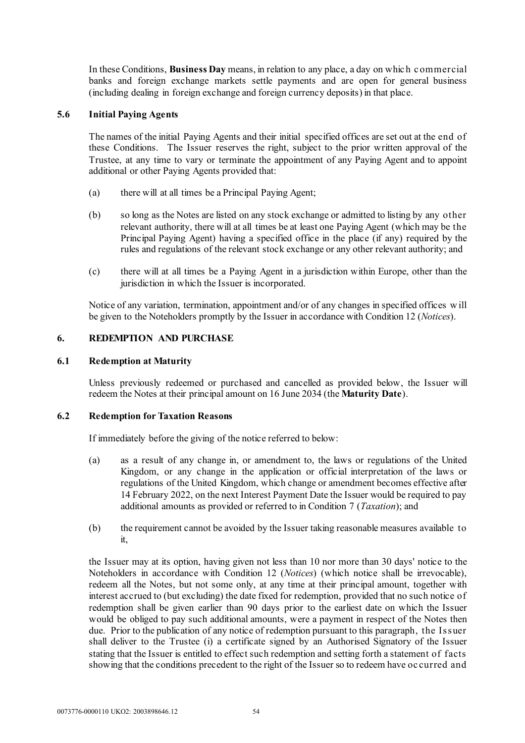In these Conditions, **Business Day** means, in relation to any place, a day on which commercial banks and foreign exchange markets settle payments and are open for general business (including dealing in foreign exchange and foreign currency deposits) in that place.

### 5.6 Initial Paying Agents

The names of the initial Paying Agents and their initial specified offices are set out at the end of these Conditions. The Issuer reserves the right, subject to the prior written approval of the Trustee, at any time to vary or terminate the appointment of any Paying Agent and to appoint additional or other Paying Agents provided that:

(a) there will at all times be a Principal Paying Agent;

(b) so long as the Notes are listed on any stock exchange or admitted to listing by any other relevant authority, there will at all times be at least one Paying Agent (which may be the Principal Paying Agent) having a specified office in the place (if any) required by the rules and regulations of the relevant stock exchange or any other relevant authority; and

(c) there will at all times be a Paying Agent in a jurisdiction within Europe, other than the jurisdiction in which the Issuer is incorporated.

Notice of any variation, termination, appointment and/or of any changes in specified offices will be given to the Noteholders promptly by the Issuer in accordance with Condition 12 (*Notices*).

## 6. REDEMPTION AND PURCHASE

### 6.1 Redemption at Maturity

Unless previously redeemed or purchased and cancelled as provided below, the Issuer will redeem the Notes at their principal amount on 16 June 2034 (the **Maturity Date**).

### 6.2 Redemption for Taxation Reasons

If immediately before the giving of the notice referred to below:

(a) as a result of any change in, or amendment to, the laws or regulations of the United Kingdom, or any change in the application or official interpretation of the laws or regulations of the United Kingdom, which change or amendment becomes effective after 14 February 2022, on the next Interest Payment Date the Issuer would be required to pay additional amounts as provided or referred to in Condition 7 (*Taxation*); and

(b) the requirement cannot be avoided by the Issuer taking reasonable measures available to it,

the Issuer may at its option, having given not less than 10 nor more than 30 days' notice to the Noteholders in accordance with Condition 12 (*Notices*) (which notice shall be irrevocable), redeem all the Notes, but not some only, at any time at their principal amount, together with interest accrued to (but excluding) the date fixed for redemption, provided that no such notice of redemption shall be given earlier than 90 days prior to the earliest date on which the Issuer would be obliged to pay such additional amounts, were a payment in respect of the Notes then due. Prior to the publication of any notice of redemption pursuant to this paragraph, the Issuer shall deliver to the Trustee (i) a certificate signed by an Authorised Signatory of the Issuer stating that the Issuer is entitled to effect such redemption and setting forth a statement of facts showing that the conditions precedent to the right of the Issuer so to redeem have occurred and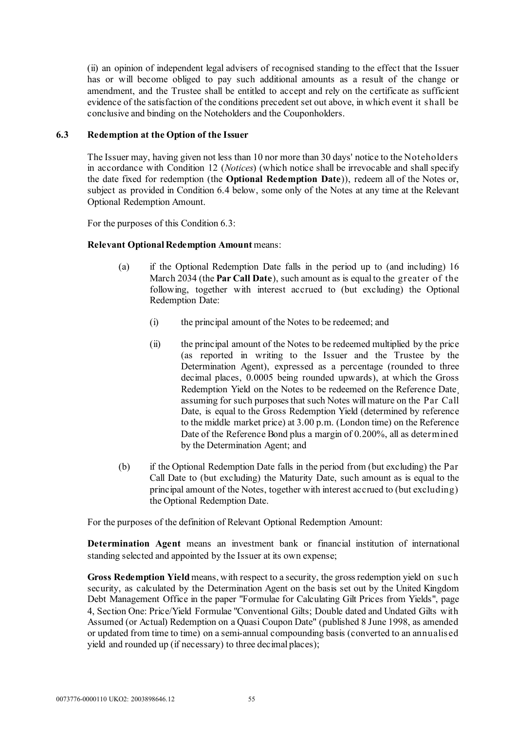(ii) an opinion of independent legal advisers of recognised standing to the effect that the Issuer has or will become obliged to pay such additional amounts as a result of the change or amendment, and the Trustee shall be entitled to accept and rely on the certificate as sufficient evidence of the satisfaction of the conditions precedent set out above, in which event it shall be conclusive and binding on the Noteholders and the Couponholders.

### 6.3 Redemption at the Option of the Issuer

The Issuer may, having given not less than 10 nor more than 30 days' notice to the Noteholders in accordance with Condition 12 (*Notices*) (which notice shall be irrevocable and shall specify the date fixed for redemption (the **Optional Redemption Date**)), redeem all of the Notes or, subject as provided in Condition 6.4 below, some only of the Notes at any time at the Relevant Optional Redemption Amount.

For the purposes of this Condition 6.3:

**Relevant Optional Redemption Amount** means:

(a) if the Optional Redemption Date falls in the period up to (and including) 16 March 2034 (the **Par Call Date**), such amount as is equal to the greater of the following, together with interest accrued to (but excluding) the Optional Redemption Date:

  (i) the principal amount of the Notes to be redeemed; and

  (ii) the principal amount of the Notes to be redeemed multiplied by the price (as reported in writing to the Issuer and the Trustee by the Determination Agent), expressed as a percentage (rounded to three decimal places, 0.0005 being rounded upwards), at which the Gross Redemption Yield on the Notes to be redeemed on the Reference Date, assuming for such purposes that such Notes will mature on the Par Call Date, is equal to the Gross Redemption Yield (determined by reference to the middle market price) at 3.00 p.m. (London time) on the Reference Date of the Reference Bond plus a margin of 0.200%, all as determined by the Determination Agent; and

(b) if the Optional Redemption Date falls in the period from (but excluding) the Par Call Date to (but excluding) the Maturity Date, such amount as is equal to the principal amount of the Notes, together with interest accrued to (but excluding) the Optional Redemption Date.

For the purposes of the definition of Relevant Optional Redemption Amount:

**Determination Agent** means an investment bank or financial institution of international standing selected and appointed by the Issuer at its own expense;

**Gross Redemption Yield** means, with respect to a security, the gross redemption yield on such security, as calculated by the Determination Agent on the basis set out by the United Kingdom Debt Management Office in the paper "Formulae for Calculating Gilt Prices from Yields", page 4, Section One: Price/Yield Formulae "Conventional Gilts; Double dated and Undated Gilts with Assumed (or Actual) Redemption on a Quasi Coupon Date" (published 8 June 1998, as amended or updated from time to time) on a semi-annual compounding basis (converted to an annualised yield and rounded up (if necessary) to three decimal places);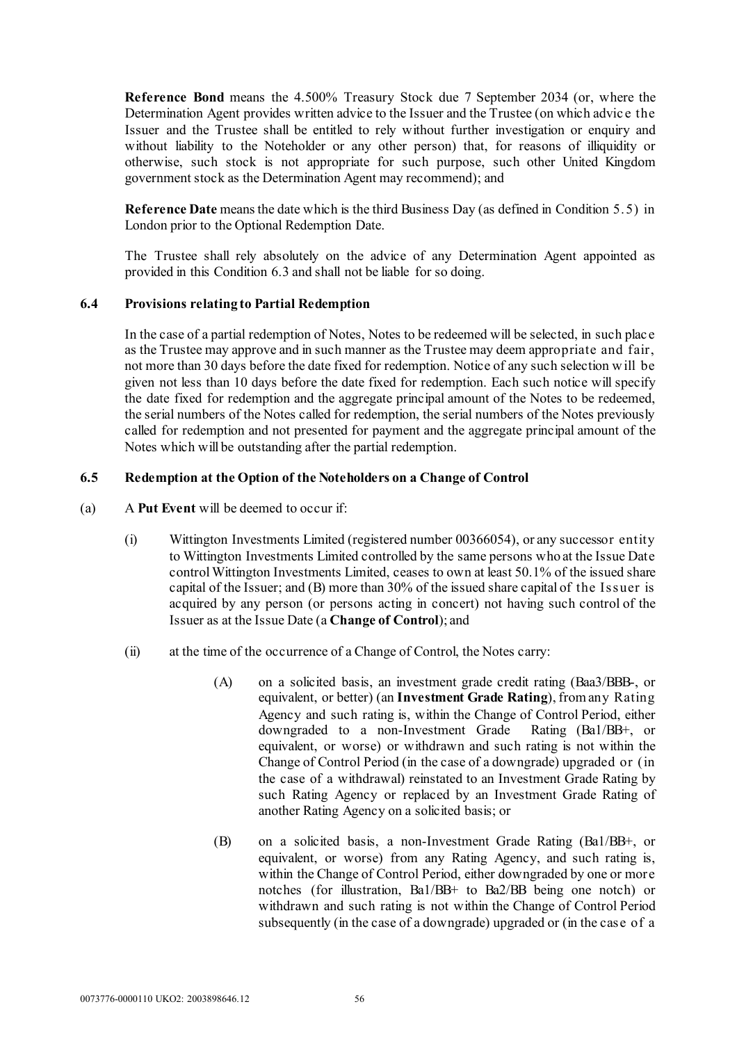**Reference Bond** means the 4.500% Treasury Stock due 7 September 2034 (or, where the Determination Agent provides written advice to the Issuer and the Trustee (on which advice the Issuer and the Trustee shall be entitled to rely without further investigation or enquiry and without liability to the Noteholder or any other person) that, for reasons of illiquidity or otherwise, such stock is not appropriate for such purpose, such other United Kingdom government stock as the Determination Agent may recommend); and

**Reference Date** means the date which is the third Business Day (as defined in Condition 5.5) in London prior to the Optional Redemption Date.

The Trustee shall rely absolutely on the advice of any Determination Agent appointed as provided in this Condition 6.3 and shall not be liable for so doing.

### 6.4 Provisions relating to Partial Redemption

In the case of a partial redemption of Notes, Notes to be redeemed will be selected, in such place as the Trustee may approve and in such manner as the Trustee may deem appropriate and fair, not more than 30 days before the date fixed for redemption. Notice of any such selection will be given not less than 10 days before the date fixed for redemption. Each such notice will specify the date fixed for redemption and the aggregate principal amount of the Notes to be redeemed, the serial numbers of the Notes called for redemption, the serial numbers of the Notes previously called for redemption and not presented for payment and the aggregate principal amount of the Notes which will be outstanding after the partial redemption.

### 6.5 Redemption at the Option of the Noteholders on a Change of Control

(a) A **Put Event** will be deemed to occur if:

(i) Wittington Investments Limited (registered number 00366054), or any successor entity to Wittington Investments Limited controlled by the same persons who at the Issue Date control Wittington Investments Limited, ceases to own at least 50.1% of the issued share capital of the Issuer; and (B) more than 30% of the issued share capital of the Issuer is acquired by any person (or persons acting in concert) not having such control of the Issuer as at the Issue Date (a **Change of Control**); and

(ii) at the time of the occurrence of a Change of Control, the Notes carry:

(A) on a solicited basis, an investment grade credit rating (Baa3/BBB-, or equivalent, or better) (an **Investment Grade Rating**), from any Rating Agency and such rating is, within the Change of Control Period, either downgraded to a non-Investment Grade Rating (Ba1/BB+, or equivalent, or worse) or withdrawn and such rating is not within the Change of Control Period (in the case of a downgrade) upgraded or (in the case of a withdrawal) reinstated to an Investment Grade Rating by such Rating Agency or replaced by an Investment Grade Rating of another Rating Agency on a solicited basis; or

(B) on a solicited basis, a non-Investment Grade Rating (Ba1/BB+, or equivalent, or worse) from any Rating Agency, and such rating is, within the Change of Control Period, either downgraded by one or more notches (for illustration, Ba1/BB+ to Ba2/BB being one notch) or withdrawn and such rating is not within the Change of Control Period subsequently (in the case of a downgrade) upgraded or (in the case of a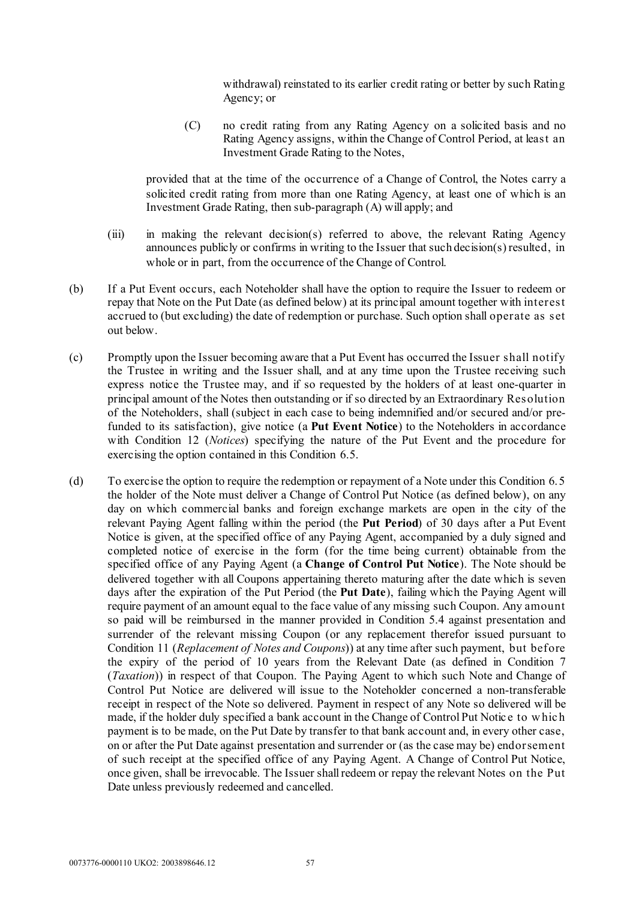withdrawal) reinstated to its earlier credit rating or better by such Rating Agency; or

(C) no credit rating from any Rating Agency on a solicited basis and no Rating Agency assigns, within the Change of Control Period, at least an Investment Grade Rating to the Notes,

provided that at the time of the occurrence of a Change of Control, the Notes carry a solicited credit rating from more than one Rating Agency, at least one of which is an Investment Grade Rating, then sub-paragraph (A) will apply; and

(iii) in making the relevant decision(s) referred to above, the relevant Rating Agency announces publicly or confirms in writing to the Issuer that such decision(s) resulted, in whole or in part, from the occurrence of the Change of Control.

(b) If a Put Event occurs, each Noteholder shall have the option to require the Issuer to redeem or repay that Note on the Put Date (as defined below) at its principal amount together with interest accrued to (but excluding) the date of redemption or purchase. Such option shall operate as set out below.

(c) Promptly upon the Issuer becoming aware that a Put Event has occurred the Issuer shall notify the Trustee in writing and the Issuer shall, and at any time upon the Trustee receiving such express notice the Trustee may, and if so requested by the holders of at least one-quarter in principal amount of the Notes then outstanding or if so directed by an Extraordinary Resolution of the Noteholders, shall (subject in each case to being indemnified and/or secured and/or pre-funded to its satisfaction), give notice (a **Put Event Notice**) to the Noteholders in accordance with Condition 12 (*Notices*) specifying the nature of the Put Event and the procedure for exercising the option contained in this Condition 6.5.

(d) To exercise the option to require the redemption or repayment of a Note under this Condition 6.5 the holder of the Note must deliver a Change of Control Put Notice (as defined below), on any day on which commercial banks and foreign exchange markets are open in the city of the relevant Paying Agent falling within the period (the **Put Period**) of 30 days after a Put Event Notice is given, at the specified office of any Paying Agent, accompanied by a duly signed and completed notice of exercise in the form (for the time being current) obtainable from the specified office of any Paying Agent (a **Change of Control Put Notice**). The Note should be delivered together with all Coupons appertaining thereto maturing after the date which is seven days after the expiration of the Put Period (the **Put Date**), failing which the Paying Agent will require payment of an amount equal to the face value of any missing such Coupon. Any amount so paid will be reimbursed in the manner provided in Condition 5.4 against presentation and surrender of the relevant missing Coupon (or any replacement therefor issued pursuant to Condition 11 (*Replacement of Notes and Coupons*)) at any time after such payment, but before the expiry of the period of 10 years from the Relevant Date (as defined in Condition 7 (*Taxation*)) in respect of that Coupon. The Paying Agent to which such Note and Change of Control Put Notice are delivered will issue to the Noteholder concerned a non-transferable receipt in respect of the Note so delivered. Payment in respect of any Note so delivered will be made, if the holder duly specified a bank account in the Change of Control Put Notice to which payment is to be made, on the Put Date by transfer to that bank account and, in every other case, on or after the Put Date against presentation and surrender or (as the case may be) endorsement of such receipt at the specified office of any Paying Agent. A Change of Control Put Notice, once given, shall be irrevocable. The Issuer shall redeem or repay the relevant Notes on the Put Date unless previously redeemed and cancelled.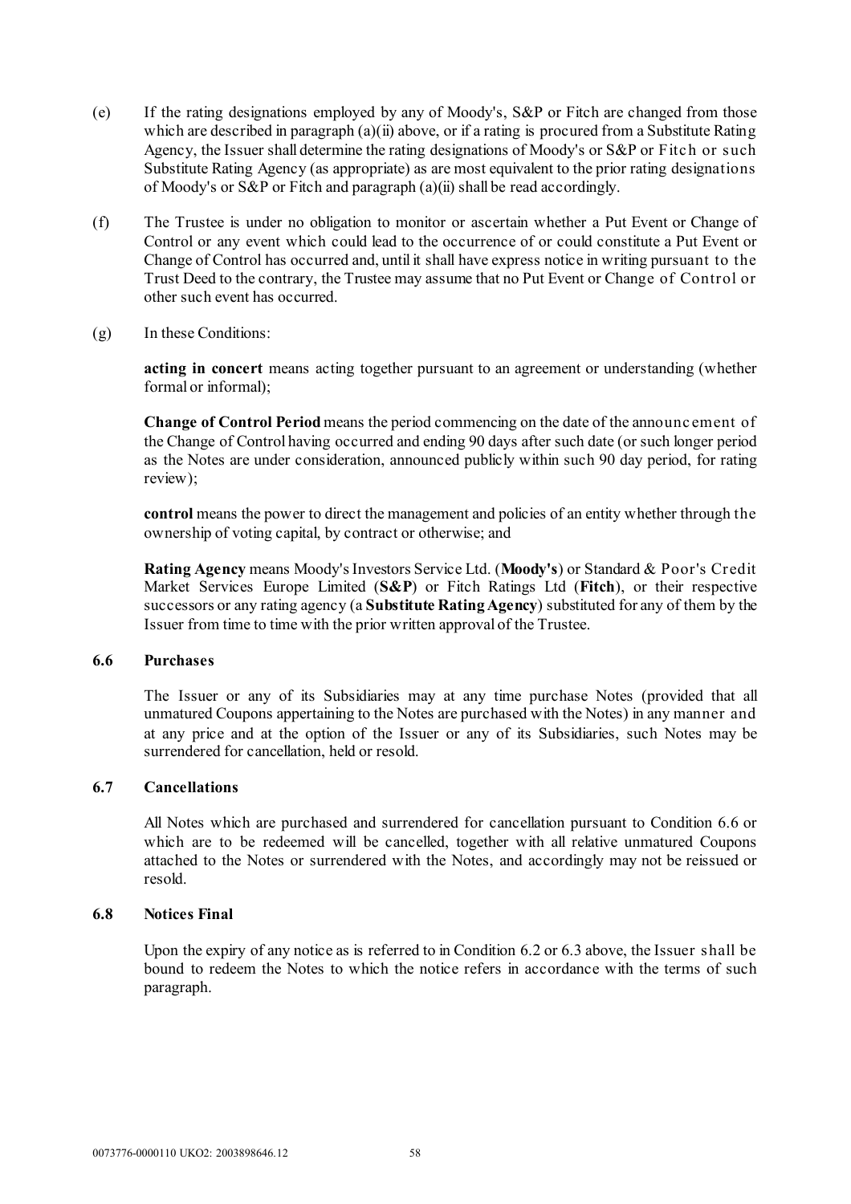(e) If the rating designations employed by any of Moody's, S&P or Fitch are changed from those which are described in paragraph (a)(ii) above, or if a rating is procured from a Substitute Rating Agency, the Issuer shall determine the rating designations of Moody's or S&P or Fitch or such Substitute Rating Agency (as appropriate) as are most equivalent to the prior rating designations of Moody's or S&P or Fitch and paragraph (a)(ii) shall be read accordingly.

(f) The Trustee is under no obligation to monitor or ascertain whether a Put Event or Change of Control or any event which could lead to the occurrence of or could constitute a Put Event or Change of Control has occurred and, until it shall have express notice in writing pursuant to the Trust Deed to the contrary, the Trustee may assume that no Put Event or Change of Control or other such event has occurred.

(g) In these Conditions:

**acting in concert** means acting together pursuant to an agreement or understanding (whether formal or informal);

**Change of Control Period** means the period commencing on the date of the announcement of the Change of Control having occurred and ending 90 days after such date (or such longer period as the Notes are under consideration, announced publicly within such 90 day period, for rating review);

**control** means the power to direct the management and policies of an entity whether through the ownership of voting capital, by contract or otherwise; and

**Rating Agency** means Moody's Investors Service Ltd. (**Moody's**) or Standard & Poor's Credit Market Services Europe Limited (**S&P**) or Fitch Ratings Ltd (**Fitch**), or their respective successors or any rating agency (a **Substitute Rating Agency**) substituted for any of them by the Issuer from time to time with the prior written approval of the Trustee.

### 6.6 Purchases

The Issuer or any of its Subsidiaries may at any time purchase Notes (provided that all unmatured Coupons appertaining to the Notes are purchased with the Notes) in any manner and at any price and at the option of the Issuer or any of its Subsidiaries, such Notes may be surrendered for cancellation, held or resold.

### 6.7 Cancellations

All Notes which are purchased and surrendered for cancellation pursuant to Condition 6.6 or which are to be redeemed will be cancelled, together with all relative unmatured Coupons attached to the Notes or surrendered with the Notes, and accordingly may not be reissued or resold.

### 6.8 Notices Final

Upon the expiry of any notice as is referred to in Condition 6.2 or 6.3 above, the Issuer shall be bound to redeem the Notes to which the notice refers in accordance with the terms of such paragraph.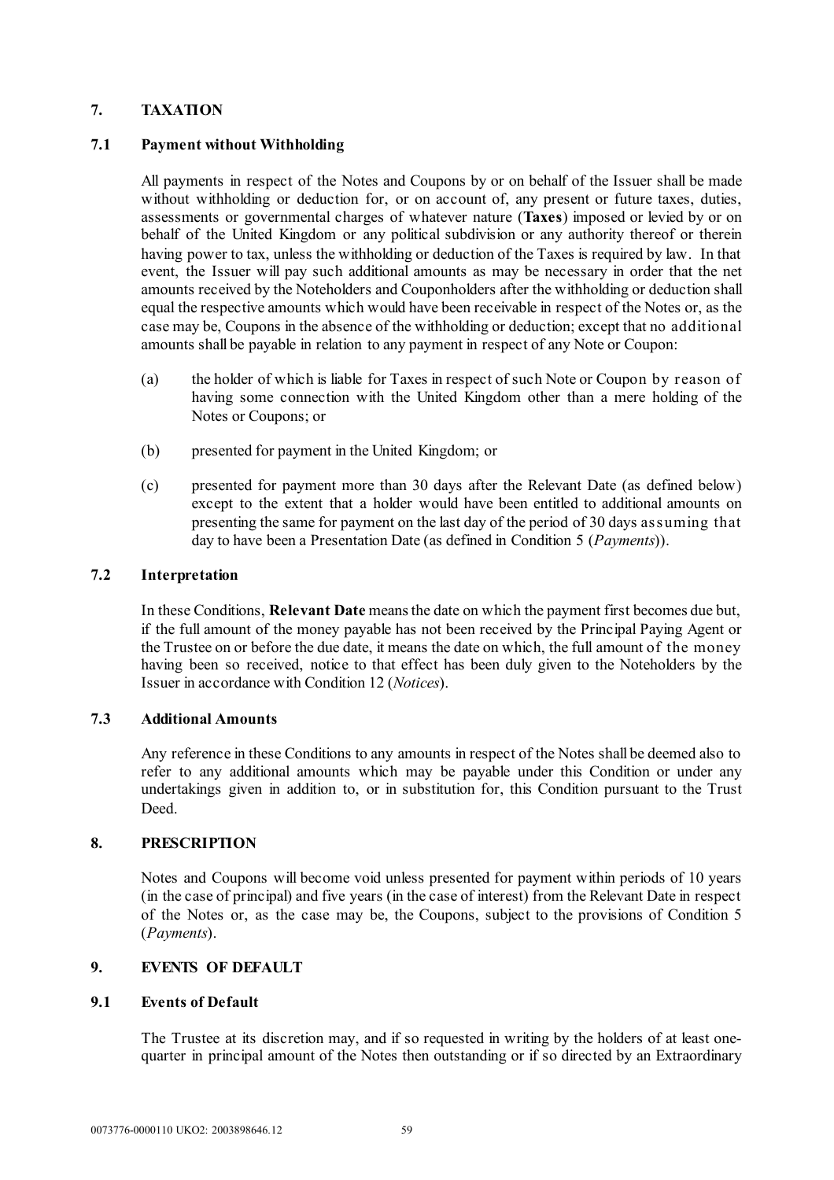## 7. TAXATION

### 7.1 Payment without Withholding

All payments in respect of the Notes and Coupons by or on behalf of the Issuer shall be made without withholding or deduction for, or on account of, any present or future taxes, duties, assessments or governmental charges of whatever nature (**Taxes**) imposed or levied by or on behalf of the United Kingdom or any political subdivision or any authority thereof or therein having power to tax, unless the withholding or deduction of the Taxes is required by law. In that event, the Issuer will pay such additional amounts as may be necessary in order that the net amounts received by the Noteholders and Couponholders after the withholding or deduction shall equal the respective amounts which would have been receivable in respect of the Notes or, as the case may be, Coupons in the absence of the withholding or deduction; except that no additional amounts shall be payable in relation to any payment in respect of any Note or Coupon:

(a) the holder of which is liable for Taxes in respect of such Note or Coupon by reason of having some connection with the United Kingdom other than a mere holding of the Notes or Coupons; or

(b) presented for payment in the United Kingdom; or

(c) presented for payment more than 30 days after the Relevant Date (as defined below) except to the extent that a holder would have been entitled to additional amounts on presenting the same for payment on the last day of the period of 30 days assuming that day to have been a Presentation Date (as defined in Condition 5 (*Payments*)).

### 7.2 Interpretation

In these Conditions, **Relevant Date** means the date on which the payment first becomes due but, if the full amount of the money payable has not been received by the Principal Paying Agent or the Trustee on or before the due date, it means the date on which, the full amount of the money having been so received, notice to that effect has been duly given to the Noteholders by the Issuer in accordance with Condition 12 (*Notices*).

### 7.3 Additional Amounts

Any reference in these Conditions to any amounts in respect of the Notes shall be deemed also to refer to any additional amounts which may be payable under this Condition or under any undertakings given in addition to, or in substitution for, this Condition pursuant to the Trust Deed.

## 8. PRESCRIPTION

Notes and Coupons will become void unless presented for payment within periods of 10 years (in the case of principal) and five years (in the case of interest) from the Relevant Date in respect of the Notes or, as the case may be, the Coupons, subject to the provisions of Condition 5 (*Payments*).

## 9. EVENTS OF DEFAULT

### 9.1 Events of Default

The Trustee at its discretion may, and if so requested in writing by the holders of at least one-quarter in principal amount of the Notes then outstanding or if so directed by an Extraordinary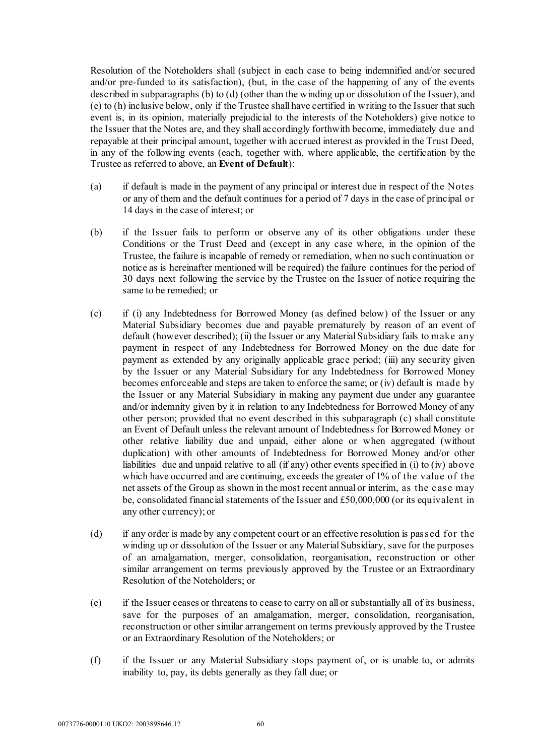Resolution of the Noteholders shall (subject in each case to being indemnified and/or secured and/or pre-funded to its satisfaction), (but, in the case of the happening of any of the events described in subparagraphs (b) to (d) (other than the winding up or dissolution of the Issuer), and (e) to (h) inclusive below, only if the Trustee shall have certified in writing to the Issuer that such event is, in its opinion, materially prejudicial to the interests of the Noteholders) give notice to the Issuer that the Notes are, and they shall accordingly forthwith become, immediately due and repayable at their principal amount, together with accrued interest as provided in the Trust Deed, in any of the following events (each, together with, where applicable, the certification by the Trustee as referred to above, an **Event of Default**):

(a) if default is made in the payment of any principal or interest due in respect of the Notes or any of them and the default continues for a period of 7 days in the case of principal or 14 days in the case of interest; or

(b) if the Issuer fails to perform or observe any of its other obligations under these Conditions or the Trust Deed and (except in any case where, in the opinion of the Trustee, the failure is incapable of remedy or remediation, when no such continuation or notice as is hereinafter mentioned will be required) the failure continues for the period of 30 days next following the service by the Trustee on the Issuer of notice requiring the same to be remedied; or

(c) if (i) any Indebtedness for Borrowed Money (as defined below) of the Issuer or any Material Subsidiary becomes due and payable prematurely by reason of an event of default (however described); (ii) the Issuer or any Material Subsidiary fails to make any payment in respect of any Indebtedness for Borrowed Money on the due date for payment as extended by any originally applicable grace period; (iii) any security given by the Issuer or any Material Subsidiary for any Indebtedness for Borrowed Money becomes enforceable and steps are taken to enforce the same; or (iv) default is made by the Issuer or any Material Subsidiary in making any payment due under any guarantee and/or indemnity given by it in relation to any Indebtedness for Borrowed Money of any other person; provided that no event described in this subparagraph (c) shall constitute an Event of Default unless the relevant amount of Indebtedness for Borrowed Money or other relative liability due and unpaid, either alone or when aggregated (without duplication) with other amounts of Indebtedness for Borrowed Money and/or other liabilities due and unpaid relative to all (if any) other events specified in (i) to (iv) above which have occurred and are continuing, exceeds the greater of 1% of the value of the net assets of the Group as shown in the most recent annual or interim, as the case may be, consolidated financial statements of the Issuer and £50,000,000 (or its equivalent in any other currency); or

(d) if any order is made by any competent court or an effective resolution is passed for the winding up or dissolution of the Issuer or any Material Subsidiary, save for the purposes of an amalgamation, merger, consolidation, reorganisation, reconstruction or other similar arrangement on terms previously approved by the Trustee or an Extraordinary Resolution of the Noteholders; or

(e) if the Issuer ceases or threatens to cease to carry on all or substantially all of its business, save for the purposes of an amalgamation, merger, consolidation, reorganisation, reconstruction or other similar arrangement on terms previously approved by the Trustee or an Extraordinary Resolution of the Noteholders; or

(f) if the Issuer or any Material Subsidiary stops payment of, or is unable to, or admits inability to, pay, its debts generally as they fall due; or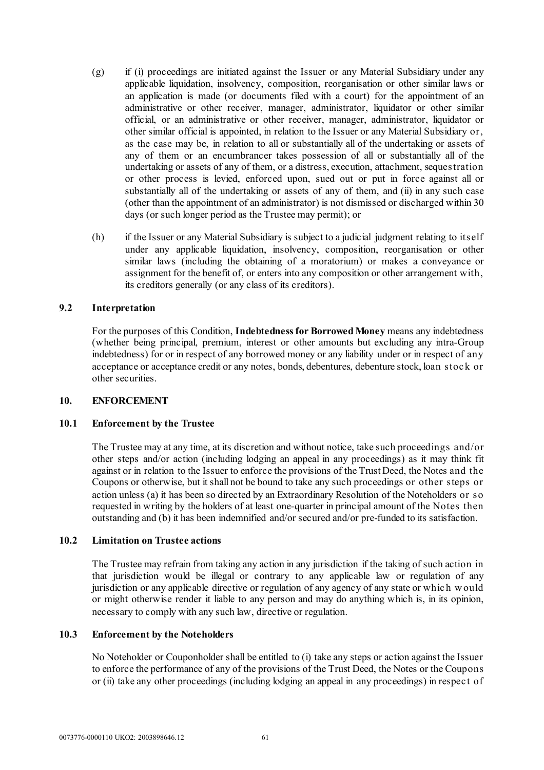(g) if (i) proceedings are initiated against the Issuer or any Material Subsidiary under any applicable liquidation, insolvency, composition, reorganisation or other similar laws or an application is made (or documents filed with a court) for the appointment of an administrative or other receiver, manager, administrator, liquidator or other similar official, or an administrative or other receiver, manager, administrator, liquidator or other similar official is appointed, in relation to the Issuer or any Material Subsidiary or, as the case may be, in relation to all or substantially all of the undertaking or assets of any of them or an encumbrancer takes possession of all or substantially all of the undertaking or assets of any of them, or a distress, execution, attachment, sequestration or other process is levied, enforced upon, sued out or put in force against all or substantially all of the undertaking or assets of any of them, and (ii) in any such case (other than the appointment of an administrator) is not dismissed or discharged within 30 days (or such longer period as the Trustee may permit); or

(h) if the Issuer or any Material Subsidiary is subject to a judicial judgment relating to itself under any applicable liquidation, insolvency, composition, reorganisation or other similar laws (including the obtaining of a moratorium) or makes a conveyance or assignment for the benefit of, or enters into any composition or other arrangement with, its creditors generally (or any class of its creditors).

### 9.2 Interpretation

For the purposes of this Condition, **Indebtedness for Borrowed Money** means any indebtedness (whether being principal, premium, interest or other amounts but excluding any intra-Group indebtedness) for or in respect of any borrowed money or any liability under or in respect of any acceptance or acceptance credit or any notes, bonds, debentures, debenture stock, loan stock or other securities.

## 10. ENFORCEMENT

### 10.1 Enforcement by the Trustee

The Trustee may at any time, at its discretion and without notice, take such proceedings and/or other steps and/or action (including lodging an appeal in any proceedings) as it may think fit against or in relation to the Issuer to enforce the provisions of the Trust Deed, the Notes and the Coupons or otherwise, but it shall not be bound to take any such proceedings or other steps or action unless (a) it has been so directed by an Extraordinary Resolution of the Noteholders or so requested in writing by the holders of at least one-quarter in principal amount of the Notes then outstanding and (b) it has been indemnified and/or secured and/or pre-funded to its satisfaction.

### 10.2 Limitation on Trustee actions

The Trustee may refrain from taking any action in any jurisdiction if the taking of such action in that jurisdiction would be illegal or contrary to any applicable law or regulation of any jurisdiction or any applicable directive or regulation of any agency of any state or which would or might otherwise render it liable to any person and may do anything which is, in its opinion, necessary to comply with any such law, directive or regulation.

### 10.3 Enforcement by the Noteholders

No Noteholder or Couponholder shall be entitled to (i) take any steps or action against the Issuer to enforce the performance of any of the provisions of the Trust Deed, the Notes or the Coupons or (ii) take any other proceedings (including lodging an appeal in any proceedings) in respect of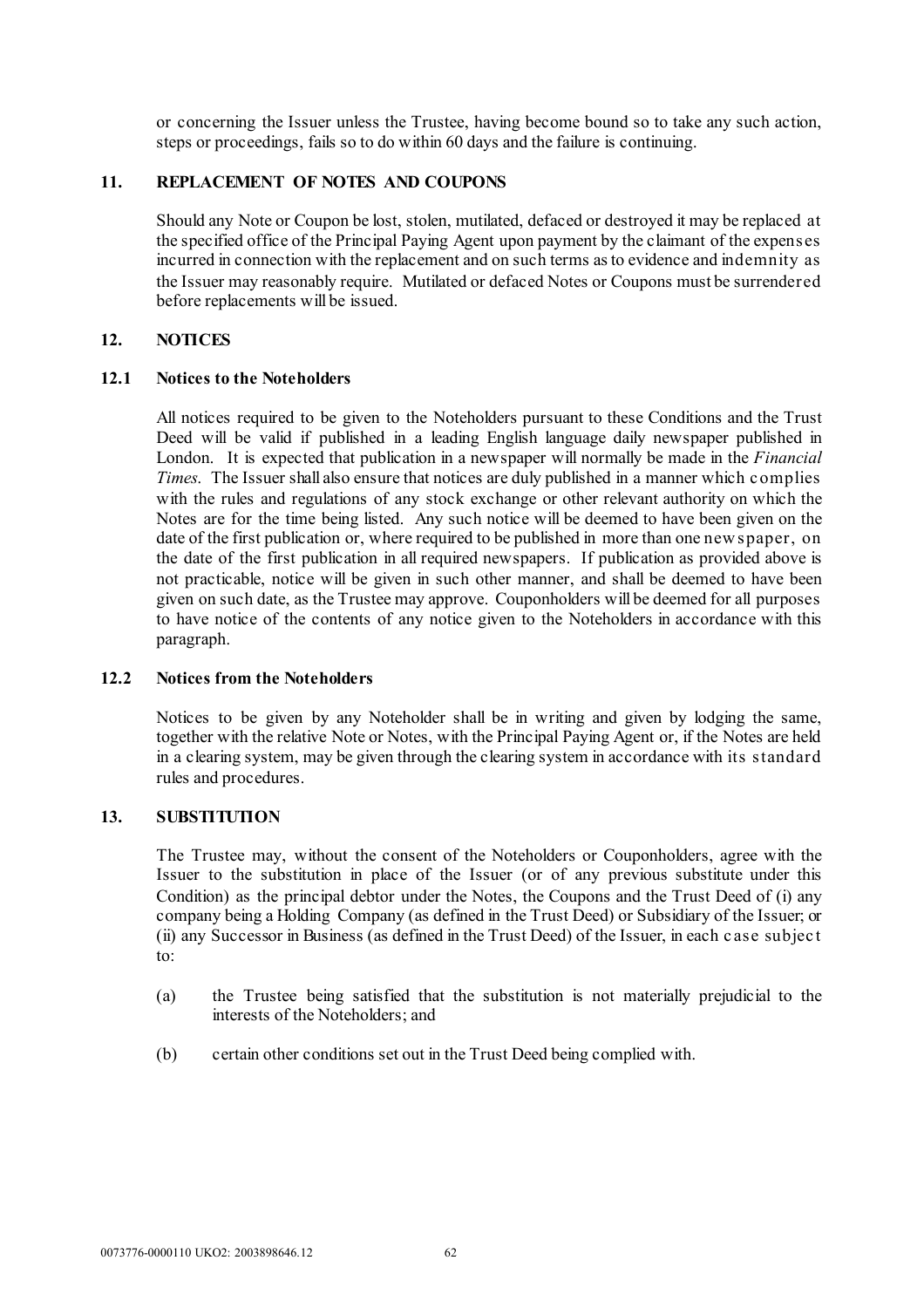or concerning the Issuer unless the Trustee, having become bound so to take any such action, steps or proceedings, fails so to do within 60 days and the failure is continuing.

## 11. REPLACEMENT OF NOTES AND COUPONS

Should any Note or Coupon be lost, stolen, mutilated, defaced or destroyed it may be replaced at the specified office of the Principal Paying Agent upon payment by the claimant of the expenses incurred in connection with the replacement and on such terms as to evidence and indemnity as the Issuer may reasonably require. Mutilated or defaced Notes or Coupons must be surrendered before replacements will be issued.

## 12. NOTICES

### 12.1 Notices to the Noteholders

All notices required to be given to the Noteholders pursuant to these Conditions and the Trust Deed will be valid if published in a leading English language daily newspaper published in London. It is expected that publication in a newspaper will normally be made in the *Financial Times*. The Issuer shall also ensure that notices are duly published in a manner which complies with the rules and regulations of any stock exchange or other relevant authority on which the Notes are for the time being listed. Any such notice will be deemed to have been given on the date of the first publication or, where required to be published in more than one newspaper, on the date of the first publication in all required newspapers. If publication as provided above is not practicable, notice will be given in such other manner, and shall be deemed to have been given on such date, as the Trustee may approve. Couponholders will be deemed for all purposes to have notice of the contents of any notice given to the Noteholders in accordance with this paragraph.

### 12.2 Notices from the Noteholders

Notices to be given by any Noteholder shall be in writing and given by lodging the same, together with the relative Note or Notes, with the Principal Paying Agent or, if the Notes are held in a clearing system, may be given through the clearing system in accordance with its standard rules and procedures.

## 13. SUBSTITUTION

The Trustee may, without the consent of the Noteholders or Couponholders, agree with the Issuer to the substitution in place of the Issuer (or of any previous substitute under this Condition) as the principal debtor under the Notes, the Coupons and the Trust Deed of (i) any company being a Holding Company (as defined in the Trust Deed) or Subsidiary of the Issuer; or (ii) any Successor in Business (as defined in the Trust Deed) of the Issuer, in each case subject to:

(a) the Trustee being satisfied that the substitution is not materially prejudicial to the interests of the Noteholders; and

(b) certain other conditions set out in the Trust Deed being complied with.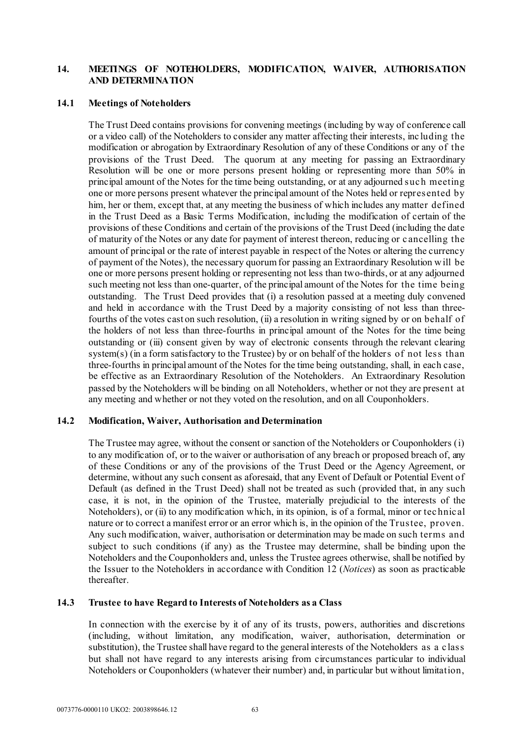## 14. MEETINGS OF NOTEHOLDERS, MODIFICATION, WAIVER, AUTHORISATION AND DETERMINATION

### 14.1 Meetings of Noteholders

The Trust Deed contains provisions for convening meetings (including by way of conference call or a video call) of the Noteholders to consider any matter affecting their interests, including the modification or abrogation by Extraordinary Resolution of any of these Conditions or any of the provisions of the Trust Deed. The quorum at any meeting for passing an Extraordinary Resolution will be one or more persons present holding or representing more than 50% in principal amount of the Notes for the time being outstanding, or at any adjourned such meeting one or more persons present whatever the principal amount of the Notes held or represented by him, her or them, except that, at any meeting the business of which includes any matter defined in the Trust Deed as a Basic Terms Modification, including the modification of certain of the provisions of these Conditions and certain of the provisions of the Trust Deed (including the date of maturity of the Notes or any date for payment of interest thereon, reducing or cancelling the amount of principal or the rate of interest payable in respect of the Notes or altering the currency of payment of the Notes), the necessary quorum for passing an Extraordinary Resolution will be one or more persons present holding or representing not less than two-thirds, or at any adjourned such meeting not less than one-quarter, of the principal amount of the Notes for the time being outstanding. The Trust Deed provides that (i) a resolution passed at a meeting duly convened and held in accordance with the Trust Deed by a majority consisting of not less than three-fourths of the votes cast on such resolution, (ii) a resolution in writing signed by or on behalf of the holders of not less than three-fourths in principal amount of the Notes for the time being outstanding or (iii) consent given by way of electronic consents through the relevant clearing system(s) (in a form satisfactory to the Trustee) by or on behalf of the holders of not less than three-fourths in principal amount of the Notes for the time being outstanding, shall, in each case, be effective as an Extraordinary Resolution of the Noteholders. An Extraordinary Resolution passed by the Noteholders will be binding on all Noteholders, whether or not they are present at any meeting and whether or not they voted on the resolution, and on all Couponholders.

### 14.2 Modification, Waiver, Authorisation and Determination

The Trustee may agree, without the consent or sanction of the Noteholders or Couponholders (i) to any modification of, or to the waiver or authorisation of any breach or proposed breach of, any of these Conditions or any of the provisions of the Trust Deed or the Agency Agreement, or determine, without any such consent as aforesaid, that any Event of Default or Potential Event of Default (as defined in the Trust Deed) shall not be treated as such (provided that, in any such case, it is not, in the opinion of the Trustee, materially prejudicial to the interests of the Noteholders), or (ii) to any modification which, in its opinion, is of a formal, minor or technical nature or to correct a manifest error or an error which is, in the opinion of the Trustee, proven. Any such modification, waiver, authorisation or determination may be made on such terms and subject to such conditions (if any) as the Trustee may determine, shall be binding upon the Noteholders and the Couponholders and, unless the Trustee agrees otherwise, shall be notified by the Issuer to the Noteholders in accordance with Condition 12 (*Notices*) as soon as practicable thereafter.

### 14.3 Trustee to have Regard to Interests of Noteholders as a Class

In connection with the exercise by it of any of its trusts, powers, authorities and discretions (including, without limitation, any modification, waiver, authorisation, determination or substitution), the Trustee shall have regard to the general interests of the Noteholders as a class but shall not have regard to any interests arising from circumstances particular to individual Noteholders or Couponholders (whatever their number) and, in particular but without limitation,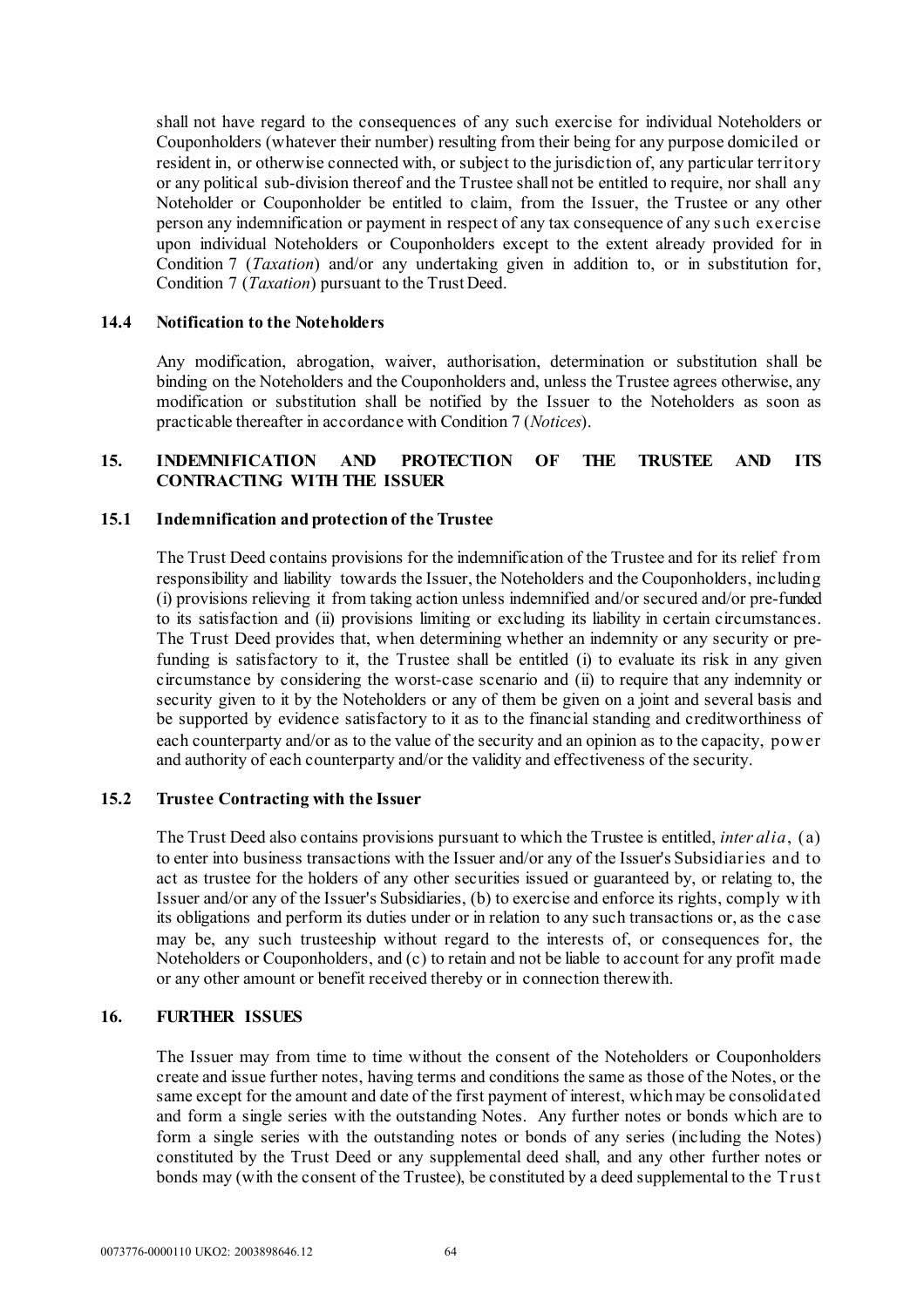shall not have regard to the consequences of any such exercise for individual Noteholders or Couponholders (whatever their number) resulting from their being for any purpose domiciled or resident in, or otherwise connected with, or subject to the jurisdiction of, any particular territory or any political sub-division thereof and the Trustee shall not be entitled to require, nor shall any Noteholder or Couponholder be entitled to claim, from the Issuer, the Trustee or any other person any indemnification or payment in respect of any tax consequence of any such exercise upon individual Noteholders or Couponholders except to the extent already provided for in Condition 7 (*Taxation*) and/or any undertaking given in addition to, or in substitution for, Condition 7 (*Taxation*) pursuant to the Trust Deed.

### 14.4 Notification to the Noteholders

Any modification, abrogation, waiver, authorisation, determination or substitution shall be binding on the Noteholders and the Couponholders and, unless the Trustee agrees otherwise, any modification or substitution shall be notified by the Issuer to the Noteholders as soon as practicable thereafter in accordance with Condition 7 (*Notices*).

## 15. INDEMNIFICATION AND PROTECTION OF THE TRUSTEE AND ITS CONTRACTING WITH THE ISSUER

### 15.1 Indemnification and protection of the Trustee

The Trust Deed contains provisions for the indemnification of the Trustee and for its relief from responsibility and liability towards the Issuer, the Noteholders and the Couponholders, including (i) provisions relieving it from taking action unless indemnified and/or secured and/or pre-funded to its satisfaction and (ii) provisions limiting or excluding its liability in certain circumstances. The Trust Deed provides that, when determining whether an indemnity or any security or pre-funding is satisfactory to it, the Trustee shall be entitled (i) to evaluate its risk in any given circumstance by considering the worst-case scenario and (ii) to require that any indemnity or security given to it by the Noteholders or any of them be given on a joint and several basis and be supported by evidence satisfactory to it as to the financial standing and creditworthiness of each counterparty and/or as to the value of the security and an opinion as to the capacity, power and authority of each counterparty and/or the validity and effectiveness of the security.

### 15.2 Trustee Contracting with the Issuer

The Trust Deed also contains provisions pursuant to which the Trustee is entitled, *inter alia*, (a) to enter into business transactions with the Issuer and/or any of the Issuer's Subsidiaries and to act as trustee for the holders of any other securities issued or guaranteed by, or relating to, the Issuer and/or any of the Issuer's Subsidiaries, (b) to exercise and enforce its rights, comply with its obligations and perform its duties under or in relation to any such transactions or, as the case may be, any such trusteeship without regard to the interests of, or consequences for, the Noteholders or Couponholders, and (c) to retain and not be liable to account for any profit made or any other amount or benefit received thereby or in connection therewith.

## 16. FURTHER ISSUES

The Issuer may from time to time without the consent of the Noteholders or Couponholders create and issue further notes, having terms and conditions the same as those of the Notes, or the same except for the amount and date of the first payment of interest, which may be consolidated and form a single series with the outstanding Notes. Any further notes or bonds which are to form a single series with the outstanding notes or bonds of any series (including the Notes) constituted by the Trust Deed or any supplemental deed shall, and any other further notes or bonds may (with the consent of the Trustee), be constituted by a deed supplemental to the Trust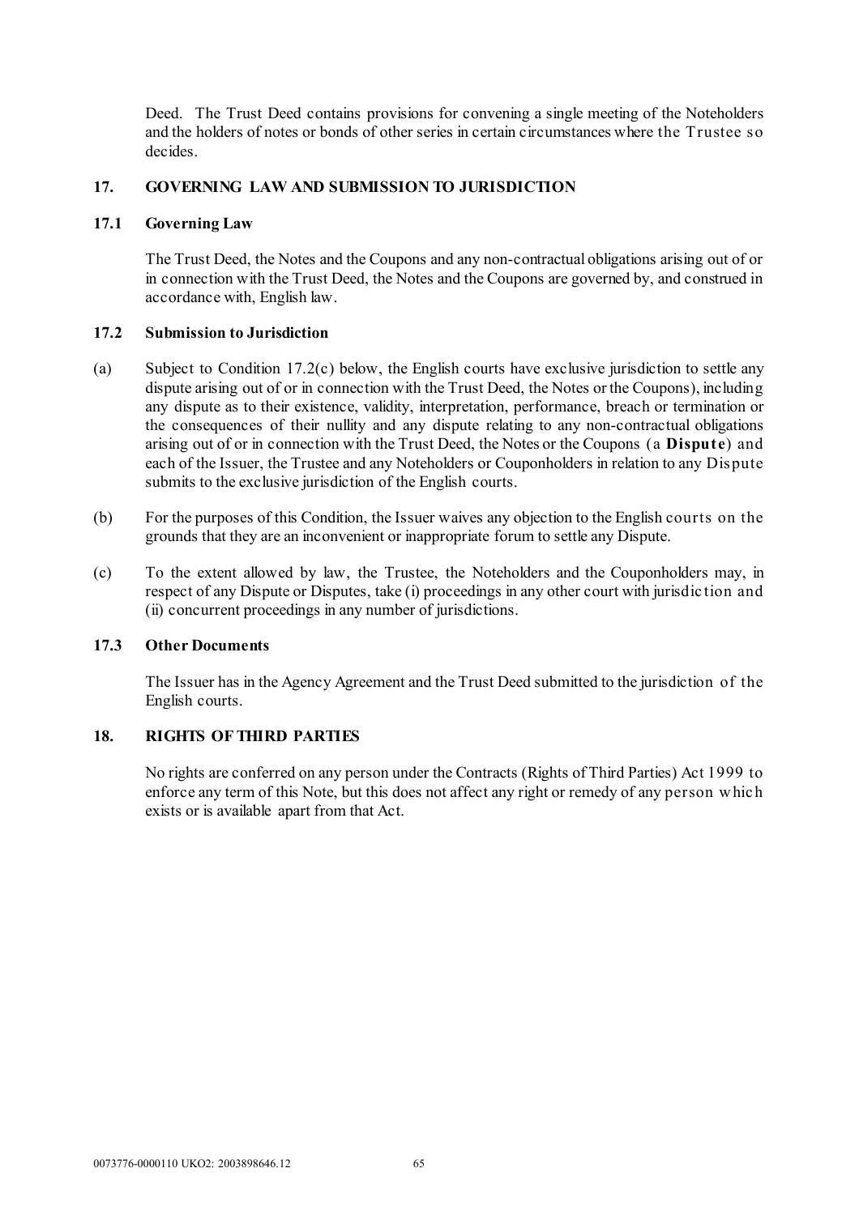Deed. The Trust Deed contains provisions for convening a single meeting of the Noteholders and the holders of notes or bonds of other series in certain circumstances where the Trustee so decides.

## 17. GOVERNING LAW AND SUBMISSION TO JURISDICTION

### 17.1 Governing Law

The Trust Deed, the Notes and the Coupons and any non-contractual obligations arising out of or in connection with the Trust Deed, the Notes and the Coupons are governed by, and construed in accordance with, English law.

### 17.2 Submission to Jurisdiction

(a) Subject to Condition 17.2(c) below, the English courts have exclusive jurisdiction to settle any dispute arising out of or in connection with the Trust Deed, the Notes or the Coupons), including any dispute as to their existence, validity, interpretation, performance, breach or termination or the consequences of their nullity and any dispute relating to any non-contractual obligations arising out of or in connection with the Trust Deed, the Notes or the Coupons (a **Dispute**) and each of the Issuer, the Trustee and any Noteholders or Couponholders in relation to any Dispute submits to the exclusive jurisdiction of the English courts.

(b) For the purposes of this Condition, the Issuer waives any objection to the English courts on the grounds that they are an inconvenient or inappropriate forum to settle any Dispute.

(c) To the extent allowed by law, the Trustee, the Noteholders and the Couponholders may, in respect of any Dispute or Disputes, take (i) proceedings in any other court with jurisdiction and (ii) concurrent proceedings in any number of jurisdictions.

### 17.3 Other Documents

The Issuer has in the Agency Agreement and the Trust Deed submitted to the jurisdiction of the English courts.

## 18. RIGHTS OF THIRD PARTIES

No rights are conferred on any person under the Contracts (Rights of Third Parties) Act 1999 to enforce any term of this Note, but this does not affect any right or remedy of any person which exists or is available apart from that Act.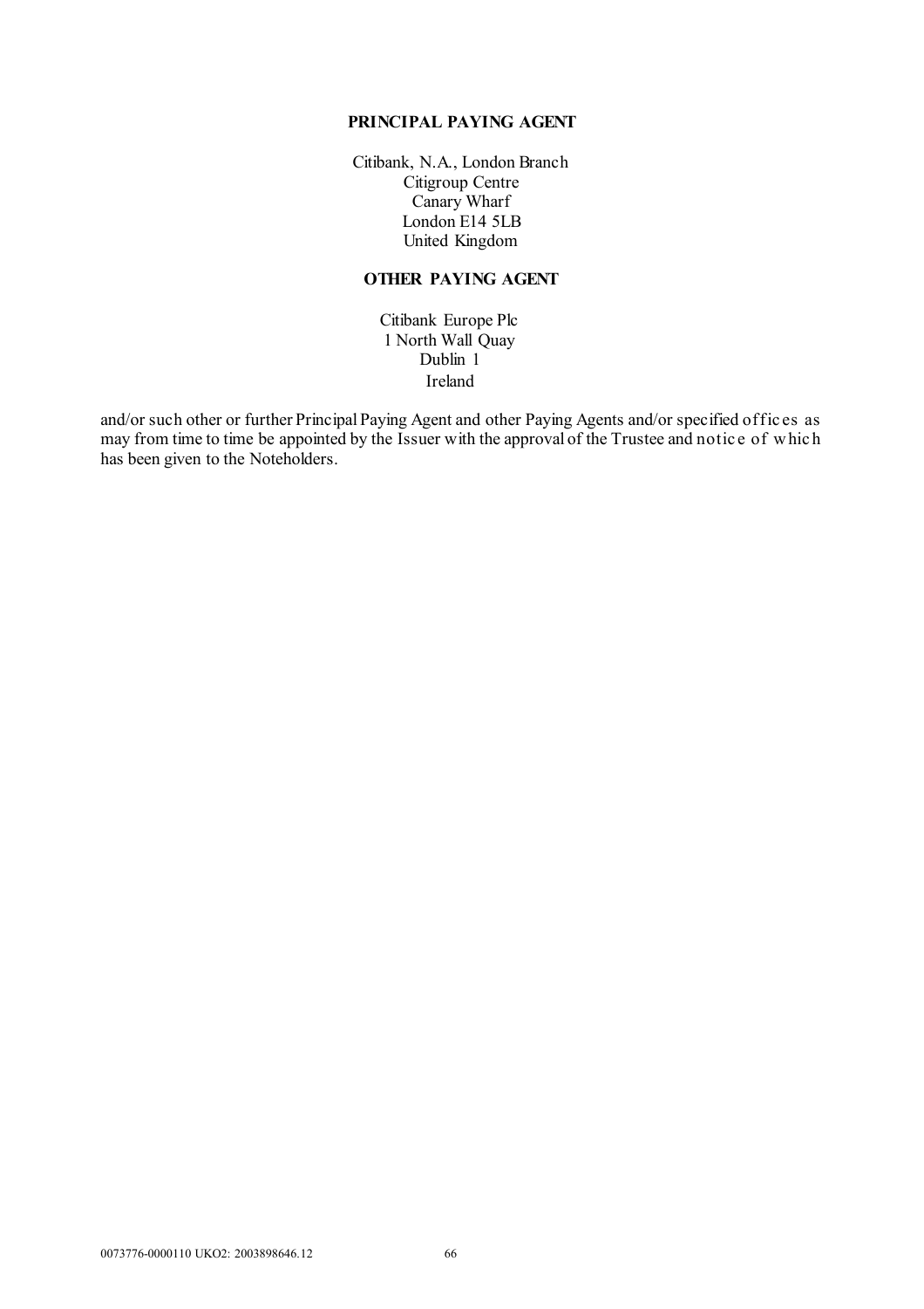**PRINCIPAL PAYING AGENT**

Citibank, N.A., London Branch
Citigroup Centre
Canary Wharf
London E14 5LB
United Kingdom

**OTHER PAYING AGENT**

Citibank Europe Plc
1 North Wall Quay
Dublin 1
Ireland

and/or such other or further Principal Paying Agent and other Paying Agents and/or specified offices as may from time to time be appointed by the Issuer with the approval of the Trustee and notice of which has been given to the Noteholders.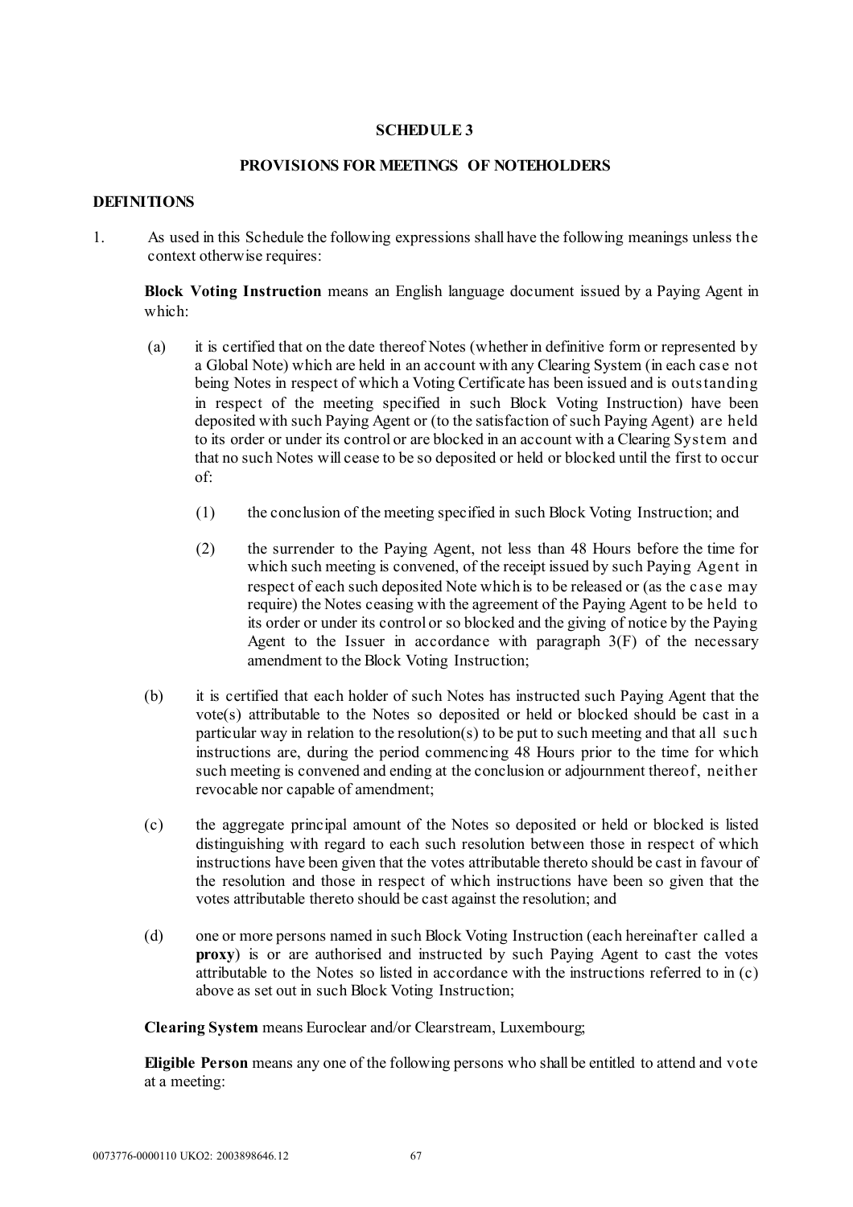**SCHEDULE 3**

**PROVISIONS FOR MEETINGS OF NOTEHOLDERS**

**DEFINITIONS**

1. As used in this Schedule the following expressions shall have the following meanings unless the context otherwise requires:

   **Block Voting Instruction** means an English language document issued by a Paying Agent in which:

   (a) it is certified that on the date thereof Notes (whether in definitive form or represented by a Global Note) which are held in an account with any Clearing System (in each case not being Notes in respect of which a Voting Certificate has been issued and is outstanding in respect of the meeting specified in such Block Voting Instruction) have been deposited with such Paying Agent or (to the satisfaction of such Paying Agent) are held to its order or under its control or are blocked in an account with a Clearing System and that no such Notes will cease to be so deposited or held or blocked until the first to occur of:

      (1) the conclusion of the meeting specified in such Block Voting Instruction; and

      (2) the surrender to the Paying Agent, not less than 48 Hours before the time for which such meeting is convened, of the receipt issued by such Paying Agent in respect of each such deposited Note which is to be released or (as the case may require) the Notes ceasing with the agreement of the Paying Agent to be held to its order or under its control or so blocked and the giving of notice by the Paying Agent to the Issuer in accordance with paragraph 3(F) of the necessary amendment to the Block Voting Instruction;

   (b) it is certified that each holder of such Notes has instructed such Paying Agent that the vote(s) attributable to the Notes so deposited or held or blocked should be cast in a particular way in relation to the resolution(s) to be put to such meeting and that all such instructions are, during the period commencing 48 Hours prior to the time for which such meeting is convened and ending at the conclusion or adjournment thereof, neither revocable nor capable of amendment;

   (c) the aggregate principal amount of the Notes so deposited or held or blocked is listed distinguishing with regard to each such resolution between those in respect of which instructions have been given that the votes attributable thereto should be cast in favour of the resolution and those in respect of which instructions have been so given that the votes attributable thereto should be cast against the resolution; and

   (d) one or more persons named in such Block Voting Instruction (each hereinafter called a **proxy**) is or are authorised and instructed by such Paying Agent to cast the votes attributable to the Notes so listed in accordance with the instructions referred to in (c) above as set out in such Block Voting Instruction;

   **Clearing System** means Euroclear and/or Clearstream, Luxembourg;

   **Eligible Person** means any one of the following persons who shall be entitled to attend and vote at a meeting: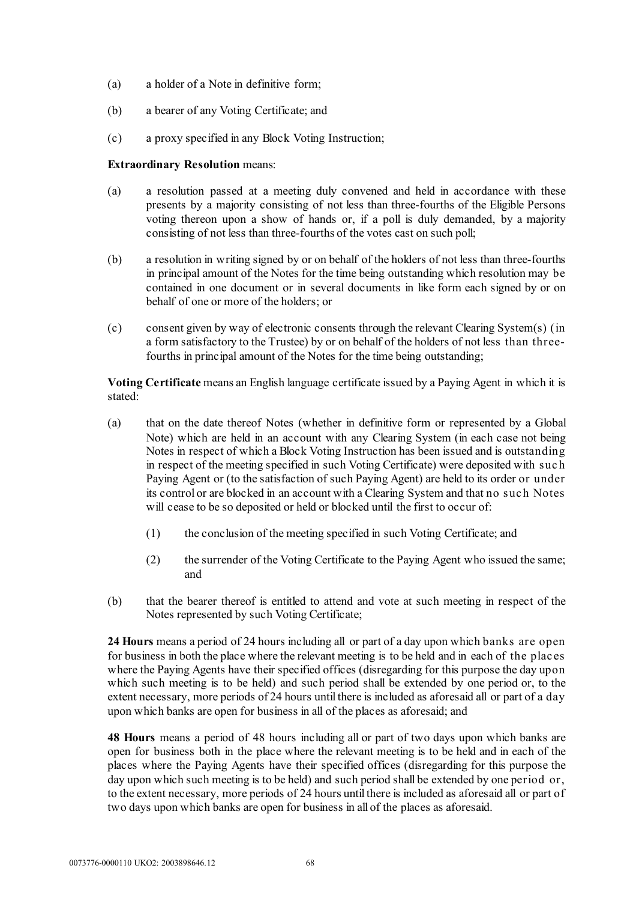(a) a holder of a Note in definitive form;

(b) a bearer of any Voting Certificate; and

(c) a proxy specified in any Block Voting Instruction;

**Extraordinary Resolution** means:

(a) a resolution passed at a meeting duly convened and held in accordance with these presents by a majority consisting of not less than three-fourths of the Eligible Persons voting thereon upon a show of hands or, if a poll is duly demanded, by a majority consisting of not less than three-fourths of the votes cast on such poll;

(b) a resolution in writing signed by or on behalf of the holders of not less than three-fourths in principal amount of the Notes for the time being outstanding which resolution may be contained in one document or in several documents in like form each signed by or on behalf of one or more of the holders; or

(c) consent given by way of electronic consents through the relevant Clearing System(s) (in a form satisfactory to the Trustee) by or on behalf of the holders of not less than three-fourths in principal amount of the Notes for the time being outstanding;

**Voting Certificate** means an English language certificate issued by a Paying Agent in which it is stated:

(a) that on the date thereof Notes (whether in definitive form or represented by a Global Note) which are held in an account with any Clearing System (in each case not being Notes in respect of which a Block Voting Instruction has been issued and is outstanding in respect of the meeting specified in such Voting Certificate) were deposited with such Paying Agent or (to the satisfaction of such Paying Agent) are held to its order or under its control or are blocked in an account with a Clearing System and that no such Notes will cease to be so deposited or held or blocked until the first to occur of:

    (1) the conclusion of the meeting specified in such Voting Certificate; and

    (2) the surrender of the Voting Certificate to the Paying Agent who issued the same; and

(b) that the bearer thereof is entitled to attend and vote at such meeting in respect of the Notes represented by such Voting Certificate;

**24 Hours** means a period of 24 hours including all or part of a day upon which banks are open for business in both the place where the relevant meeting is to be held and in each of the places where the Paying Agents have their specified offices (disregarding for this purpose the day upon which such meeting is to be held) and such period shall be extended by one period or, to the extent necessary, more periods of 24 hours until there is included as aforesaid all or part of a day upon which banks are open for business in all of the places as aforesaid; and

**48 Hours** means a period of 48 hours including all or part of two days upon which banks are open for business both in the place where the relevant meeting is to be held and in each of the places where the Paying Agents have their specified offices (disregarding for this purpose the day upon which such meeting is to be held) and such period shall be extended by one period or, to the extent necessary, more periods of 24 hours until there is included as aforesaid all or part of two days upon which banks are open for business in all of the places as aforesaid.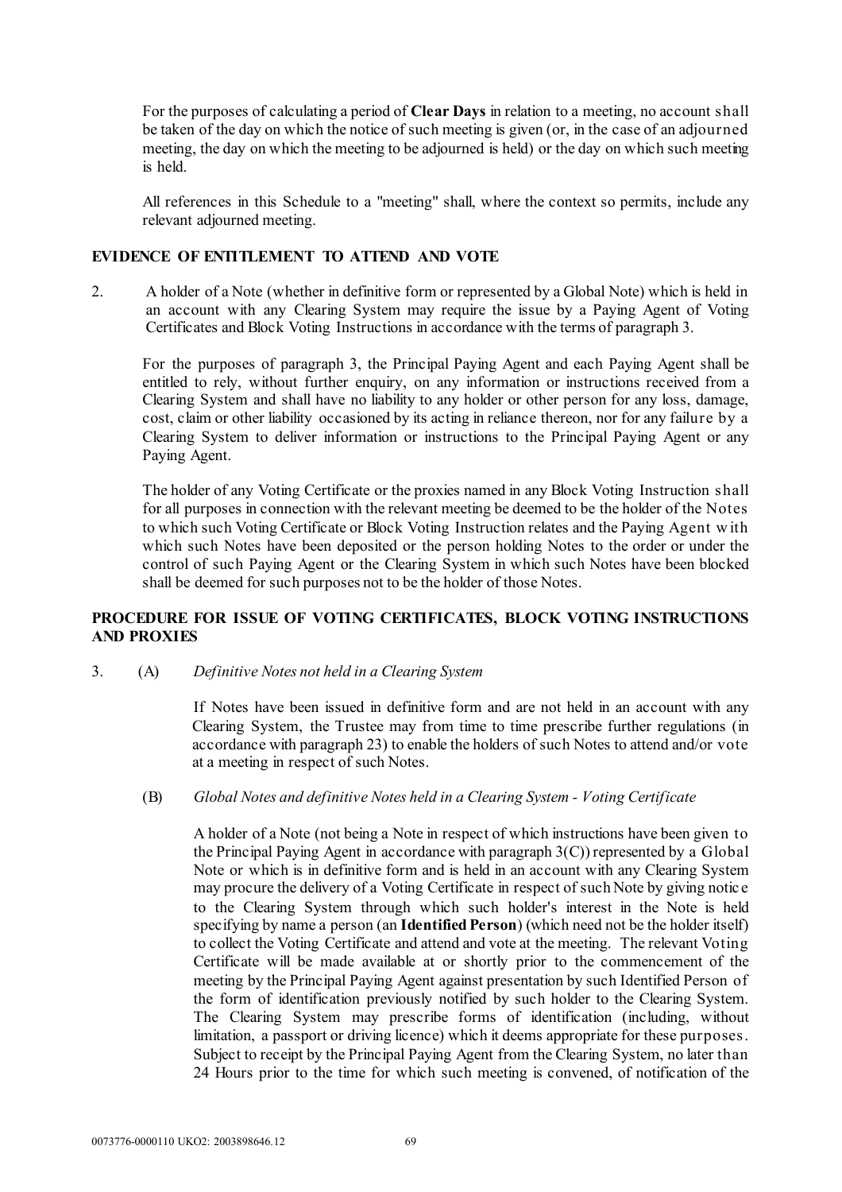For the purposes of calculating a period of **Clear Days** in relation to a meeting, no account shall be taken of the day on which the notice of such meeting is given (or, in the case of an adjourned meeting, the day on which the meeting to be adjourned is held) or the day on which such meeting is held.

All references in this Schedule to a "meeting" shall, where the context so permits, include any relevant adjourned meeting.

## EVIDENCE OF ENTITLEMENT TO ATTEND AND VOTE

2. A holder of a Note (whether in definitive form or represented by a Global Note) which is held in an account with any Clearing System may require the issue by a Paying Agent of Voting Certificates and Block Voting Instructions in accordance with the terms of paragraph 3.

   For the purposes of paragraph 3, the Principal Paying Agent and each Paying Agent shall be entitled to rely, without further enquiry, on any information or instructions received from a Clearing System and shall have no liability to any holder or other person for any loss, damage, cost, claim or other liability occasioned by its acting in reliance thereon, nor for any failure by a Clearing System to deliver information or instructions to the Principal Paying Agent or any Paying Agent.

   The holder of any Voting Certificate or the proxies named in any Block Voting Instruction shall for all purposes in connection with the relevant meeting be deemed to be the holder of the Notes to which such Voting Certificate or Block Voting Instruction relates and the Paying Agent with which such Notes have been deposited or the person holding Notes to the order or under the control of such Paying Agent or the Clearing System in which such Notes have been blocked shall be deemed for such purposes not to be the holder of those Notes.

## PROCEDURE FOR ISSUE OF VOTING CERTIFICATES, BLOCK VOTING INSTRUCTIONS AND PROXIES

3. (A) *Definitive Notes not held in a Clearing System*

   If Notes have been issued in definitive form and are not held in an account with any Clearing System, the Trustee may from time to time prescribe further regulations (in accordance with paragraph 23) to enable the holders of such Notes to attend and/or vote at a meeting in respect of such Notes.

   (B) *Global Notes and definitive Notes held in a Clearing System - Voting Certificate*

   A holder of a Note (not being a Note in respect of which instructions have been given to the Principal Paying Agent in accordance with paragraph 3(C)) represented by a Global Note or which is in definitive form and is held in an account with any Clearing System may procure the delivery of a Voting Certificate in respect of such Note by giving notice to the Clearing System through which such holder's interest in the Note is held specifying by name a person (an **Identified Person**) (which need not be the holder itself) to collect the Voting Certificate and attend and vote at the meeting. The relevant Voting Certificate will be made available at or shortly prior to the commencement of the meeting by the Principal Paying Agent against presentation by such Identified Person of the form of identification previously notified by such holder to the Clearing System. The Clearing System may prescribe forms of identification (including, without limitation, a passport or driving licence) which it deems appropriate for these purposes. Subject to receipt by the Principal Paying Agent from the Clearing System, no later than 24 Hours prior to the time for which such meeting is convened, of notification of the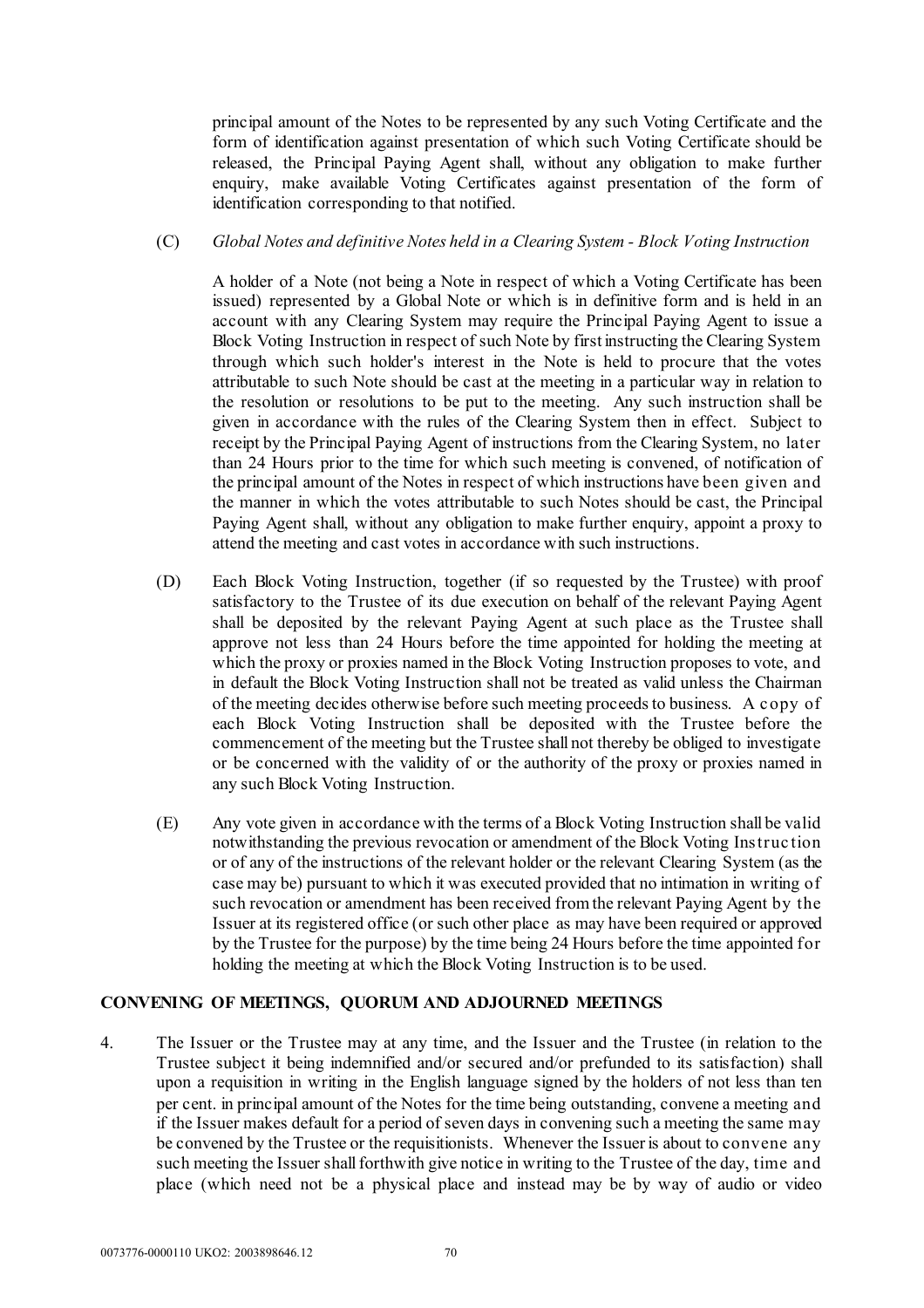principal amount of the Notes to be represented by any such Voting Certificate and the form of identification against presentation of which such Voting Certificate should be released, the Principal Paying Agent shall, without any obligation to make further enquiry, make available Voting Certificates against presentation of the form of identification corresponding to that notified.

(C) *Global Notes and definitive Notes held in a Clearing System - Block Voting Instruction*

A holder of a Note (not being a Note in respect of which a Voting Certificate has been issued) represented by a Global Note or which is in definitive form and is held in an account with any Clearing System may require the Principal Paying Agent to issue a Block Voting Instruction in respect of such Note by first instructing the Clearing System through which such holder's interest in the Note is held to procure that the votes attributable to such Note should be cast at the meeting in a particular way in relation to the resolution or resolutions to be put to the meeting. Any such instruction shall be given in accordance with the rules of the Clearing System then in effect. Subject to receipt by the Principal Paying Agent of instructions from the Clearing System, no later than 24 Hours prior to the time for which such meeting is convened, of notification of the principal amount of the Notes in respect of which instructions have been given and the manner in which the votes attributable to such Notes should be cast, the Principal Paying Agent shall, without any obligation to make further enquiry, appoint a proxy to attend the meeting and cast votes in accordance with such instructions.

(D) Each Block Voting Instruction, together (if so requested by the Trustee) with proof satisfactory to the Trustee of its due execution on behalf of the relevant Paying Agent shall be deposited by the relevant Paying Agent at such place as the Trustee shall approve not less than 24 Hours before the time appointed for holding the meeting at which the proxy or proxies named in the Block Voting Instruction proposes to vote, and in default the Block Voting Instruction shall not be treated as valid unless the Chairman of the meeting decides otherwise before such meeting proceeds to business. A copy of each Block Voting Instruction shall be deposited with the Trustee before the commencement of the meeting but the Trustee shall not thereby be obliged to investigate or be concerned with the validity of or the authority of the proxy or proxies named in any such Block Voting Instruction.

(E) Any vote given in accordance with the terms of a Block Voting Instruction shall be valid notwithstanding the previous revocation or amendment of the Block Voting Instruction or of any of the instructions of the relevant holder or the relevant Clearing System (as the case may be) pursuant to which it was executed provided that no intimation in writing of such revocation or amendment has been received from the relevant Paying Agent by the Issuer at its registered office (or such other place as may have been required or approved by the Trustee for the purpose) by the time being 24 Hours before the time appointed for holding the meeting at which the Block Voting Instruction is to be used.

## CONVENING OF MEETINGS, QUORUM AND ADJOURNED MEETINGS

4. The Issuer or the Trustee may at any time, and the Issuer and the Trustee (in relation to the Trustee subject it being indemnified and/or secured and/or prefunded to its satisfaction) shall upon a requisition in writing in the English language signed by the holders of not less than ten per cent. in principal amount of the Notes for the time being outstanding, convene a meeting and if the Issuer makes default for a period of seven days in convening such a meeting the same may be convened by the Trustee or the requisitionists. Whenever the Issuer is about to convene any such meeting the Issuer shall forthwith give notice in writing to the Trustee of the day, time and place (which need not be a physical place and instead may be by way of audio or video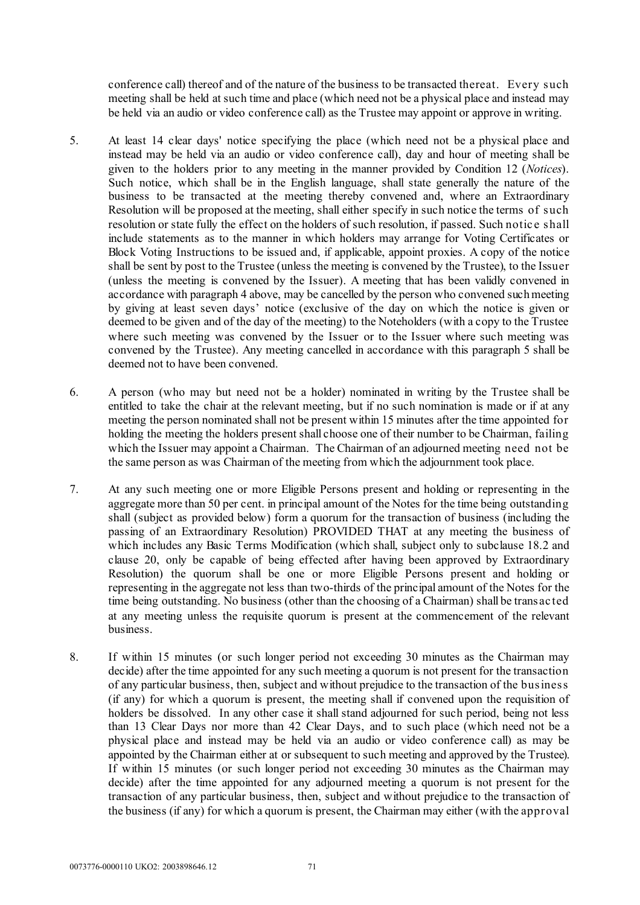conference call) thereof and of the nature of the business to be transacted thereat. Every such meeting shall be held at such time and place (which need not be a physical place and instead may be held via an audio or video conference call) as the Trustee may appoint or approve in writing.

5. At least 14 clear days' notice specifying the place (which need not be a physical place and instead may be held via an audio or video conference call), day and hour of meeting shall be given to the holders prior to any meeting in the manner provided by Condition 12 (*Notices*). Such notice, which shall be in the English language, shall state generally the nature of the business to be transacted at the meeting thereby convened and, where an Extraordinary Resolution will be proposed at the meeting, shall either specify in such notice the terms of such resolution or state fully the effect on the holders of such resolution, if passed. Such notice shall include statements as to the manner in which holders may arrange for Voting Certificates or Block Voting Instructions to be issued and, if applicable, appoint proxies. A copy of the notice shall be sent by post to the Trustee (unless the meeting is convened by the Trustee), to the Issuer (unless the meeting is convened by the Issuer). A meeting that has been validly convened in accordance with paragraph 4 above, may be cancelled by the person who convened such meeting by giving at least seven days' notice (exclusive of the day on which the notice is given or deemed to be given and of the day of the meeting) to the Noteholders (with a copy to the Trustee where such meeting was convened by the Issuer or to the Issuer where such meeting was convened by the Trustee). Any meeting cancelled in accordance with this paragraph 5 shall be deemed not to have been convened.

6. A person (who may but need not be a holder) nominated in writing by the Trustee shall be entitled to take the chair at the relevant meeting, but if no such nomination is made or if at any meeting the person nominated shall not be present within 15 minutes after the time appointed for holding the meeting the holders present shall choose one of their number to be Chairman, failing which the Issuer may appoint a Chairman. The Chairman of an adjourned meeting need not be the same person as was Chairman of the meeting from which the adjournment took place.

7. At any such meeting one or more Eligible Persons present and holding or representing in the aggregate more than 50 per cent. in principal amount of the Notes for the time being outstanding shall (subject as provided below) form a quorum for the transaction of business (including the passing of an Extraordinary Resolution) PROVIDED THAT at any meeting the business of which includes any Basic Terms Modification (which shall, subject only to subclause 18.2 and clause 20, only be capable of being effected after having been approved by Extraordinary Resolution) the quorum shall be one or more Eligible Persons present and holding or representing in the aggregate not less than two-thirds of the principal amount of the Notes for the time being outstanding. No business (other than the choosing of a Chairman) shall be transacted at any meeting unless the requisite quorum is present at the commencement of the relevant business.

8. If within 15 minutes (or such longer period not exceeding 30 minutes as the Chairman may decide) after the time appointed for any such meeting a quorum is not present for the transaction of any particular business, then, subject and without prejudice to the transaction of the business (if any) for which a quorum is present, the meeting shall if convened upon the requisition of holders be dissolved. In any other case it shall stand adjourned for such period, being not less than 13 Clear Days nor more than 42 Clear Days, and to such place (which need not be a physical place and instead may be held via an audio or video conference call) as may be appointed by the Chairman either at or subsequent to such meeting and approved by the Trustee). If within 15 minutes (or such longer period not exceeding 30 minutes as the Chairman may decide) after the time appointed for any adjourned meeting a quorum is not present for the transaction of any particular business, then, subject and without prejudice to the transaction of the business (if any) for which a quorum is present, the Chairman may either (with the approval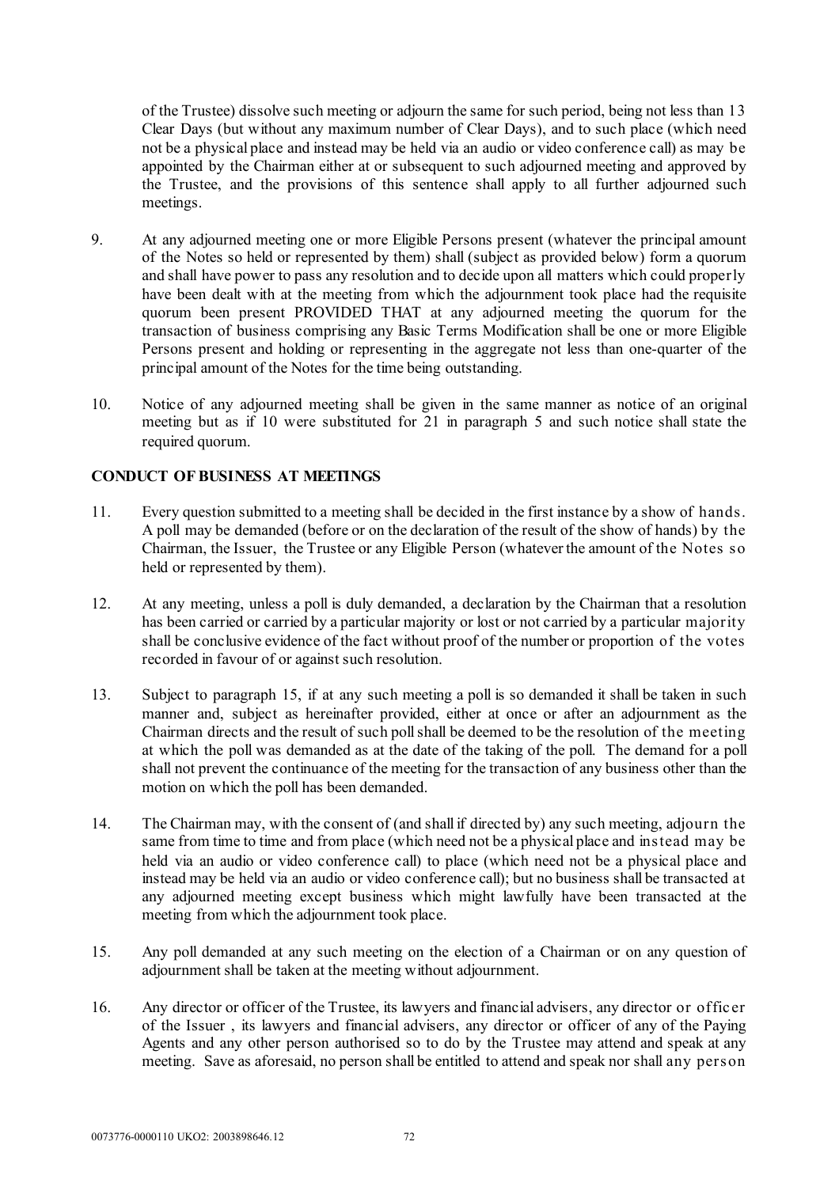of the Trustee) dissolve such meeting or adjourn the same for such period, being not less than 13 Clear Days (but without any maximum number of Clear Days), and to such place (which need not be a physical place and instead may be held via an audio or video conference call) as may be appointed by the Chairman either at or subsequent to such adjourned meeting and approved by the Trustee, and the provisions of this sentence shall apply to all further adjourned such meetings.

9. At any adjourned meeting one or more Eligible Persons present (whatever the principal amount of the Notes so held or represented by them) shall (subject as provided below) form a quorum and shall have power to pass any resolution and to decide upon all matters which could properly have been dealt with at the meeting from which the adjournment took place had the requisite quorum been present PROVIDED THAT at any adjourned meeting the quorum for the transaction of business comprising any Basic Terms Modification shall be one or more Eligible Persons present and holding or representing in the aggregate not less than one-quarter of the principal amount of the Notes for the time being outstanding.

10. Notice of any adjourned meeting shall be given in the same manner as notice of an original meeting but as if 10 were substituted for 21 in paragraph 5 and such notice shall state the required quorum.

**CONDUCT OF BUSINESS AT MEETINGS**

11. Every question submitted to a meeting shall be decided in the first instance by a show of hands. A poll may be demanded (before or on the declaration of the result of the show of hands) by the Chairman, the Issuer, the Trustee or any Eligible Person (whatever the amount of the Notes so held or represented by them).

12. At any meeting, unless a poll is duly demanded, a declaration by the Chairman that a resolution has been carried or carried by a particular majority or lost or not carried by a particular majority shall be conclusive evidence of the fact without proof of the number or proportion of the votes recorded in favour of or against such resolution.

13. Subject to paragraph 15, if at any such meeting a poll is so demanded it shall be taken in such manner and, subject as hereinafter provided, either at once or after an adjournment as the Chairman directs and the result of such poll shall be deemed to be the resolution of the meeting at which the poll was demanded as at the date of the taking of the poll. The demand for a poll shall not prevent the continuance of the meeting for the transaction of any business other than the motion on which the poll has been demanded.

14. The Chairman may, with the consent of (and shall if directed by) any such meeting, adjourn the same from time to time and from place (which need not be a physical place and instead may be held via an audio or video conference call) to place (which need not be a physical place and instead may be held via an audio or video conference call); but no business shall be transacted at any adjourned meeting except business which might lawfully have been transacted at the meeting from which the adjournment took place.

15. Any poll demanded at any such meeting on the election of a Chairman or on any question of adjournment shall be taken at the meeting without adjournment.

16. Any director or officer of the Trustee, its lawyers and financial advisers, any director or officer of the Issuer , its lawyers and financial advisers, any director or officer of any of the Paying Agents and any other person authorised so to do by the Trustee may attend and speak at any meeting. Save as aforesaid, no person shall be entitled to attend and speak nor shall any person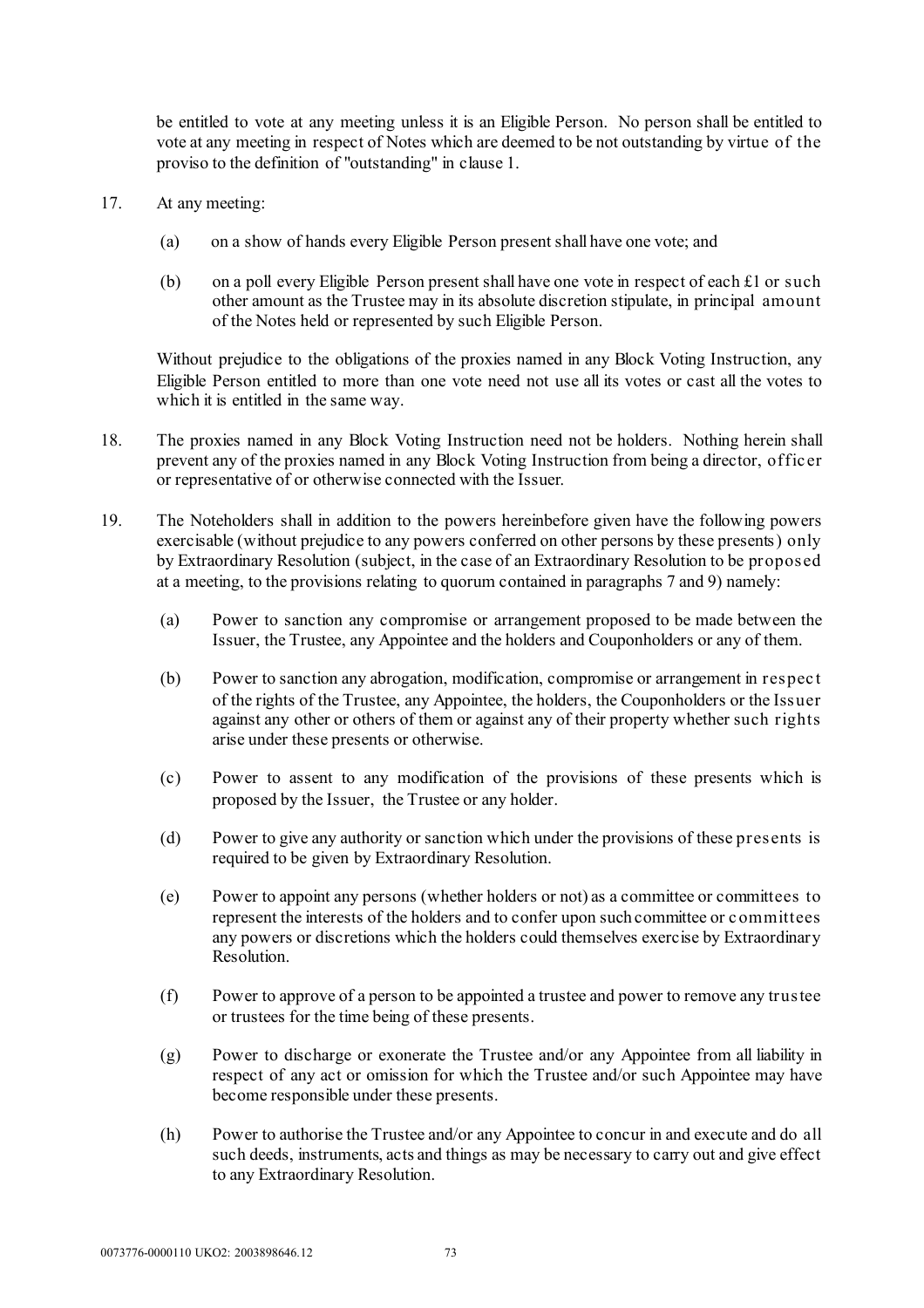be entitled to vote at any meeting unless it is an Eligible Person. No person shall be entitled to vote at any meeting in respect of Notes which are deemed to be not outstanding by virtue of the proviso to the definition of "outstanding" in clause 1.

17. At any meeting:

    (a) on a show of hands every Eligible Person present shall have one vote; and

    (b) on a poll every Eligible Person present shall have one vote in respect of each £1 or such other amount as the Trustee may in its absolute discretion stipulate, in principal amount of the Notes held or represented by such Eligible Person.

    Without prejudice to the obligations of the proxies named in any Block Voting Instruction, any Eligible Person entitled to more than one vote need not use all its votes or cast all the votes to which it is entitled in the same way.

18. The proxies named in any Block Voting Instruction need not be holders. Nothing herein shall prevent any of the proxies named in any Block Voting Instruction from being a director, officer or representative of or otherwise connected with the Issuer.

19. The Noteholders shall in addition to the powers hereinbefore given have the following powers exercisable (without prejudice to any powers conferred on other persons by these presents) only by Extraordinary Resolution (subject, in the case of an Extraordinary Resolution to be proposed at a meeting, to the provisions relating to quorum contained in paragraphs 7 and 9) namely:

    (a) Power to sanction any compromise or arrangement proposed to be made between the Issuer, the Trustee, any Appointee and the holders and Couponholders or any of them.

    (b) Power to sanction any abrogation, modification, compromise or arrangement in respect of the rights of the Trustee, any Appointee, the holders, the Couponholders or the Issuer against any other or others of them or against any of their property whether such rights arise under these presents or otherwise.

    (c) Power to assent to any modification of the provisions of these presents which is proposed by the Issuer, the Trustee or any holder.

    (d) Power to give any authority or sanction which under the provisions of these presents is required to be given by Extraordinary Resolution.

    (e) Power to appoint any persons (whether holders or not) as a committee or committees to represent the interests of the holders and to confer upon such committee or committees any powers or discretions which the holders could themselves exercise by Extraordinary Resolution.

    (f) Power to approve of a person to be appointed a trustee and power to remove any trustee or trustees for the time being of these presents.

    (g) Power to discharge or exonerate the Trustee and/or any Appointee from all liability in respect of any act or omission for which the Trustee and/or such Appointee may have become responsible under these presents.

    (h) Power to authorise the Trustee and/or any Appointee to concur in and execute and do all such deeds, instruments, acts and things as may be necessary to carry out and give effect to any Extraordinary Resolution.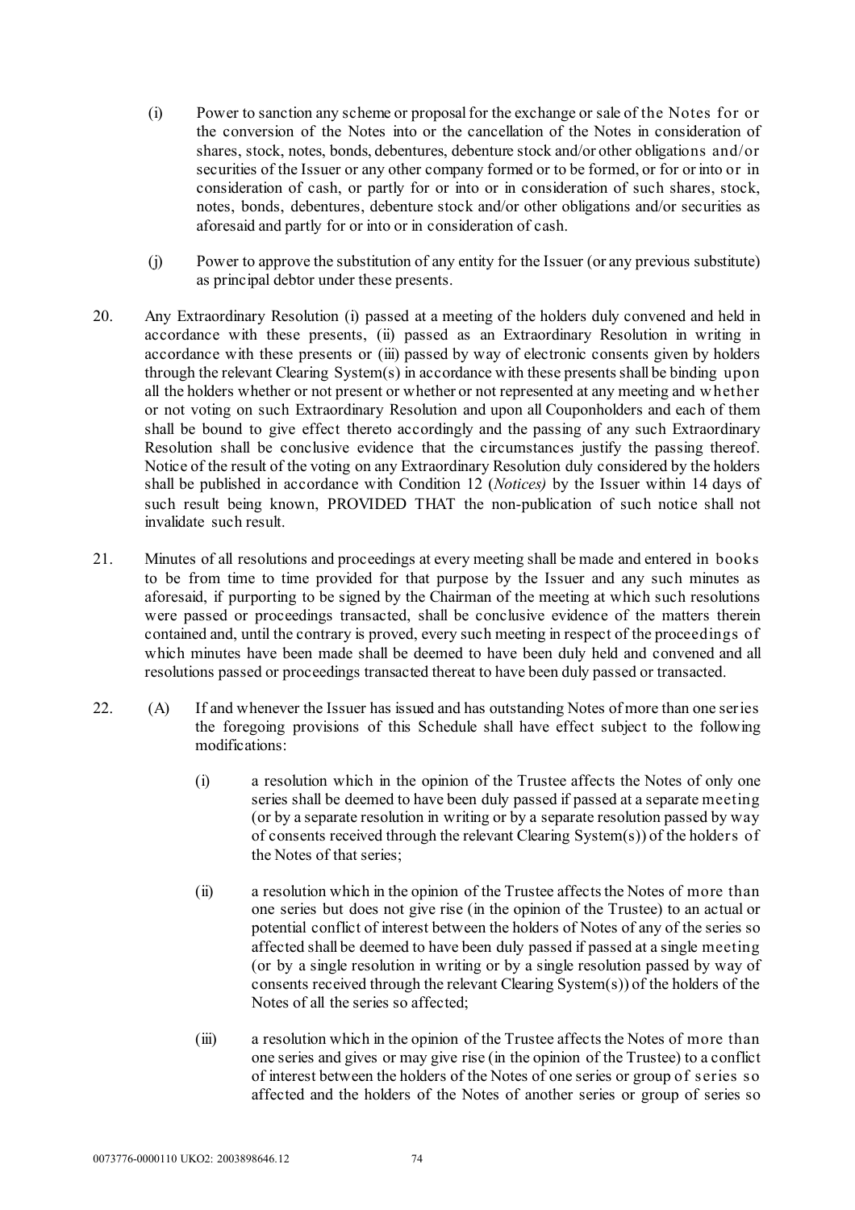(i) Power to sanction any scheme or proposal for the exchange or sale of the Notes for or the conversion of the Notes into or the cancellation of the Notes in consideration of shares, stock, notes, bonds, debentures, debenture stock and/or other obligations and/or securities of the Issuer or any other company formed or to be formed, or for or into or in consideration of cash, or partly for or into or in consideration of such shares, stock, notes, bonds, debentures, debenture stock and/or other obligations and/or securities as aforesaid and partly for or into or in consideration of cash.

(j) Power to approve the substitution of any entity for the Issuer (or any previous substitute) as principal debtor under these presents.

20. Any Extraordinary Resolution (i) passed at a meeting of the holders duly convened and held in accordance with these presents, (ii) passed as an Extraordinary Resolution in writing in accordance with these presents or (iii) passed by way of electronic consents given by holders through the relevant Clearing System(s) in accordance with these presents shall be binding upon all the holders whether or not present or whether or not represented at any meeting and whether or not voting on such Extraordinary Resolution and upon all Couponholders and each of them shall be bound to give effect thereto accordingly and the passing of any such Extraordinary Resolution shall be conclusive evidence that the circumstances justify the passing thereof. Notice of the result of the voting on any Extraordinary Resolution duly considered by the holders shall be published in accordance with Condition 12 (*Notices)* by the Issuer within 14 days of such result being known, PROVIDED THAT the non-publication of such notice shall not invalidate such result.

21. Minutes of all resolutions and proceedings at every meeting shall be made and entered in books to be from time to time provided for that purpose by the Issuer and any such minutes as aforesaid, if purporting to be signed by the Chairman of the meeting at which such resolutions were passed or proceedings transacted, shall be conclusive evidence of the matters therein contained and, until the contrary is proved, every such meeting in respect of the proceedings of which minutes have been made shall be deemed to have been duly held and convened and all resolutions passed or proceedings transacted thereat to have been duly passed or transacted.

22. (A) If and whenever the Issuer has issued and has outstanding Notes of more than one series the foregoing provisions of this Schedule shall have effect subject to the following modifications:

(i) a resolution which in the opinion of the Trustee affects the Notes of only one series shall be deemed to have been duly passed if passed at a separate meeting (or by a separate resolution in writing or by a separate resolution passed by way of consents received through the relevant Clearing System(s)) of the holders of the Notes of that series;

(ii) a resolution which in the opinion of the Trustee affects the Notes of more than one series but does not give rise (in the opinion of the Trustee) to an actual or potential conflict of interest between the holders of Notes of any of the series so affected shall be deemed to have been duly passed if passed at a single meeting (or by a single resolution in writing or by a single resolution passed by way of consents received through the relevant Clearing System(s)) of the holders of the Notes of all the series so affected;

(iii) a resolution which in the opinion of the Trustee affects the Notes of more than one series and gives or may give rise (in the opinion of the Trustee) to a conflict of interest between the holders of the Notes of one series or group of series so affected and the holders of the Notes of another series or group of series so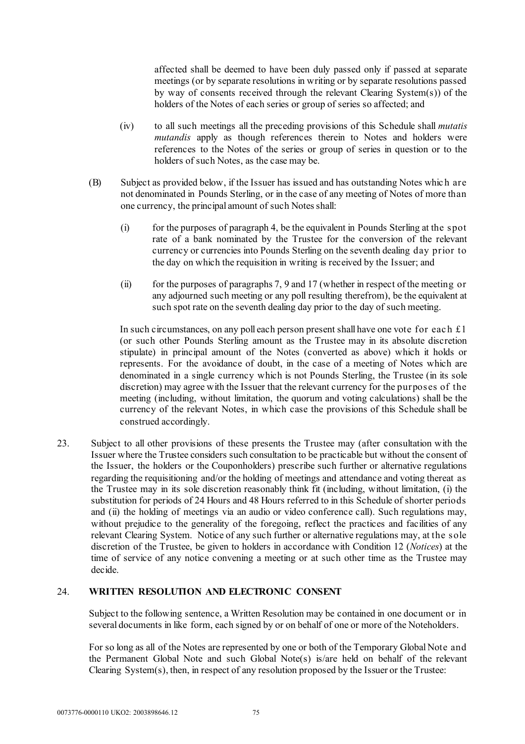affected shall be deemed to have been duly passed only if passed at separate meetings (or by separate resolutions in writing or by separate resolutions passed by way of consents received through the relevant Clearing System(s)) of the holders of the Notes of each series or group of series so affected; and

(iv) to all such meetings all the preceding provisions of this Schedule shall *mutatis mutandis* apply as though references therein to Notes and holders were references to the Notes of the series or group of series in question or to the holders of such Notes, as the case may be.

(B) Subject as provided below, if the Issuer has issued and has outstanding Notes which are not denominated in Pounds Sterling, or in the case of any meeting of Notes of more than one currency, the principal amount of such Notes shall:

(i) for the purposes of paragraph 4, be the equivalent in Pounds Sterling at the spot rate of a bank nominated by the Trustee for the conversion of the relevant currency or currencies into Pounds Sterling on the seventh dealing day prior to the day on which the requisition in writing is received by the Issuer; and

(ii) for the purposes of paragraphs 7, 9 and 17 (whether in respect of the meeting or any adjourned such meeting or any poll resulting therefrom), be the equivalent at such spot rate on the seventh dealing day prior to the day of such meeting.

In such circumstances, on any poll each person present shall have one vote for each £1 (or such other Pounds Sterling amount as the Trustee may in its absolute discretion stipulate) in principal amount of the Notes (converted as above) which it holds or represents. For the avoidance of doubt, in the case of a meeting of Notes which are denominated in a single currency which is not Pounds Sterling, the Trustee (in its sole discretion) may agree with the Issuer that the relevant currency for the purposes of the meeting (including, without limitation, the quorum and voting calculations) shall be the currency of the relevant Notes, in which case the provisions of this Schedule shall be construed accordingly.

23. Subject to all other provisions of these presents the Trustee may (after consultation with the Issuer where the Trustee considers such consultation to be practicable but without the consent of the Issuer, the holders or the Couponholders) prescribe such further or alternative regulations regarding the requisitioning and/or the holding of meetings and attendance and voting thereat as the Trustee may in its sole discretion reasonably think fit (including, without limitation, (i) the substitution for periods of 24 Hours and 48 Hours referred to in this Schedule of shorter periods and (ii) the holding of meetings via an audio or video conference call). Such regulations may, without prejudice to the generality of the foregoing, reflect the practices and facilities of any relevant Clearing System. Notice of any such further or alternative regulations may, at the sole discretion of the Trustee, be given to holders in accordance with Condition 12 (*Notices*) at the time of service of any notice convening a meeting or at such other time as the Trustee may decide.

24. **WRITTEN RESOLUTION AND ELECTRONIC CONSENT**

Subject to the following sentence, a Written Resolution may be contained in one document or in several documents in like form, each signed by or on behalf of one or more of the Noteholders.

For so long as all of the Notes are represented by one or both of the Temporary Global Note and the Permanent Global Note and such Global Note(s) is/are held on behalf of the relevant Clearing System(s), then, in respect of any resolution proposed by the Issuer or the Trustee: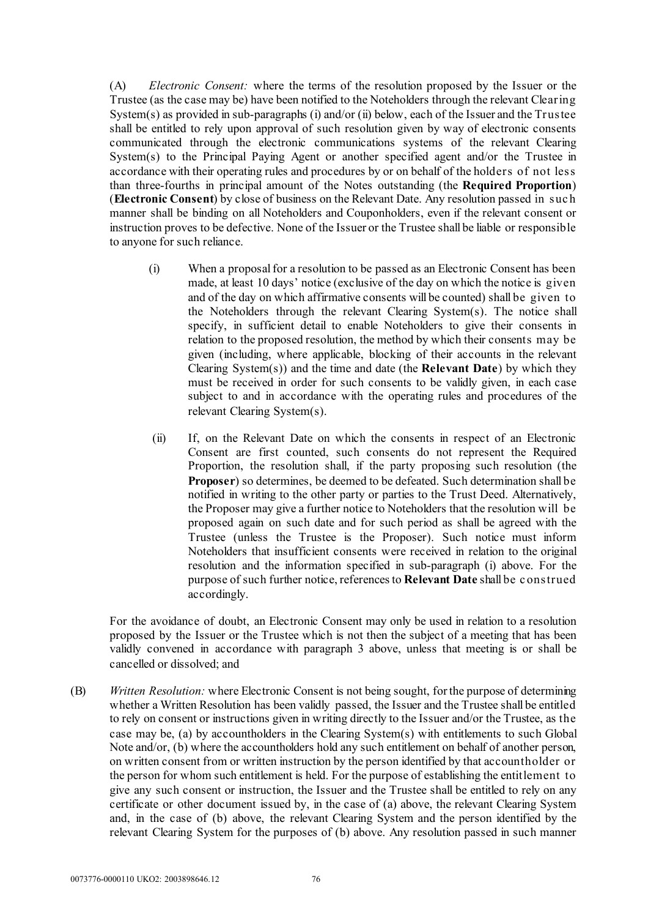(A) *Electronic Consent:* where the terms of the resolution proposed by the Issuer or the Trustee (as the case may be) have been notified to the Noteholders through the relevant Clearing System(s) as provided in sub-paragraphs (i) and/or (ii) below, each of the Issuer and the Trustee shall be entitled to rely upon approval of such resolution given by way of electronic consents communicated through the electronic communications systems of the relevant Clearing System(s) to the Principal Paying Agent or another specified agent and/or the Trustee in accordance with their operating rules and procedures by or on behalf of the holders of not less than three-fourths in principal amount of the Notes outstanding (the **Required Proportion**) (**Electronic Consent**) by close of business on the Relevant Date. Any resolution passed in such manner shall be binding on all Noteholders and Couponholders, even if the relevant consent or instruction proves to be defective. None of the Issuer or the Trustee shall be liable or responsible to anyone for such reliance.

> (i) When a proposal for a resolution to be passed as an Electronic Consent has been made, at least 10 days' notice (exclusive of the day on which the notice is given and of the day on which affirmative consents will be counted) shall be given to the Noteholders through the relevant Clearing System(s). The notice shall specify, in sufficient detail to enable Noteholders to give their consents in relation to the proposed resolution, the method by which their consents may be given (including, where applicable, blocking of their accounts in the relevant Clearing System(s)) and the time and date (the **Relevant Date**) by which they must be received in order for such consents to be validly given, in each case subject to and in accordance with the operating rules and procedures of the relevant Clearing System(s).
>
> (ii) If, on the Relevant Date on which the consents in respect of an Electronic Consent are first counted, such consents do not represent the Required Proportion, the resolution shall, if the party proposing such resolution (the **Proposer**) so determines, be deemed to be defeated. Such determination shall be notified in writing to the other party or parties to the Trust Deed. Alternatively, the Proposer may give a further notice to Noteholders that the resolution will be proposed again on such date and for such period as shall be agreed with the Trustee (unless the Trustee is the Proposer). Such notice must inform Noteholders that insufficient consents were received in relation to the original resolution and the information specified in sub-paragraph (i) above. For the purpose of such further notice, references to **Relevant Date** shall be construed accordingly.

For the avoidance of doubt, an Electronic Consent may only be used in relation to a resolution proposed by the Issuer or the Trustee which is not then the subject of a meeting that has been validly convened in accordance with paragraph 3 above, unless that meeting is or shall be cancelled or dissolved; and

(B) *Written Resolution:* where Electronic Consent is not being sought, for the purpose of determining whether a Written Resolution has been validly passed, the Issuer and the Trustee shall be entitled to rely on consent or instructions given in writing directly to the Issuer and/or the Trustee, as the case may be, (a) by accountholders in the Clearing System(s) with entitlements to such Global Note and/or, (b) where the accountholders hold any such entitlement on behalf of another person, on written consent from or written instruction by the person identified by that accountholder or the person for whom such entitlement is held. For the purpose of establishing the entitlement to give any such consent or instruction, the Issuer and the Trustee shall be entitled to rely on any certificate or other document issued by, in the case of (a) above, the relevant Clearing System and, in the case of (b) above, the relevant Clearing System and the person identified by the relevant Clearing System for the purposes of (b) above. Any resolution passed in such manner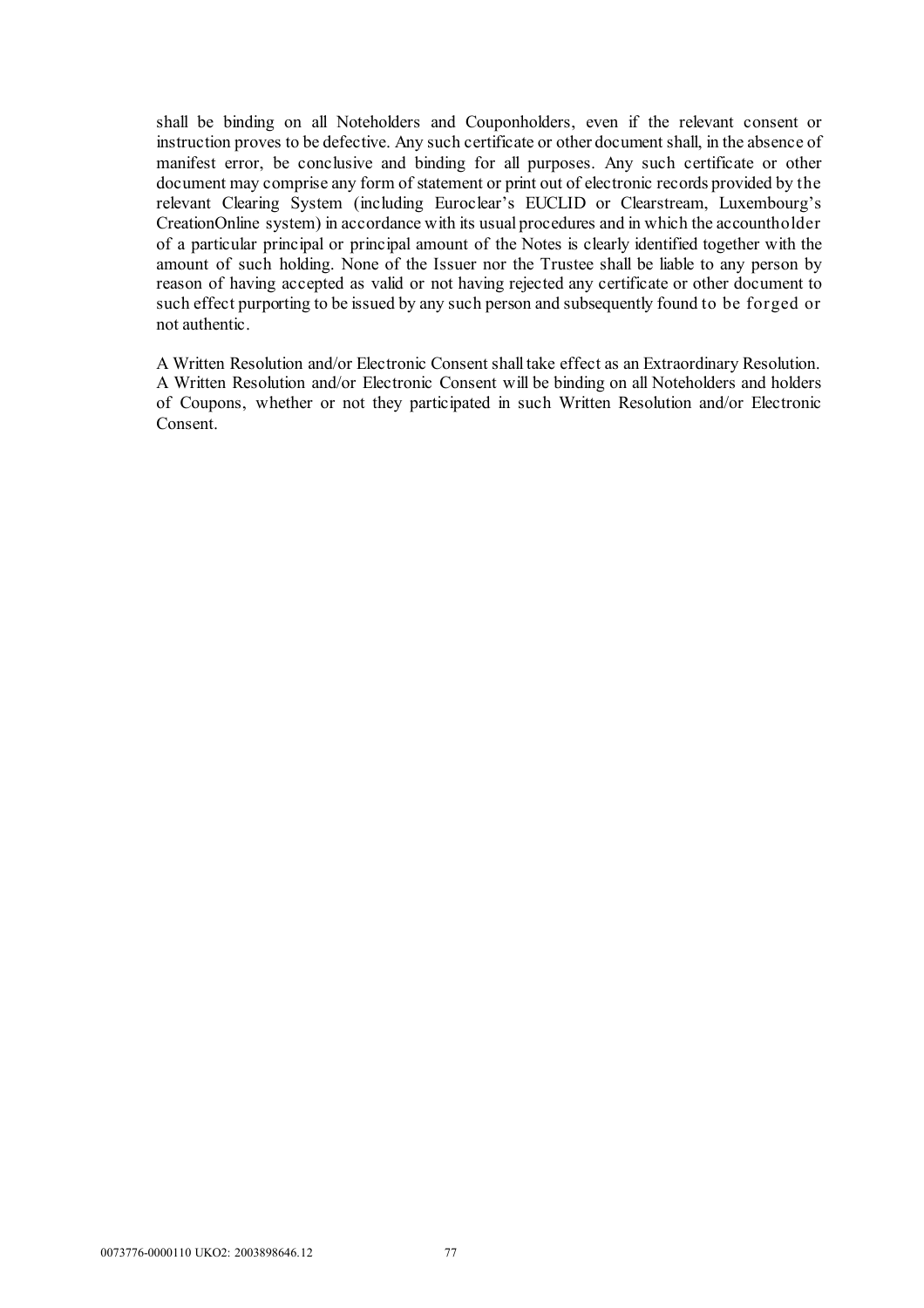shall be binding on all Noteholders and Couponholders, even if the relevant consent or instruction proves to be defective. Any such certificate or other document shall, in the absence of manifest error, be conclusive and binding for all purposes. Any such certificate or other document may comprise any form of statement or print out of electronic records provided by the relevant Clearing System (including Euroclear's EUCLID or Clearstream, Luxembourg's CreationOnline system) in accordance with its usual procedures and in which the accountholder of a particular principal or principal amount of the Notes is clearly identified together with the amount of such holding. None of the Issuer nor the Trustee shall be liable to any person by reason of having accepted as valid or not having rejected any certificate or other document to such effect purporting to be issued by any such person and subsequently found to be forged or not authentic.

A Written Resolution and/or Electronic Consent shall take effect as an Extraordinary Resolution. A Written Resolution and/or Electronic Consent will be binding on all Noteholders and holders of Coupons, whether or not they participated in such Written Resolution and/or Electronic Consent.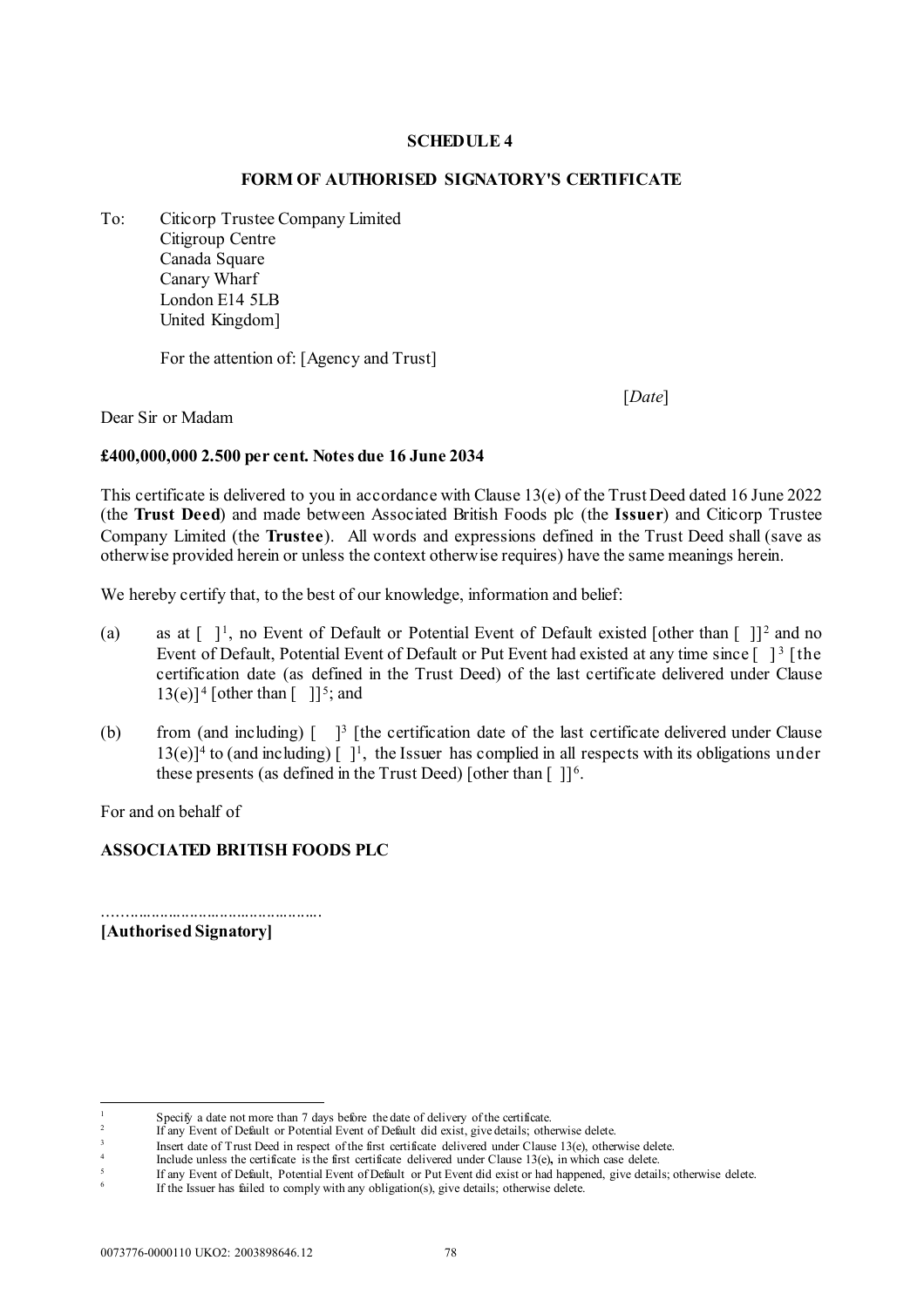## SCHEDULE 4

### FORM OF AUTHORISED SIGNATORY'S CERTIFICATE

To: Citicorp Trustee Company Limited
Citigroup Centre
Canada Square
Canary Wharf
London E14 5LB
United Kingdom]

For the attention of: [Agency and Trust]

[*Date*]

Dear Sir or Madam

**£400,000,000 2.500 per cent. Notes due 16 June 2034**

This certificate is delivered to you in accordance with Clause 13(e) of the Trust Deed dated 16 June 2022 (the **Trust Deed**) and made between Associated British Foods plc (the **Issuer**) and Citicorp Trustee Company Limited (the **Trustee**). All words and expressions defined in the Trust Deed shall (save as otherwise provided herein or unless the context otherwise requires) have the same meanings herein.

We hereby certify that, to the best of our knowledge, information and belief:

(a) as at [ ][1], no Event of Default or Potential Event of Default existed [other than [ ]][2] and no Event of Default, Potential Event of Default or Put Event had existed at any time since [ ][3] [the certification date (as defined in the Trust Deed) of the last certificate delivered under Clause 13(e)][4] [other than [ ]][5]; and

(b) from (and including) [ ][3] [the certification date of the last certificate delivered under Clause 13(e)][4] to (and including) [ ][1], the Issuer has complied in all respects with its obligations under these presents (as defined in the Trust Deed) [other than [ ]][6].

For and on behalf of

**ASSOCIATED BRITISH FOODS PLC**

……………………………………….
**[Authorised Signatory]**

---

[1] Specify a date not more than 7 days before the date of delivery of the certificate.
[2] If any Event of Default or Potential Event of Default did exist, give details; otherwise delete.
[3] Insert date of Trust Deed in respect of the first certificate delivered under Clause 13(e), otherwise delete.
[4] Include unless the certificate is the first certificate delivered under Clause 13(e), in which case delete.
[5] If any Event of Default, Potential Event of Default or Put Event did exist or had happened, give details; otherwise delete.
[6] If the Issuer has failed to comply with any obligation(s), give details; otherwise delete.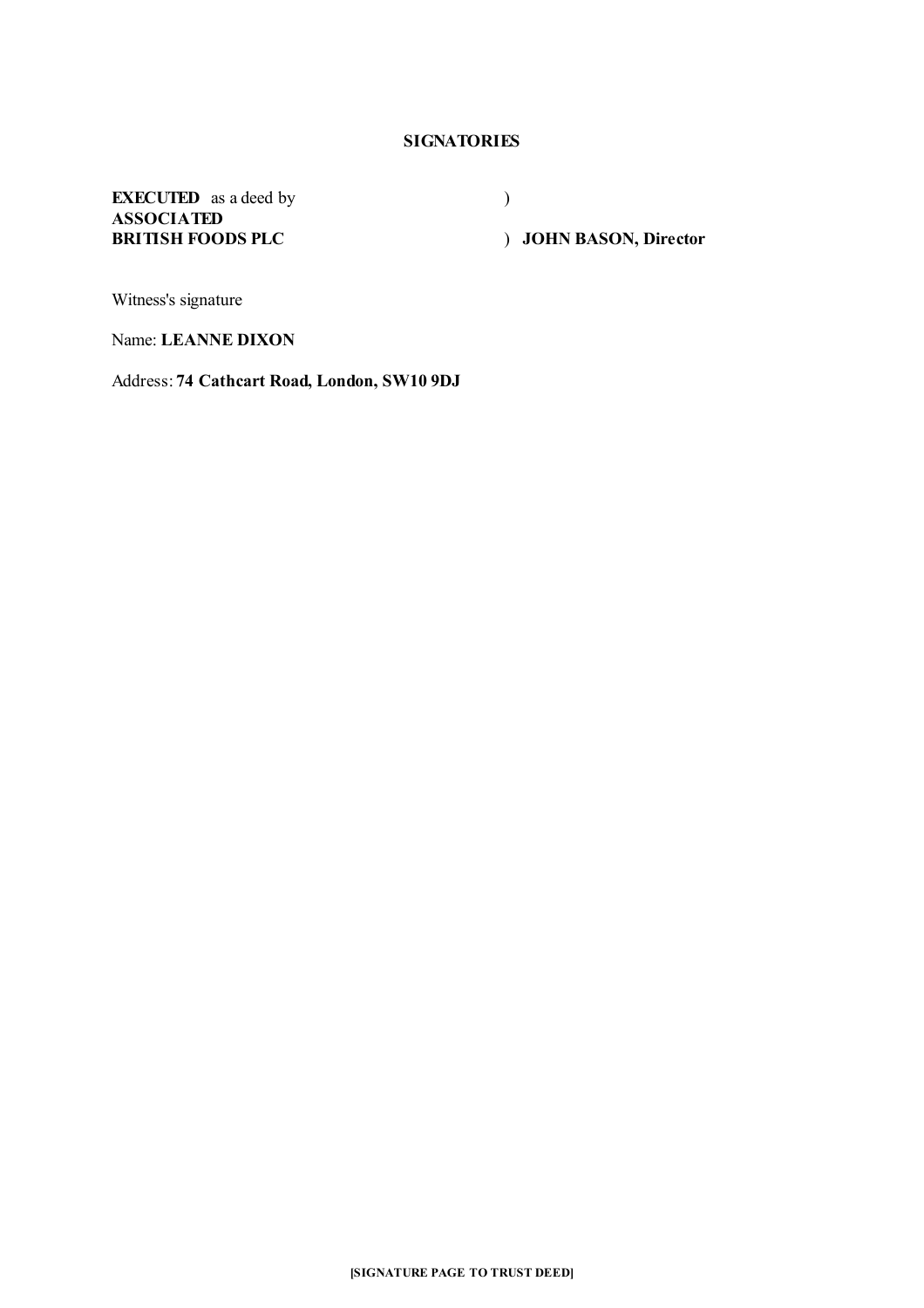**SIGNATORIES**

**EXECUTED** as a deed by **ASSOCIATED BRITISH FOODS PLC** ) ) **JOHN BASON, Director**

Witness's signature

Name: **LEANNE DIXON**

Address: **74 Cathcart Road, London, SW10 9DJ**

**[SIGNATURE PAGE TO TRUST DEED]**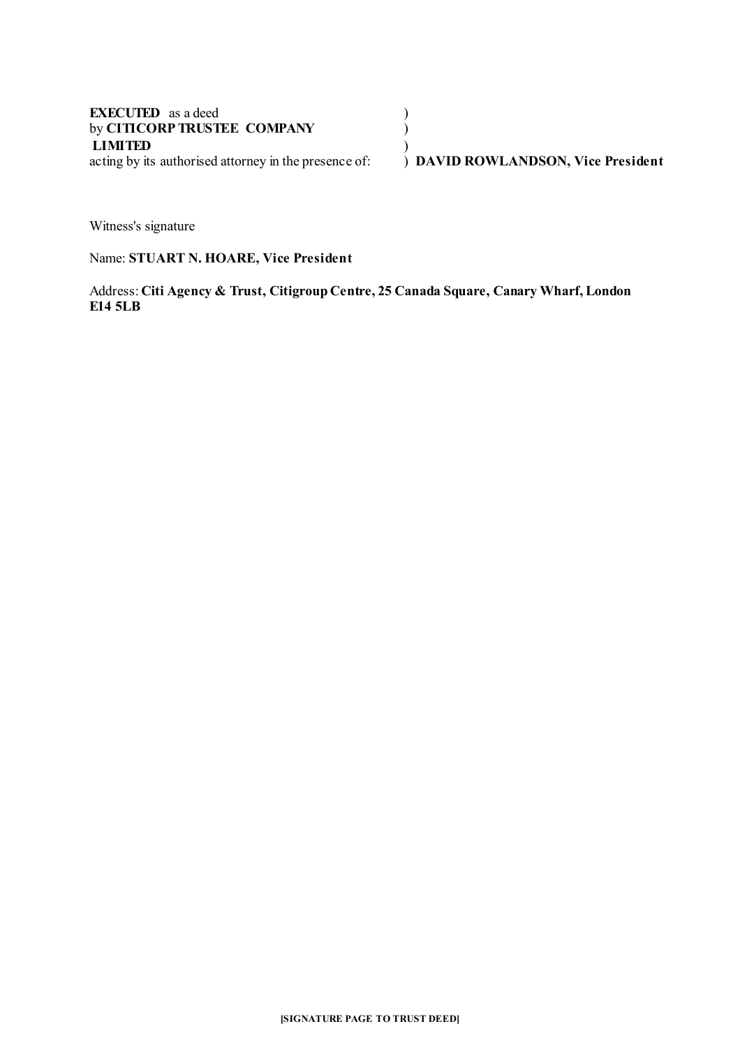**EXECUTED** as a deed )
by **CITICORP TRUSTEE COMPANY** )
**LIMITED** )
acting by its authorised attorney in the presence of: ) **DAVID ROWLANDSON, Vice President**

Witness's signature

Name: **STUART N. HOARE, Vice President**

Address: **Citi Agency & Trust, Citigroup Centre, 25 Canada Square, Canary Wharf, London E14 5LB**

**[SIGNATURE PAGE TO TRUST DEED]**